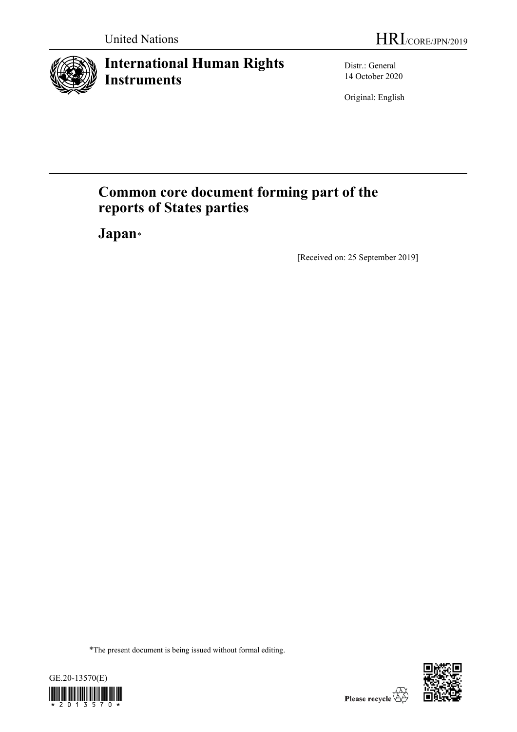United Nations

HRI/CORE/JPN/2019

# International Human Rights Instruments

Distr.: General
14 October 2020

Original: English

## Common core document forming part of the reports of States parties

## Japan*

[Received on: 25 September 2019]

*The present document is being issued without formal editing.

GE.20-13570(E)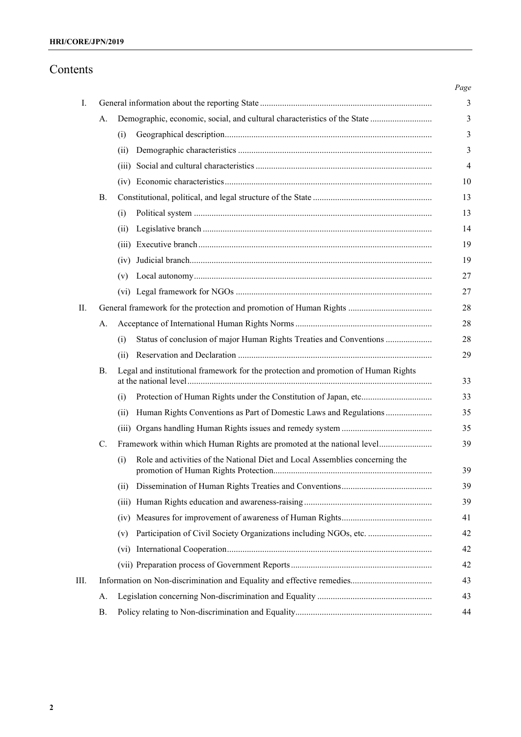# Contents

| | | | | Page |
|---|---|---|---|---|
| I. | | | General information about the reporting State | 3 |
| | A. | | Demographic, economic, social, and cultural characteristics of the State | 3 |
| | | (i) | Geographical description | 3 |
| | | (ii) | Demographic characteristics | 3 |
| | | (iii) | Social and cultural characteristics | 4 |
| | | (iv) | Economic characteristics | 10 |
| | B. | | Constitutional, political, and legal structure of the State | 13 |
| | | (i) | Political system | 13 |
| | | (ii) | Legislative branch | 14 |
| | | (iii) | Executive branch | 19 |
| | | (iv) | Judicial branch | 19 |
| | | (v) | Local autonomy | 27 |
| | | (vi) | Legal framework for NGOs | 27 |
| II. | | | General framework for the protection and promotion of Human Rights | 28 |
| | A. | | Acceptance of International Human Rights Norms | 28 |
| | | (i) | Status of conclusion of major Human Rights Treaties and Conventions | 28 |
| | | (ii) | Reservation and Declaration | 29 |
| | B. | | Legal and institutional framework for the protection and promotion of Human Rights at the national level | 33 |
| | | (i) | Protection of Human Rights under the Constitution of Japan, etc. | 33 |
| | | (ii) | Human Rights Conventions as Part of Domestic Laws and Regulations | 35 |
| | | (iii) | Organs handling Human Rights issues and remedy system | 35 |
| | C. | | Framework within which Human Rights are promoted at the national level | 39 |
| | | (i) | Role and activities of the National Diet and Local Assemblies concerning the promotion of Human Rights Protection | 39 |
| | | (ii) | Dissemination of Human Rights Treaties and Conventions | 39 |
| | | (iii) | Human Rights education and awareness-raising | 39 |
| | | (iv) | Measures for improvement of awareness of Human Rights | 41 |
| | | (v) | Participation of Civil Society Organizations including NGOs, etc. | 42 |
| | | (vi) | International Cooperation | 42 |
| | | (vii) | Preparation process of Government Reports | 42 |
| III. | | | Information on Non-discrimination and Equality and effective remedies | 43 |
| | A. | | Legislation concerning Non-discrimination and Equality | 43 |
| | B. | | Policy relating to Non-discrimination and Equality | 44 |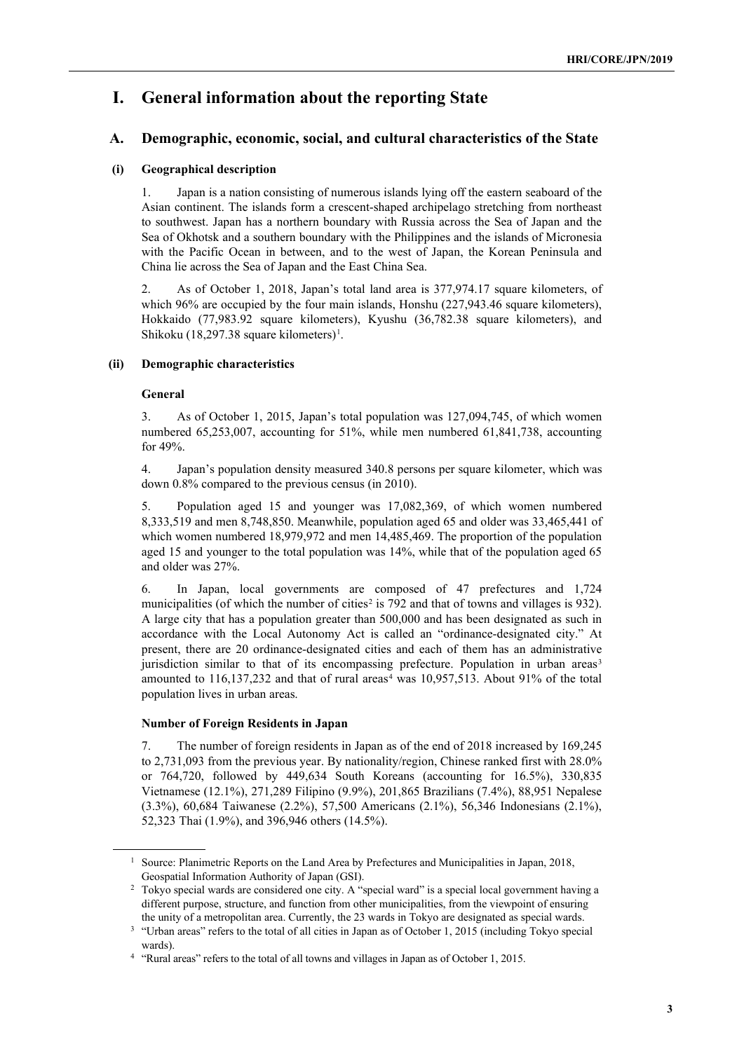# I. General information about the reporting State

## A. Demographic, economic, social, and cultural characteristics of the State

### (i) Geographical description

1. Japan is a nation consisting of numerous islands lying off the eastern seaboard of the Asian continent. The islands form a crescent-shaped archipelago stretching from northeast to southwest. Japan has a northern boundary with Russia across the Sea of Japan and the Sea of Okhotsk and a southern boundary with the Philippines and the islands of Micronesia with the Pacific Ocean in between, and to the west of Japan, the Korean Peninsula and China lie across the Sea of Japan and the East China Sea.

2. As of October 1, 2018, Japan's total land area is 377,974.17 square kilometers, of which 96% are occupied by the four main islands, Honshu (227,943.46 square kilometers), Hokkaido (77,983.92 square kilometers), Kyushu (36,782.38 square kilometers), and Shikoku (18,297.38 square kilometers)[1].

### (ii) Demographic characteristics

#### General

3. As of October 1, 2015, Japan's total population was 127,094,745, of which women numbered 65,253,007, accounting for 51%, while men numbered 61,841,738, accounting for 49%.

4. Japan's population density measured 340.8 persons per square kilometer, which was down 0.8% compared to the previous census (in 2010).

5. Population aged 15 and younger was 17,082,369, of which women numbered 8,333,519 and men 8,748,850. Meanwhile, population aged 65 and older was 33,465,441 of which women numbered 18,979,972 and men 14,485,469. The proportion of the population aged 15 and younger to the total population was 14%, while that of the population aged 65 and older was 27%.

6. In Japan, local governments are composed of 47 prefectures and 1,724 municipalities (of which the number of cities[2] is 792 and that of towns and villages is 932). A large city that has a population greater than 500,000 and has been designated as such in accordance with the Local Autonomy Act is called an "ordinance-designated city." At present, there are 20 ordinance-designated cities and each of them has an administrative jurisdiction similar to that of its encompassing prefecture. Population in urban areas[3] amounted to 116,137,232 and that of rural areas[4] was 10,957,513. About 91% of the total population lives in urban areas.

#### Number of Foreign Residents in Japan

7. The number of foreign residents in Japan as of the end of 2018 increased by 169,245 to 2,731,093 from the previous year. By nationality/region, Chinese ranked first with 28.0% or 764,720, followed by 449,634 South Koreans (accounting for 16.5%), 330,835 Vietnamese (12.1%), 271,289 Filipino (9.9%), 201,865 Brazilians (7.4%), 88,951 Nepalese (3.3%), 60,684 Taiwanese (2.2%), 57,500 Americans (2.1%), 56,346 Indonesians (2.1%), 52,323 Thai (1.9%), and 396,946 others (14.5%).

---

[1] Source: Planimetric Reports on the Land Area by Prefectures and Municipalities in Japan, 2018, Geospatial Information Authority of Japan (GSI).

[2] Tokyo special wards are considered one city. A "special ward" is a special local government having a different purpose, structure, and function from other municipalities, from the viewpoint of ensuring the unity of a metropolitan area. Currently, the 23 wards in Tokyo are designated as special wards.

[3] "Urban areas" refers to the total of all cities in Japan as of October 1, 2015 (including Tokyo special wards).

[4] "Rural areas" refers to the total of all towns and villages in Japan as of October 1, 2015.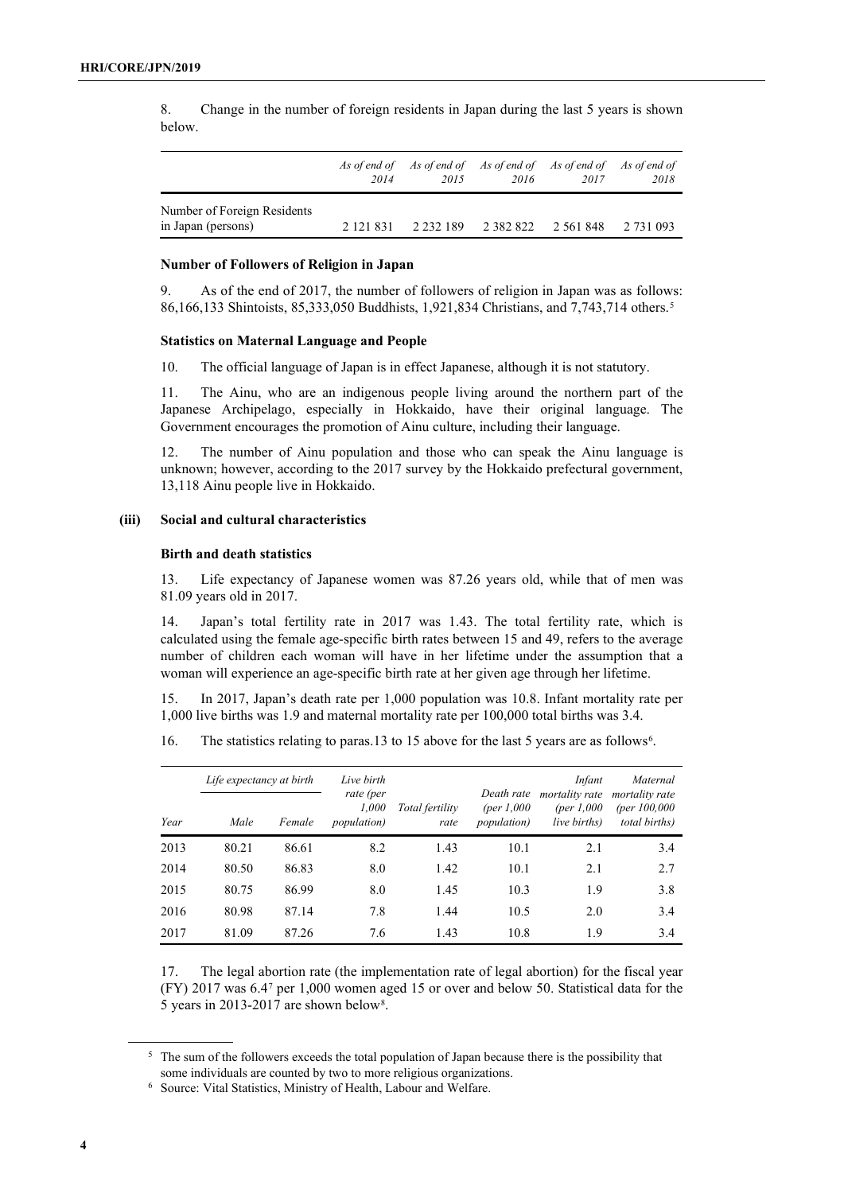8. Change in the number of foreign residents in Japan during the last 5 years is shown below.

| | *As of end of 2014* | *As of end of 2015* | *As of end of 2016* | *As of end of 2017* | *As of end of 2018* |
|---|---|---|---|---|---|
| Number of Foreign Residents in Japan (persons) | 2 121 831 | 2 232 189 | 2 382 822 | 2 561 848 | 2 731 093 |

#### Number of Followers of Religion in Japan

9. As of the end of 2017, the number of followers of religion in Japan was as follows: 86,166,133 Shintoists, 85,333,050 Buddhists, 1,921,834 Christians, and 7,743,714 others.[5]

#### Statistics on Maternal Language and People

10. The official language of Japan is in effect Japanese, although it is not statutory.

11. The Ainu, who are an indigenous people living around the northern part of the Japanese Archipelago, especially in Hokkaido, have their original language. The Government encourages the promotion of Ainu culture, including their language.

12. The number of Ainu population and those who can speak the Ainu language is unknown; however, according to the 2017 survey by the Hokkaido prefectural government, 13,118 Ainu people live in Hokkaido.

### (iii) Social and cultural characteristics

#### Birth and death statistics

13. Life expectancy of Japanese women was 87.26 years old, while that of men was 81.09 years old in 2017.

14. Japan's total fertility rate in 2017 was 1.43. The total fertility rate, which is calculated using the female age-specific birth rates between 15 and 49, refers to the average number of children each woman will have in her lifetime under the assumption that a woman will experience an age-specific birth rate at her given age through her lifetime.

15. In 2017, Japan's death rate per 1,000 population was 10.8. Infant mortality rate per 1,000 live births was 1.9 and maternal mortality rate per 100,000 total births was 3.4.

16. The statistics relating to paras.13 to 15 above for the last 5 years are as follows[6].

| | *Life expectancy at birth* | | *Live birth rate (per 1,000 population)* | *Total fertility rate* | *Death rate (per 1,000 population)* | *Infant mortality rate (per 1,000 live births)* | *Maternal mortality rate (per 100,000 total births)* |
|---|---|---|---|---|---|---|---|
| *Year* | *Male* | *Female* | | | | | |
| 2013 | 80.21 | 86.61 | 8.2 | 1.43 | 10.1 | 2.1 | 3.4 |
| 2014 | 80.50 | 86.83 | 8.0 | 1.42 | 10.1 | 2.1 | 2.7 |
| 2015 | 80.75 | 86.99 | 8.0 | 1.45 | 10.3 | 1.9 | 3.8 |
| 2016 | 80.98 | 87.14 | 7.8 | 1.44 | 10.5 | 2.0 | 3.4 |
| 2017 | 81.09 | 87.26 | 7.6 | 1.43 | 10.8 | 1.9 | 3.4 |

17. The legal abortion rate (the implementation rate of legal abortion) for the fiscal year (FY) 2017 was 6.4[7] per 1,000 women aged 15 or over and below 50. Statistical data for the 5 years in 2013-2017 are shown below[8].

---

[5] The sum of the followers exceeds the total population of Japan because there is the possibility that some individuals are counted by two to more religious organizations.

[6] Source: Vital Statistics, Ministry of Health, Labour and Welfare.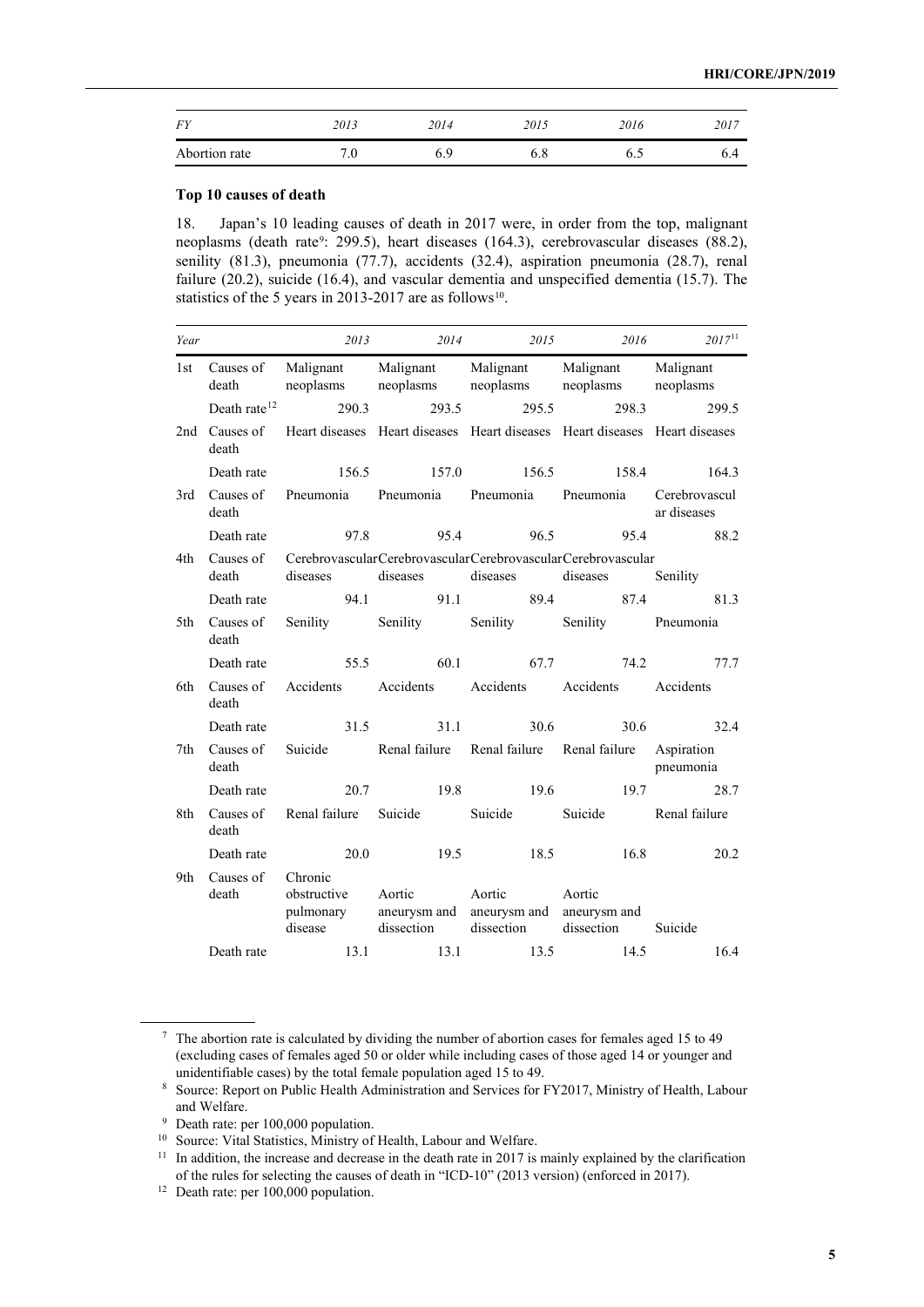| FY | 2013 | 2014 | 2015 | 2016 | 2017 |
|---|---|---|---|---|---|
| Abortion rate | 7.0 | 6.9 | 6.8 | 6.5 | 6.4 |

**Top 10 causes of death**

18. Japan's 10 leading causes of death in 2017 were, in order from the top, malignant neoplasms (death rate[9]: 299.5), heart diseases (164.3), cerebrovascular diseases (88.2), senility (81.3), pneumonia (77.7), accidents (32.4), aspiration pneumonia (28.7), renal failure (20.2), suicide (16.4), and vascular dementia and unspecified dementia (15.7). The statistics of the 5 years in 2013-2017 are as follows[10].

| Year | | 2013 | 2014 | 2015 | 2016 | 2017[11] |
|---|---|---|---|---|---|---|
| 1st | Causes of death | Malignant neoplasms | Malignant neoplasms | Malignant neoplasms | Malignant neoplasms | Malignant neoplasms |
| | Death rate[12] | 290.3 | 293.5 | 295.5 | 298.3 | 299.5 |
| 2nd | Causes of death | Heart diseases | Heart diseases | Heart diseases | Heart diseases | Heart diseases |
| | Death rate | 156.5 | 157.0 | 156.5 | 158.4 | 164.3 |
| 3rd | Causes of death | Pneumonia | Pneumonia | Pneumonia | Pneumonia | Cerebrovascular diseases |
| | Death rate | 97.8 | 95.4 | 96.5 | 95.4 | 88.2 |
| 4th | Causes of death | Cerebrovascular diseases | Cerebrovascular diseases | Cerebrovascular diseases | Cerebrovascular diseases | Senility |
| | Death rate | 94.1 | 91.1 | 89.4 | 87.4 | 81.3 |
| 5th | Causes of death | Senility | Senility | Senility | Senility | Pneumonia |
| | Death rate | 55.5 | 60.1 | 67.7 | 74.2 | 77.7 |
| 6th | Causes of death | Accidents | Accidents | Accidents | Accidents | Accidents |
| | Death rate | 31.5 | 31.1 | 30.6 | 30.6 | 32.4 |
| 7th | Causes of death | Suicide | Renal failure | Renal failure | Renal failure | Aspiration pneumonia |
| | Death rate | 20.7 | 19.8 | 19.6 | 19.7 | 28.7 |
| 8th | Causes of death | Renal failure | Suicide | Suicide | Suicide | Renal failure |
| | Death rate | 20.0 | 19.5 | 18.5 | 16.8 | 20.2 |
| 9th | Causes of death | Chronic obstructive pulmonary disease | Aortic aneurysm and dissection | Aortic aneurysm and dissection | Aortic aneurysm and dissection | Suicide |
| | Death rate | 13.1 | 13.1 | 13.5 | 14.5 | 16.4 |

---

[7] The abortion rate is calculated by dividing the number of abortion cases for females aged 15 to 49 (excluding cases of females aged 50 or older while including cases of those aged 14 or younger and unidentifiable cases) by the total female population aged 15 to 49.

[8] Source: Report on Public Health Administration and Services for FY2017, Ministry of Health, Labour and Welfare.

[9] Death rate: per 100,000 population.

[10] Source: Vital Statistics, Ministry of Health, Labour and Welfare.

[11] In addition, the increase and decrease in the death rate in 2017 is mainly explained by the clarification of the rules for selecting the causes of death in "ICD-10" (2013 version) (enforced in 2017).

[12] Death rate: per 100,000 population.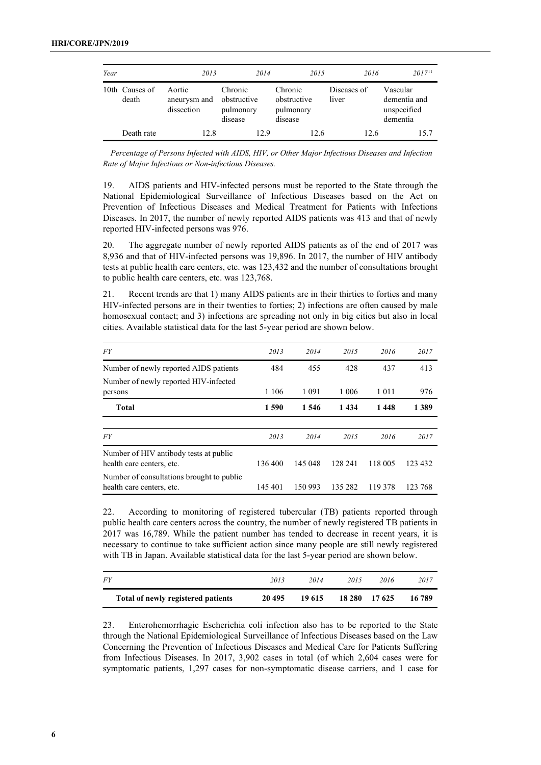| Year | 2013 | 2014 | 2015 | 2016 | 2017[11] |
|---|---|---|---|---|---|
| 10th Causes of death | Aortic aneurysm and dissection | Chronic obstructive pulmonary disease | Chronic obstructive pulmonary disease | Diseases of liver | Vascular dementia and unspecified dementia |
| Death rate | 12.8 | 12.9 | 12.6 | 12.6 | 15.7 |

*Percentage of Persons Infected with AIDS, HIV, or Other Major Infectious Diseases and Infection Rate of Major Infectious or Non-infectious Diseases.*

19. AIDS patients and HIV-infected persons must be reported to the State through the National Epidemiological Surveillance of Infectious Diseases based on the Act on Prevention of Infectious Diseases and Medical Treatment for Patients with Infections Diseases. In 2017, the number of newly reported AIDS patients was 413 and that of newly reported HIV-infected persons was 976.

20. The aggregate number of newly reported AIDS patients as of the end of 2017 was 8,936 and that of HIV-infected persons was 19,896. In 2017, the number of HIV antibody tests at public health care centers, etc. was 123,432 and the number of consultations brought to public health care centers, etc. was 123,768.

21. Recent trends are that 1) many AIDS patients are in their thirties to forties and many HIV-infected persons are in their twenties to forties; 2) infections are often caused by male homosexual contact; and 3) infections are spreading not only in big cities but also in local cities. Available statistical data for the last 5-year period are shown below.

| FY | 2013 | 2014 | 2015 | 2016 | 2017 |
|---|---|---|---|---|---|
| Number of newly reported AIDS patients | 484 | 455 | 428 | 437 | 413 |
| Number of newly reported HIV-infected persons | 1 106 | 1 091 | 1 006 | 1 011 | 976 |
| **Total** | **1 590** | **1 546** | **1 434** | **1 448** | **1 389** |

| FY | 2013 | 2014 | 2015 | 2016 | 2017 |
|---|---|---|---|---|---|
| Number of HIV antibody tests at public health care centers, etc. | 136 400 | 145 048 | 128 241 | 118 005 | 123 432 |
| Number of consultations brought to public health care centers, etc. | 145 401 | 150 993 | 135 282 | 119 378 | 123 768 |

22. According to monitoring of registered tubercular (TB) patients reported through public health care centers across the country, the number of newly registered TB patients in 2017 was 16,789. While the patient number has tended to decrease in recent years, it is necessary to continue to take sufficient action since many people are still newly registered with TB in Japan. Available statistical data for the last 5-year period are shown below.

| FY | 2013 | 2014 | 2015 | 2016 | 2017 |
|---|---|---|---|---|---|
| **Total of newly registered patients** | **20 495** | **19 615** | **18 280** | **17 625** | **16 789** |

23. Enterohemorrhagic Escherichia coli infection also has to be reported to the State through the National Epidemiological Surveillance of Infectious Diseases based on the Law Concerning the Prevention of Infectious Diseases and Medical Care for Patients Suffering from Infectious Diseases. In 2017, 3,902 cases in total (of which 2,604 cases were for symptomatic patients, 1,297 cases for non-symptomatic disease carriers, and 1 case for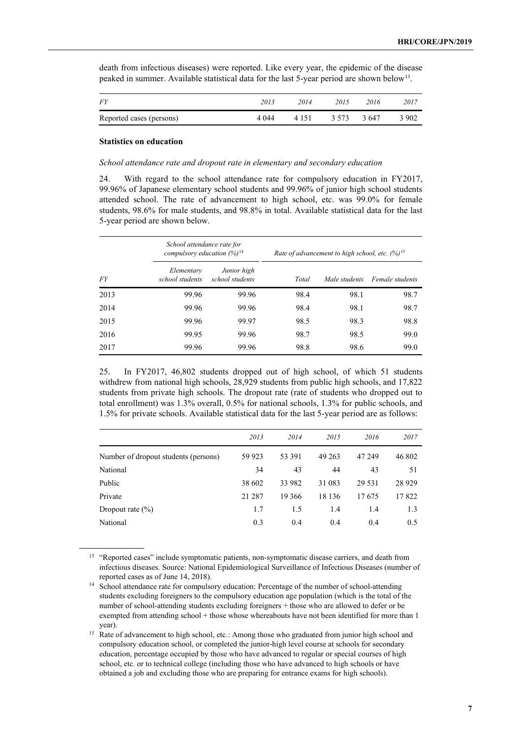death from infectious diseases) were reported. Like every year, the epidemic of the disease peaked in summer. Available statistical data for the last 5-year period are shown below[13].

| *FY* | *2013* | *2014* | *2015* | *2016* | *2017* |
|---|---|---|---|---|---|
| Reported cases (persons) | 4 044 | 4 151 | 3 573 | 3 647 | 3 902 |

**Statistics on education**

*School attendance rate and dropout rate in elementary and secondary education*

24. With regard to the school attendance rate for compulsory education in FY2017, 99.96% of Japanese elementary school students and 99.96% of junior high school students attended school. The rate of advancement to high school, etc. was 99.0% for female students, 98.6% for male students, and 98.8% in total. Available statistical data for the last 5-year period are shown below.

| | *School attendance rate for compulsory education (%)*[14] | | *Rate of advancement to high school, etc. (%)*[15] | | |
|---|---|---|---|---|---|
| *FY* | *Elementary school students* | *Junior high school students* | *Total* | *Male students* | *Female students* |
| 2013 | 99.96 | 99.96 | 98.4 | 98.1 | 98.7 |
| 2014 | 99.96 | 99.96 | 98.4 | 98.1 | 98.7 |
| 2015 | 99.96 | 99.97 | 98.5 | 98.3 | 98.8 |
| 2016 | 99.95 | 99.96 | 98.7 | 98.5 | 99.0 |
| 2017 | 99.96 | 99.96 | 98.8 | 98.6 | 99.0 |

25. In FY2017, 46,802 students dropped out of high school, of which 51 students withdrew from national high schools, 28,929 students from public high schools, and 17,822 students from private high schools. The dropout rate (rate of students who dropped out to total enrollment) was 1.3% overall, 0.5% for national schools, 1.3% for public schools, and 1.5% for private schools. Available statistical data for the last 5-year period are as follows:

| | *2013* | *2014* | *2015* | *2016* | *2017* |
|---|---|---|---|---|---|
| Number of dropout students (persons) | 59 923 | 53 391 | 49 263 | 47 249 | 46 802 |
| National | 34 | 43 | 44 | 43 | 51 |
| Public | 38 602 | 33 982 | 31 083 | 29 531 | 28 929 |
| Private | 21 287 | 19 366 | 18 136 | 17 675 | 17 822 |
| Dropout rate (%) | 1.7 | 1.5 | 1.4 | 1.4 | 1.3 |
| National | 0.3 | 0.4 | 0.4 | 0.4 | 0.5 |

[13] "Reported cases" include symptomatic patients, non-symptomatic disease carriers, and death from infectious diseases. Source: National Epidemiological Surveillance of Infectious Diseases (number of reported cases as of June 14, 2018).

[14] School attendance rate for compulsory education: Percentage of the number of school-attending students excluding foreigners to the compulsory education age population (which is the total of the number of school-attending students excluding foreigners + those who are allowed to defer or be exempted from attending school + those whose whereabouts have not been identified for more than 1 year).

[15] Rate of advancement to high school, etc.: Among those who graduated from junior high school and compulsory education school, or completed the junior-high level course at schools for secondary education, percentage occupied by those who have advanced to regular or special courses of high school, etc. or to technical college (including those who have advanced to high schools or have obtained a job and excluding those who are preparing for entrance exams for high schools).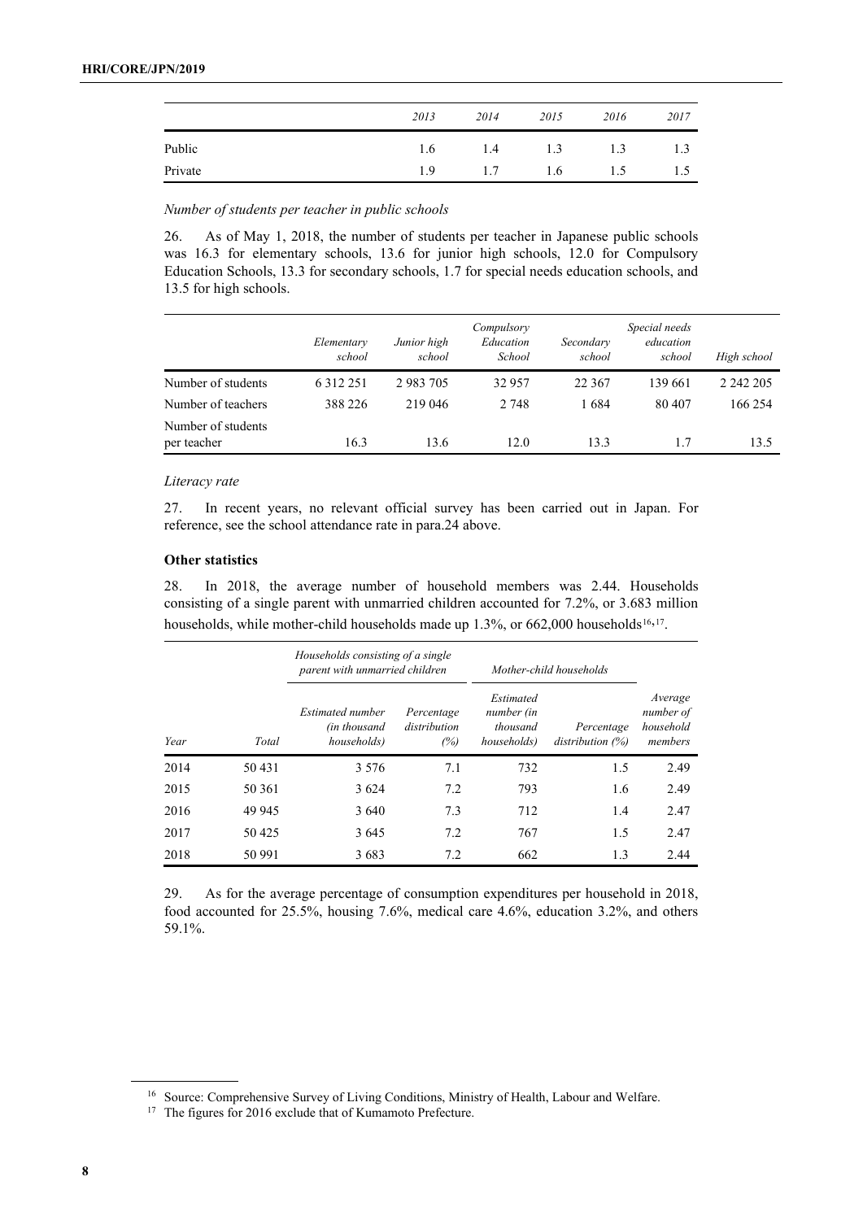| | 2013 | 2014 | 2015 | 2016 | 2017 |
|---|---|---|---|---|---|
| Public | 1.6 | 1.4 | 1.3 | 1.3 | 1.3 |
| Private | 1.9 | 1.7 | 1.6 | 1.5 | 1.5 |

*Number of students per teacher in public schools*

26. As of May 1, 2018, the number of students per teacher in Japanese public schools was 16.3 for elementary schools, 13.6 for junior high schools, 12.0 for Compulsory Education Schools, 13.3 for secondary schools, 1.7 for special needs education schools, and 13.5 for high schools.

| | *Elementary school* | *Junior high school* | *Compulsory Education School* | *Secondary school* | *Special needs education school* | *High school* |
|---|---|---|---|---|---|---|
| Number of students | 6 312 251 | 2 983 705 | 32 957 | 22 367 | 139 661 | 2 242 205 |
| Number of teachers | 388 226 | 219 046 | 2 748 | 1 684 | 80 407 | 166 254 |
| Number of students per teacher | 16.3 | 13.6 | 12.0 | 13.3 | 1.7 | 13.5 |

*Literacy rate*

27. In recent years, no relevant official survey has been carried out in Japan. For reference, see the school attendance rate in para.24 above.

**Other statistics**

28. In 2018, the average number of household members was 2.44. Households consisting of a single parent with unmarried children accounted for 7.2%, or 3.683 million households, while mother-child households made up 1.3%, or 662,000 households[16, 17].

| | | *Households consisting of a single parent with unmarried children* | | *Mother-child households* | | |
|---|---|---|---|---|---|---|
| *Year* | *Total* | *Estimated number (in thousand households)* | *Percentage distribution (%)* | *Estimated number (in thousand households)* | *Percentage distribution (%)* | *Average number of household members* |
| 2014 | 50 431 | 3 576 | 7.1 | 732 | 1.5 | 2.49 |
| 2015 | 50 361 | 3 624 | 7.2 | 793 | 1.6 | 2.49 |
| 2016 | 49 945 | 3 640 | 7.3 | 712 | 1.4 | 2.47 |
| 2017 | 50 425 | 3 645 | 7.2 | 767 | 1.5 | 2.47 |
| 2018 | 50 991 | 3 683 | 7.2 | 662 | 1.3 | 2.44 |

29. As for the average percentage of consumption expenditures per household in 2018, food accounted for 25.5%, housing 7.6%, medical care 4.6%, education 3.2%, and others 59.1%.

---

[16] Source: Comprehensive Survey of Living Conditions, Ministry of Health, Labour and Welfare.

[17] The figures for 2016 exclude that of Kumamoto Prefecture.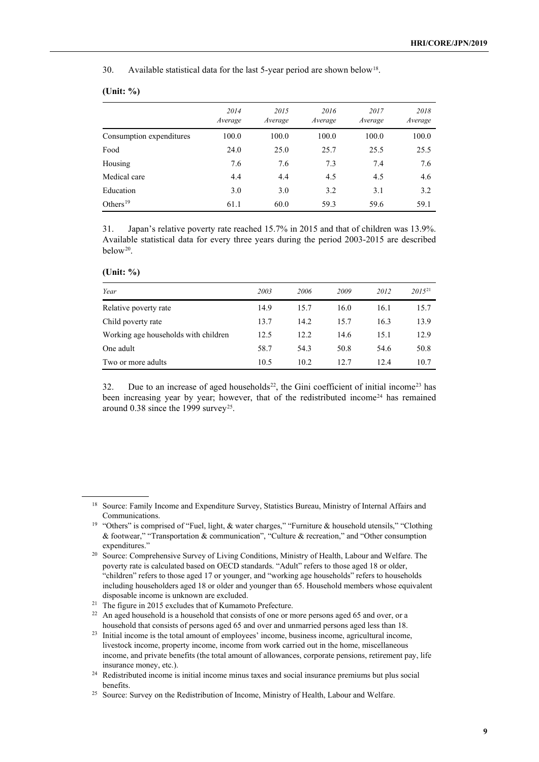30. Available statistical data for the last 5-year period are shown below[18].

**(Unit: %)**

| | *2014 Average* | *2015 Average* | *2016 Average* | *2017 Average* | *2018 Average* |
|---|---|---|---|---|---|
| Consumption expenditures | 100.0 | 100.0 | 100.0 | 100.0 | 100.0 |
| Food | 24.0 | 25.0 | 25.7 | 25.5 | 25.5 |
| Housing | 7.6 | 7.6 | 7.3 | 7.4 | 7.6 |
| Medical care | 4.4 | 4.4 | 4.5 | 4.5 | 4.6 |
| Education | 3.0 | 3.0 | 3.2 | 3.1 | 3.2 |
| Others[19] | 61.1 | 60.0 | 59.3 | 59.6 | 59.1 |

31. Japan's relative poverty rate reached 15.7% in 2015 and that of children was 13.9%. Available statistical data for every three years during the period 2003-2015 are described below[20].

**(Unit: %)**

| *Year* | *2003* | *2006* | *2009* | *2012* | *2015*[21] |
|---|---|---|---|---|---|
| Relative poverty rate | 14.9 | 15.7 | 16.0 | 16.1 | 15.7 |
| Child poverty rate | 13.7 | 14.2 | 15.7 | 16.3 | 13.9 |
| Working age households with children | 12.5 | 12.2 | 14.6 | 15.1 | 12.9 |
| One adult | 58.7 | 54.3 | 50.8 | 54.6 | 50.8 |
| Two or more adults | 10.5 | 10.2 | 12.7 | 12.4 | 10.7 |

32. Due to an increase of aged households[22], the Gini coefficient of initial income[23] has been increasing year by year; however, that of the redistributed income[24] has remained around 0.38 since the 1999 survey[25].

---

[18] Source: Family Income and Expenditure Survey, Statistics Bureau, Ministry of Internal Affairs and Communications.

[19] "Others" is comprised of "Fuel, light, & water charges," "Furniture & household utensils," "Clothing & footwear," "Transportation & communication", "Culture & recreation," and "Other consumption expenditures."

[20] Source: Comprehensive Survey of Living Conditions, Ministry of Health, Labour and Welfare. The poverty rate is calculated based on OECD standards. "Adult" refers to those aged 18 or older, "children" refers to those aged 17 or younger, and "working age households" refers to households including householders aged 18 or older and younger than 65. Household members whose equivalent disposable income is unknown are excluded.

[21] The figure in 2015 excludes that of Kumamoto Prefecture.

[22] An aged household is a household that consists of one or more persons aged 65 and over, or a household that consists of persons aged 65 and over and unmarried persons aged less than 18.

[23] Initial income is the total amount of employees' income, business income, agricultural income, livestock income, property income, income from work carried out in the home, miscellaneous income, and private benefits (the total amount of allowances, corporate pensions, retirement pay, life insurance money, etc.).

[24] Redistributed income is initial income minus taxes and social insurance premiums but plus social benefits.

[25] Source: Survey on the Redistribution of Income, Ministry of Health, Labour and Welfare.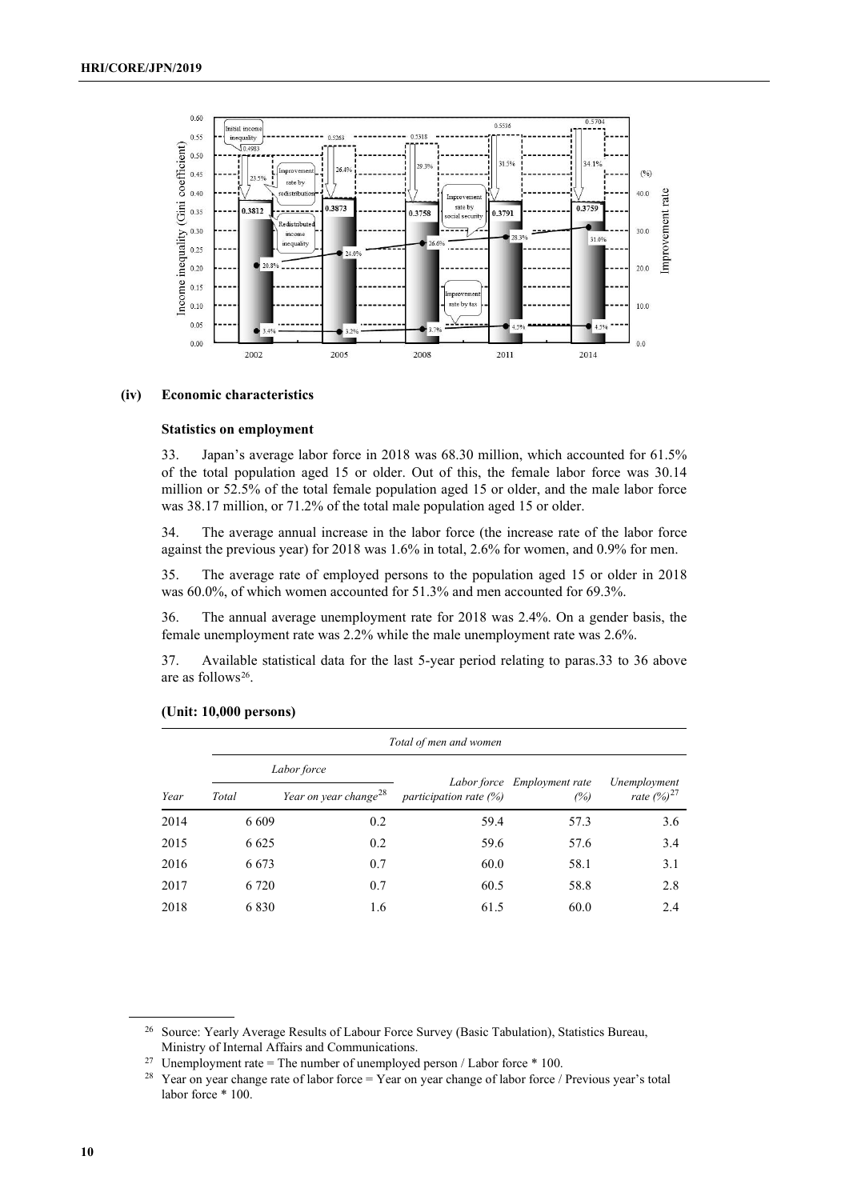#### (iv) Economic characteristics

**Statistics on employment**

33. Japan's average labor force in 2018 was 68.30 million, which accounted for 61.5% of the total population aged 15 or older. Out of this, the female labor force was 30.14 million or 52.5% of the total female population aged 15 or older, and the male labor force was 38.17 million, or 71.2% of the total male population aged 15 or older.

34. The average annual increase in the labor force (the increase rate of the labor force against the previous year) for 2018 was 1.6% in total, 2.6% for women, and 0.9% for men.

35. The average rate of employed persons to the population aged 15 or older in 2018 was 60.0%, of which women accounted for 51.3% and men accounted for 69.3%.

36. The annual average unemployment rate for 2018 was 2.4%. On a gender basis, the female unemployment rate was 2.2% while the male unemployment rate was 2.6%.

37. Available statistical data for the last 5-year period relating to paras.33 to 36 above are as follows[26].

**(Unit: 10,000 persons)**

| | *Total of men and women* | | | | |
|---|---|---|---|---|---|
| | *Labor force* | | | | |
| *Year* | *Total* | *Year on year change*[28] | *Labor force participation rate (%)* | *Employment rate (%)* | *Unemployment rate (%)*[27] |
| 2014 | 6 609 | 0.2 | 59.4 | 57.3 | 3.6 |
| 2015 | 6 625 | 0.2 | 59.6 | 57.6 | 3.4 |
| 2016 | 6 673 | 0.7 | 60.0 | 58.1 | 3.1 |
| 2017 | 6 720 | 0.7 | 60.5 | 58.8 | 2.8 |
| 2018 | 6 830 | 1.6 | 61.5 | 60.0 | 2.4 |

---

[26] Source: Yearly Average Results of Labour Force Survey (Basic Tabulation), Statistics Bureau, Ministry of Internal Affairs and Communications.

[27] Unemployment rate = The number of unemployed person / Labor force * 100.

[28] Year on year change rate of labor force = Year on year change of labor force / Previous year's total labor force * 100.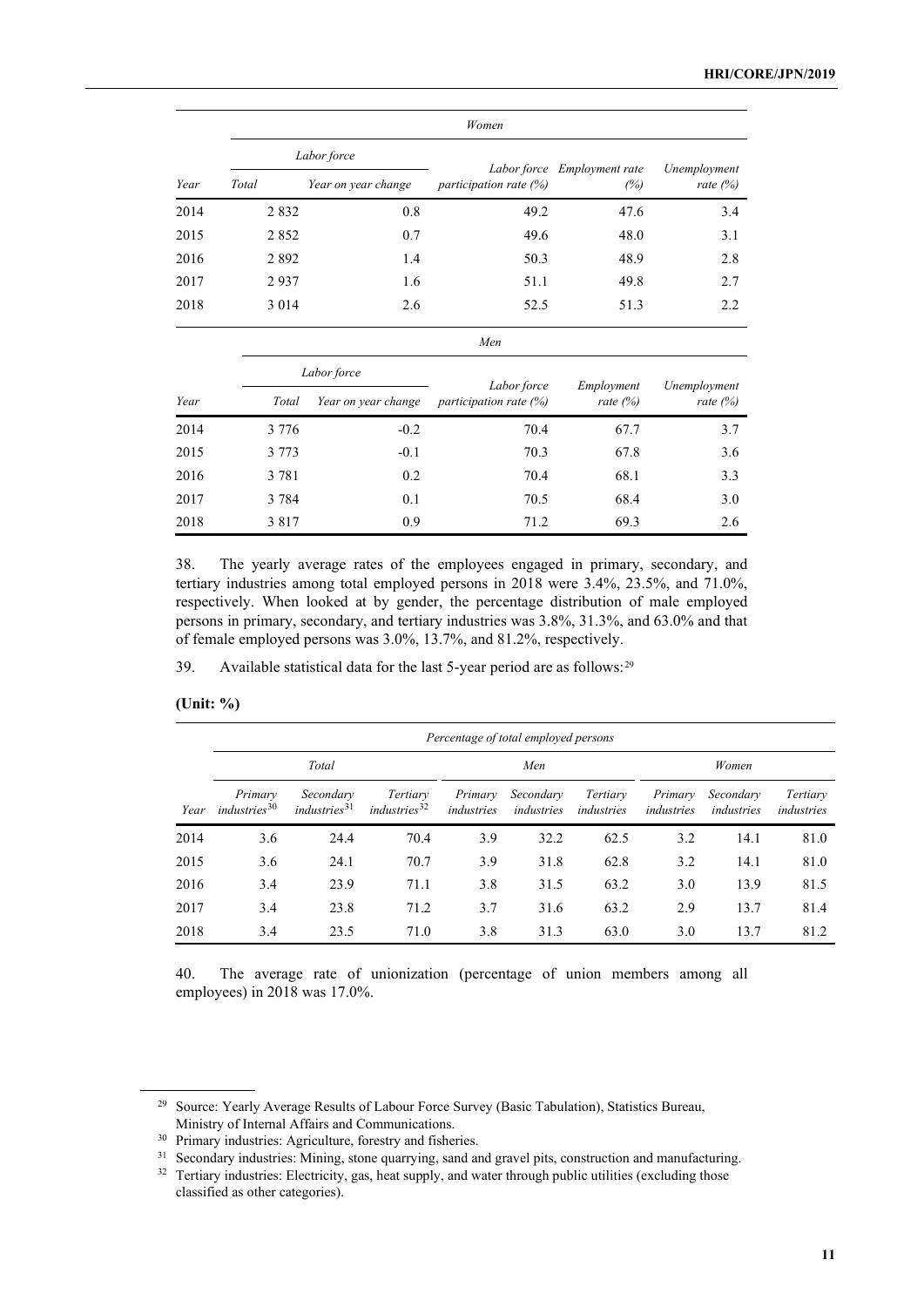| | Women | | | | |
|---|---|---|---|---|---|
| | Labor force | | | | |
| Year | Total | Year on year change | Labor force participation rate (%) | Employment rate (%) | Unemployment rate (%) |
| 2014 | 2 832 | 0.8 | 49.2 | 47.6 | 3.4 |
| 2015 | 2 852 | 0.7 | 49.6 | 48.0 | 3.1 |
| 2016 | 2 892 | 1.4 | 50.3 | 48.9 | 2.8 |
| 2017 | 2 937 | 1.6 | 51.1 | 49.8 | 2.7 |
| 2018 | 3 014 | 2.6 | 52.5 | 51.3 | 2.2 |

| | Men | | | | |
|---|---|---|---|---|---|
| | Labor force | | | | |
| Year | Total | Year on year change | Labor force participation rate (%) | Employment rate (%) | Unemployment rate (%) |
| 2014 | 3 776 | -0.2 | 70.4 | 67.7 | 3.7 |
| 2015 | 3 773 | -0.1 | 70.3 | 67.8 | 3.6 |
| 2016 | 3 781 | 0.2 | 70.4 | 68.1 | 3.3 |
| 2017 | 3 784 | 0.1 | 70.5 | 68.4 | 3.0 |
| 2018 | 3 817 | 0.9 | 71.2 | 69.3 | 2.6 |

38. The yearly average rates of the employees engaged in primary, secondary, and tertiary industries among total employed persons in 2018 were 3.4%, 23.5%, and 71.0%, respectively. When looked at by gender, the percentage distribution of male employed persons in primary, secondary, and tertiary industries was 3.8%, 31.3%, and 63.0% and that of female employed persons was 3.0%, 13.7%, and 81.2%, respectively.

39. Available statistical data for the last 5-year period are as follows:[29]

**(Unit: %)**

| | Percentage of total employed persons | | | | | | | | |
|---|---|---|---|---|---|---|---|---|---|
| | Total | | | Men | | | Women | | |
| Year | Primary industries[30] | Secondary industries[31] | Tertiary industries[32] | Primary industries | Secondary industries | Tertiary industries | Primary industries | Secondary industries | Tertiary industries |
| 2014 | 3.6 | 24.4 | 70.4 | 3.9 | 32.2 | 62.5 | 3.2 | 14.1 | 81.0 |
| 2015 | 3.6 | 24.1 | 70.7 | 3.9 | 31.8 | 62.8 | 3.2 | 14.1 | 81.0 |
| 2016 | 3.4 | 23.9 | 71.1 | 3.8 | 31.5 | 63.2 | 3.0 | 13.9 | 81.5 |
| 2017 | 3.4 | 23.8 | 71.2 | 3.7 | 31.6 | 63.2 | 2.9 | 13.7 | 81.4 |
| 2018 | 3.4 | 23.5 | 71.0 | 3.8 | 31.3 | 63.0 | 3.0 | 13.7 | 81.2 |

40. The average rate of unionization (percentage of union members among all employees) in 2018 was 17.0%.

[29] Source: Yearly Average Results of Labour Force Survey (Basic Tabulation), Statistics Bureau, Ministry of Internal Affairs and Communications.

[30] Primary industries: Agriculture, forestry and fisheries.

[31] Secondary industries: Mining, stone quarrying, sand and gravel pits, construction and manufacturing.

[32] Tertiary industries: Electricity, gas, heat supply, and water through public utilities (excluding those classified as other categories).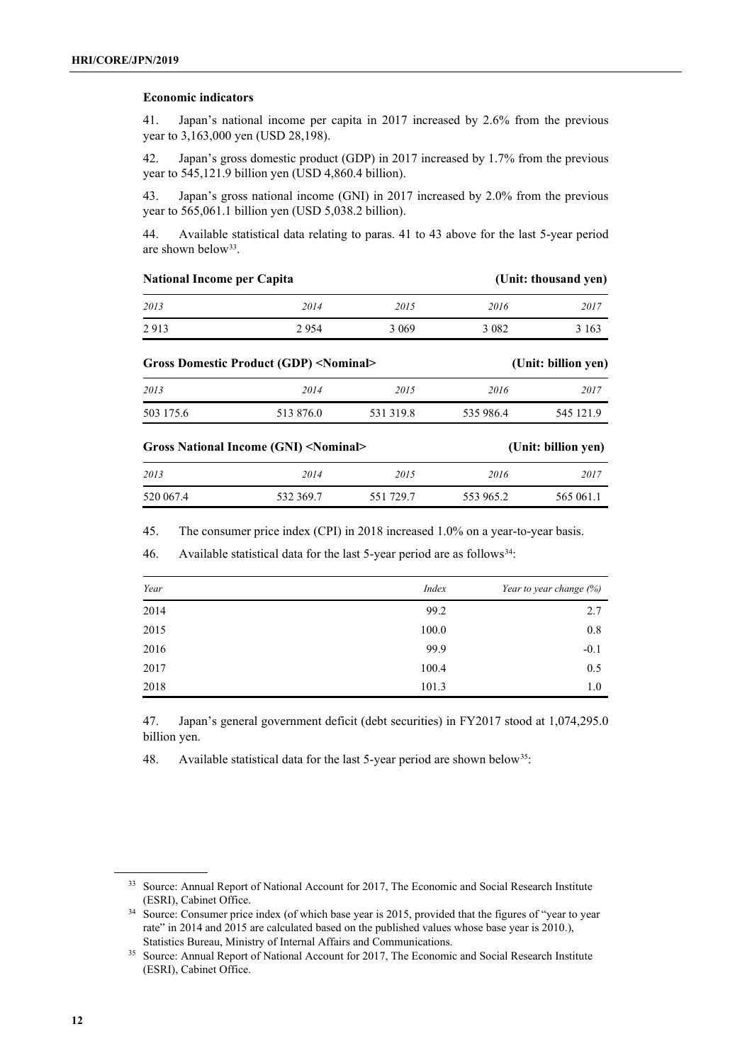### Economic indicators

41. Japan's national income per capita in 2017 increased by 2.6% from the previous year to 3,163,000 yen (USD 28,198).

42. Japan's gross domestic product (GDP) in 2017 increased by 1.7% from the previous year to 545,121.9 billion yen (USD 4,860.4 billion).

43. Japan's gross national income (GNI) in 2017 increased by 2.0% from the previous year to 565,061.1 billion yen (USD 5,038.2 billion).

44. Available statistical data relating to paras. 41 to 43 above for the last 5-year period are shown below[33].

**National Income per Capita** **(Unit: thousand yen)**

| *2013* | *2014* | *2015* | *2016* | *2017* |
|---|---|---|---|---|
| 2 913 | 2 954 | 3 069 | 3 082 | 3 163 |

**Gross Domestic Product (GDP) <Nominal>** **(Unit: billion yen)**

| *2013* | *2014* | *2015* | *2016* | *2017* |
|---|---|---|---|---|
| 503 175.6 | 513 876.0 | 531 319.8 | 535 986.4 | 545 121.9 |

**Gross National Income (GNI) <Nominal>** **(Unit: billion yen)**

| *2013* | *2014* | *2015* | *2016* | *2017* |
|---|---|---|---|---|
| 520 067.4 | 532 369.7 | 551 729.7 | 553 965.2 | 565 061.1 |

45. The consumer price index (CPI) in 2018 increased 1.0% on a year-to-year basis.

46. Available statistical data for the last 5-year period are as follows[34]:

| *Year* | *Index* | *Year to year change (%)* |
|---|---|---|
| 2014 | 99.2 | 2.7 |
| 2015 | 100.0 | 0.8 |
| 2016 | 99.9 | -0.1 |
| 2017 | 100.4 | 0.5 |
| 2018 | 101.3 | 1.0 |

47. Japan's general government deficit (debt securities) in FY2017 stood at 1,074,295.0 billion yen.

48. Available statistical data for the last 5-year period are shown below[35]:

---

[33] Source: Annual Report of National Account for 2017, The Economic and Social Research Institute (ESRI), Cabinet Office.

[34] Source: Consumer price index (of which base year is 2015, provided that the figures of "year to year rate" in 2014 and 2015 are calculated based on the published values whose base year is 2010.), Statistics Bureau, Ministry of Internal Affairs and Communications.

[35] Source: Annual Report of National Account for 2017, The Economic and Social Research Institute (ESRI), Cabinet Office.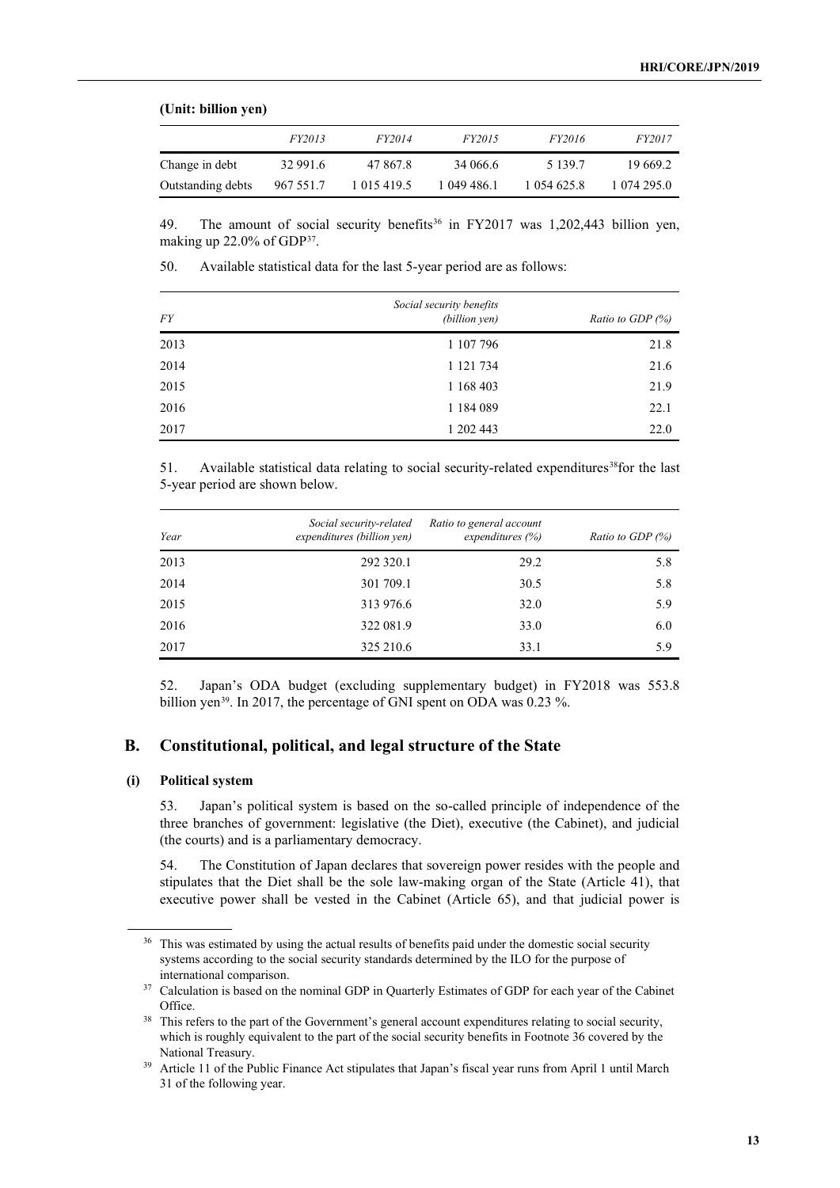**(Unit: billion yen)**

| | *FY2013* | *FY2014* | *FY2015* | *FY2016* | *FY2017* |
|---|---|---|---|---|---|
| Change in debt | 32 991.6 | 47 867.8 | 34 066.6 | 5 139.7 | 19 669.2 |
| Outstanding debts | 967 551.7 | 1 015 419.5 | 1 049 486.1 | 1 054 625.8 | 1 074 295.0 |

49. The amount of social security benefits[36] in FY2017 was 1,202,443 billion yen, making up 22.0% of GDP[37].

50. Available statistical data for the last 5-year period are as follows:

| *FY* | *Social security benefits (billion yen)* | *Ratio to GDP (%)* |
|---|---|---|
| 2013 | 1 107 796 | 21.8 |
| 2014 | 1 121 734 | 21.6 |
| 2015 | 1 168 403 | 21.9 |
| 2016 | 1 184 089 | 22.1 |
| 2017 | 1 202 443 | 22.0 |

51. Available statistical data relating to social security-related expenditures[38]for the last 5-year period are shown below.

| *Year* | *Social security-related expenditures (billion yen)* | *Ratio to general account expenditures (%)* | *Ratio to GDP (%)* |
|---|---|---|---|
| 2013 | 292 320.1 | 29.2 | 5.8 |
| 2014 | 301 709.1 | 30.5 | 5.8 |
| 2015 | 313 976.6 | 32.0 | 5.9 |
| 2016 | 322 081.9 | 33.0 | 6.0 |
| 2017 | 325 210.6 | 33.1 | 5.9 |

52. Japan's ODA budget (excluding supplementary budget) in FY2018 was 553.8 billion yen[39]. In 2017, the percentage of GNI spent on ODA was 0.23 %.

## B. Constitutional, political, and legal structure of the State

### (i) Political system

53. Japan's political system is based on the so-called principle of independence of the three branches of government: legislative (the Diet), executive (the Cabinet), and judicial (the courts) and is a parliamentary democracy.

54. The Constitution of Japan declares that sovereign power resides with the people and stipulates that the Diet shall be the sole law-making organ of the State (Article 41), that executive power shall be vested in the Cabinet (Article 65), and that judicial power is

---

[36] This was estimated by using the actual results of benefits paid under the domestic social security systems according to the social security standards determined by the ILO for the purpose of international comparison.

[37] Calculation is based on the nominal GDP in Quarterly Estimates of GDP for each year of the Cabinet Office.

[38] This refers to the part of the Government's general account expenditures relating to social security, which is roughly equivalent to the part of the social security benefits in Footnote 36 covered by the National Treasury.

[39] Article 11 of the Public Finance Act stipulates that Japan's fiscal year runs from April 1 until March 31 of the following year.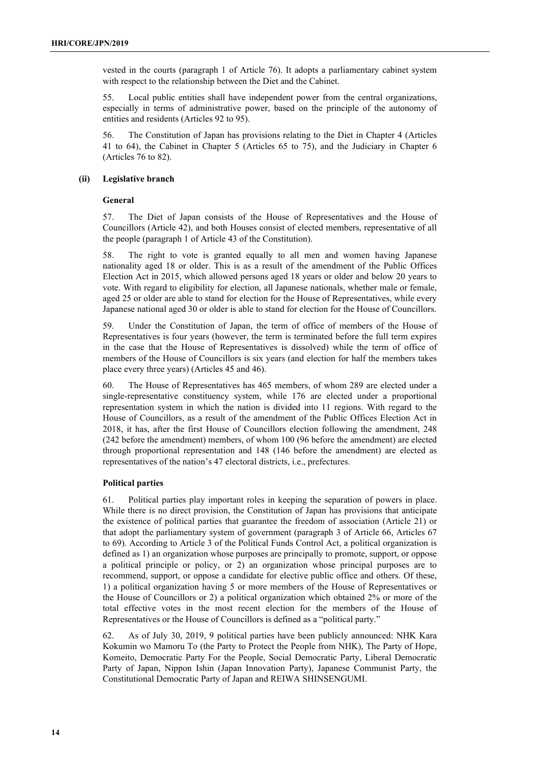vested in the courts (paragraph 1 of Article 76). It adopts a parliamentary cabinet system with respect to the relationship between the Diet and the Cabinet.

55. Local public entities shall have independent power from the central organizations, especially in terms of administrative power, based on the principle of the autonomy of entities and residents (Articles 92 to 95).

56. The Constitution of Japan has provisions relating to the Diet in Chapter 4 (Articles 41 to 64), the Cabinet in Chapter 5 (Articles 65 to 75), and the Judiciary in Chapter 6 (Articles 76 to 82).

### (ii) Legislative branch

#### General

57. The Diet of Japan consists of the House of Representatives and the House of Councillors (Article 42), and both Houses consist of elected members, representative of all the people (paragraph 1 of Article 43 of the Constitution).

58. The right to vote is granted equally to all men and women having Japanese nationality aged 18 or older. This is as a result of the amendment of the Public Offices Election Act in 2015, which allowed persons aged 18 years or older and below 20 years to vote. With regard to eligibility for election, all Japanese nationals, whether male or female, aged 25 or older are able to stand for election for the House of Representatives, while every Japanese national aged 30 or older is able to stand for election for the House of Councillors.

59. Under the Constitution of Japan, the term of office of members of the House of Representatives is four years (however, the term is terminated before the full term expires in the case that the House of Representatives is dissolved) while the term of office of members of the House of Councillors is six years (and election for half the members takes place every three years) (Articles 45 and 46).

60. The House of Representatives has 465 members, of whom 289 are elected under a single-representative constituency system, while 176 are elected under a proportional representation system in which the nation is divided into 11 regions. With regard to the House of Councillors, as a result of the amendment of the Public Offices Election Act in 2018, it has, after the first House of Councillors election following the amendment, 248 (242 before the amendment) members, of whom 100 (96 before the amendment) are elected through proportional representation and 148 (146 before the amendment) are elected as representatives of the nation's 47 electoral districts, i.e., prefectures.

#### Political parties

61. Political parties play important roles in keeping the separation of powers in place. While there is no direct provision, the Constitution of Japan has provisions that anticipate the existence of political parties that guarantee the freedom of association (Article 21) or that adopt the parliamentary system of government (paragraph 3 of Article 66, Articles 67 to 69). According to Article 3 of the Political Funds Control Act, a political organization is defined as 1) an organization whose purposes are principally to promote, support, or oppose a political principle or policy, or 2) an organization whose principal purposes are to recommend, support, or oppose a candidate for elective public office and others. Of these, 1) a political organization having 5 or more members of the House of Representatives or the House of Councillors or 2) a political organization which obtained 2% or more of the total effective votes in the most recent election for the members of the House of Representatives or the House of Councillors is defined as a "political party."

62. As of July 30, 2019, 9 political parties have been publicly announced: NHK Kara Kokumin wo Mamoru To (the Party to Protect the People from NHK), The Party of Hope, Komeito, Democratic Party For the People, Social Democratic Party, Liberal Democratic Party of Japan, Nippon Ishin (Japan Innovation Party), Japanese Communist Party, the Constitutional Democratic Party of Japan and REIWA SHINSENGUMI.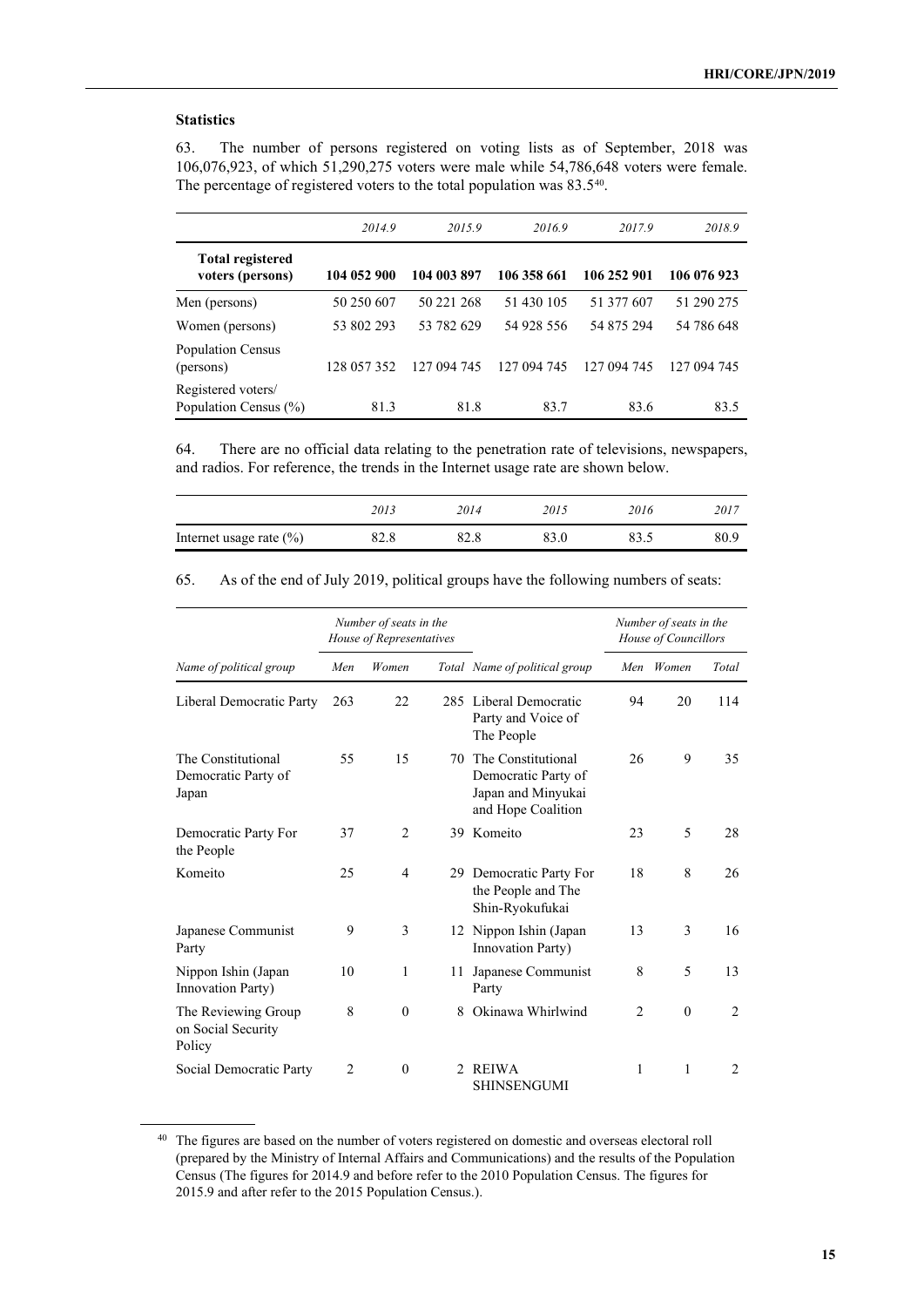**Statistics**

63. The number of persons registered on voting lists as of September, 2018 was 106,076,923, of which 51,290,275 voters were male while 54,786,648 voters were female. The percentage of registered voters to the total population was 83.5[40].

| | *2014.9* | *2015.9* | *2016.9* | *2017.9* | *2018.9* |
|---|---|---|---|---|---|
| **Total registered voters (persons)** | **104 052 900** | **104 003 897** | **106 358 661** | **106 252 901** | **106 076 923** |
| Men (persons) | 50 250 607 | 50 221 268 | 51 430 105 | 51 377 607 | 51 290 275 |
| Women (persons) | 53 802 293 | 53 782 629 | 54 928 556 | 54 875 294 | 54 786 648 |
| Population Census (persons) | 128 057 352 | 127 094 745 | 127 094 745 | 127 094 745 | 127 094 745 |
| Registered voters/ Population Census (%) | 81.3 | 81.8 | 83.7 | 83.6 | 83.5 |

64. There are no official data relating to the penetration rate of televisions, newspapers, and radios. For reference, the trends in the Internet usage rate are shown below.

| | *2013* | *2014* | *2015* | *2016* | *2017* |
|---|---|---|---|---|---|
| Internet usage rate (%) | 82.8 | 82.8 | 83.0 | 83.5 | 80.9 |

65. As of the end of July 2019, political groups have the following numbers of seats:

| | *Number of seats in the House of Representatives* | | | | *Number of seats in the House of Councillors* | | |
|---|---|---|---|---|---|---|---|
| *Name of political group* | *Men* | *Women* | *Total* | *Name of political group* | *Men* | *Women* | *Total* |
| Liberal Democratic Party | 263 | 22 | 285 | Liberal Democratic Party and Voice of The People | 94 | 20 | 114 |
| The Constitutional Democratic Party of Japan | 55 | 15 | 70 | The Constitutional Democratic Party of Japan and Minyukai and Hope Coalition | 26 | 9 | 35 |
| Democratic Party For the People | 37 | 2 | 39 | Komeito | 23 | 5 | 28 |
| Komeito | 25 | 4 | 29 | Democratic Party For the People and The Shin-Ryokufukai | 18 | 8 | 26 |
| Japanese Communist Party | 9 | 3 | 12 | Nippon Ishin (Japan Innovation Party) | 13 | 3 | 16 |
| Nippon Ishin (Japan Innovation Party) | 10 | 1 | 11 | Japanese Communist Party | 8 | 5 | 13 |
| The Reviewing Group on Social Security Policy | 8 | 0 | 8 | Okinawa Whirlwind | 2 | 0 | 2 |
| Social Democratic Party | 2 | 0 | 2 | REIWA SHINSENGUMI | 1 | 1 | 2 |

[40] The figures are based on the number of voters registered on domestic and overseas electoral roll (prepared by the Ministry of Internal Affairs and Communications) and the results of the Population Census (The figures for 2014.9 and before refer to the 2010 Population Census. The figures for 2015.9 and after refer to the 2015 Population Census.).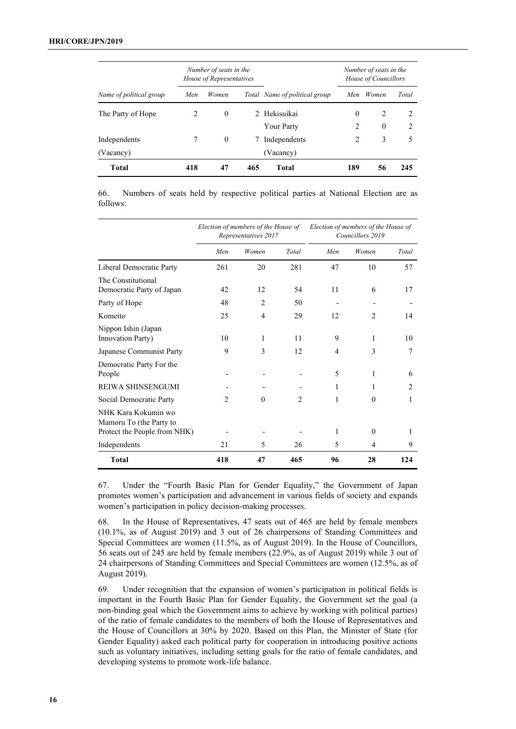| Name of political group | Number of seats in the House of Representatives | | | Name of political group | Number of seats in the House of Councillors | | |
|---|---|---|---|---|---|---|---|
| | Men | Women | Total | | Men | Women | Total |
| The Party of Hope | 2 | 0 | 2 | Hekisuikai | 0 | 2 | 2 |
| | | | | Your Party | 2 | 0 | 2 |
| Independents | 7 | 0 | 7 | Independents | 2 | 3 | 5 |
| (Vacancy) | | | | (Vacancy) | | | |
| **Total** | **418** | **47** | **465** | **Total** | **189** | **56** | **245** |

66. Numbers of seats held by respective political parties at National Election are as follows:

| | Election of members of the House of Representatives 2017 | | | Election of members of the House of Councillors 2019 | | |
|---|---|---|---|---|---|---|
| | Men | Women | Total | Men | Women | Total |
| Liberal Democratic Party | 261 | 20 | 281 | 47 | 10 | 57 |
| The Constitutional Democratic Party of Japan | 42 | 12 | 54 | 11 | 6 | 17 |
| Party of Hope | 48 | 2 | 50 | - | - | - |
| Komeito | 25 | 4 | 29 | 12 | 2 | 14 |
| Nippon Ishin (Japan Innovation Party) | 10 | 1 | 11 | 9 | 1 | 10 |
| Japanese Communist Party | 9 | 3 | 12 | 4 | 3 | 7 |
| Democratic Party For the People | - | - | - | 5 | 1 | 6 |
| REIWA SHINSENGUMI | - | - | - | 1 | 1 | 2 |
| Social Democratic Party | 2 | 0 | 2 | 1 | 0 | 1 |
| NHK Kara Kokumin wo Mamoru To (the Party to Protect the People from NHK) | - | - | - | 1 | 0 | 1 |
| Independents | 21 | 5 | 26 | 5 | 4 | 9 |
| **Total** | **418** | **47** | **465** | **96** | **28** | **124** |

67. Under the "Fourth Basic Plan for Gender Equality," the Government of Japan promotes women's participation and advancement in various fields of society and expands women's participation in policy decision-making processes.

68. In the House of Representatives, 47 seats out of 465 are held by female members (10.1%, as of August 2019) and 3 out of 26 chairpersons of Standing Committees and Special Committees are women (11.5%, as of August 2019). In the House of Councillors, 56 seats out of 245 are held by female members (22.9%, as of August 2019) while 3 out of 24 chairpersons of Standing Committees and Special Committees are women (12.5%, as of August 2019).

69. Under recognition that the expansion of women's participation in political fields is important in the Fourth Basic Plan for Gender Equality, the Government set the goal (a non-binding goal which the Government aims to achieve by working with political parties) of the ratio of female candidates to the members of both the House of Representatives and the House of Councillors at 30% by 2020. Based on this Plan, the Minister of State (for Gender Equality) asked each political party for cooperation in introducing positive actions such as voluntary initiatives, including setting goals for the ratio of female candidates, and developing systems to promote work-life balance.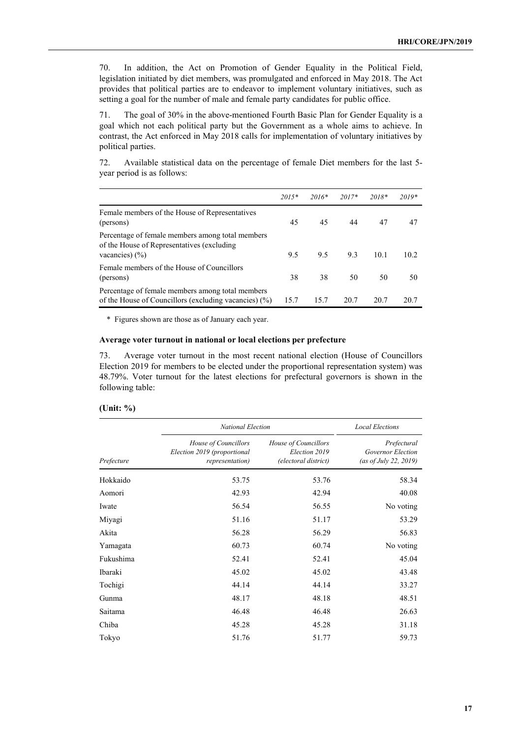70. In addition, the Act on Promotion of Gender Equality in the Political Field, legislation initiated by diet members, was promulgated and enforced in May 2018. The Act provides that political parties are to endeavor to implement voluntary initiatives, such as setting a goal for the number of male and female party candidates for public office.

71. The goal of 30% in the above-mentioned Fourth Basic Plan for Gender Equality is a goal which not each political party but the Government as a whole aims to achieve. In contrast, the Act enforced in May 2018 calls for implementation of voluntary initiatives by political parties.

72. Available statistical data on the percentage of female Diet members for the last 5-year period is as follows:

| | *2015\** | *2016\** | *2017\** | *2018\** | *2019\** |
|---|---|---|---|---|---|
| Female members of the House of Representatives (persons) | 45 | 45 | 44 | 47 | 47 |
| Percentage of female members among total members of the House of Representatives (excluding vacancies) (%) | 9.5 | 9.5 | 9.3 | 10.1 | 10.2 |
| Female members of the House of Councillors (persons) | 38 | 38 | 50 | 50 | 50 |
| Percentage of female members among total members of the House of Councillors (excluding vacancies) (%) | 15.7 | 15.7 | 20.7 | 20.7 | 20.7 |

\* Figures shown are those as of January each year.

**Average voter turnout in national or local elections per prefecture**

73. Average voter turnout in the most recent national election (House of Councillors Election 2019 for members to be elected under the proportional representation system) was 48.79%. Voter turnout for the latest elections for prefectural governors is shown in the following table:

**(Unit: %)**

| | *National Election* | | *Local Elections* |
|---|---|---|---|
| *Prefecture* | *House of Councillors Election 2019 (proportional representation)* | *House of Councillors Election 2019 (electoral district)* | *Prefectural Governor Election (as of July 22, 2019)* |
| Hokkaido | 53.75 | 53.76 | 58.34 |
| Aomori | 42.93 | 42.94 | 40.08 |
| Iwate | 56.54 | 56.55 | No voting |
| Miyagi | 51.16 | 51.17 | 53.29 |
| Akita | 56.28 | 56.29 | 56.83 |
| Yamagata | 60.73 | 60.74 | No voting |
| Fukushima | 52.41 | 52.41 | 45.04 |
| Ibaraki | 45.02 | 45.02 | 43.48 |
| Tochigi | 44.14 | 44.14 | 33.27 |
| Gunma | 48.17 | 48.18 | 48.51 |
| Saitama | 46.48 | 46.48 | 26.63 |
| Chiba | 45.28 | 45.28 | 31.18 |
| Tokyo | 51.76 | 51.77 | 59.73 |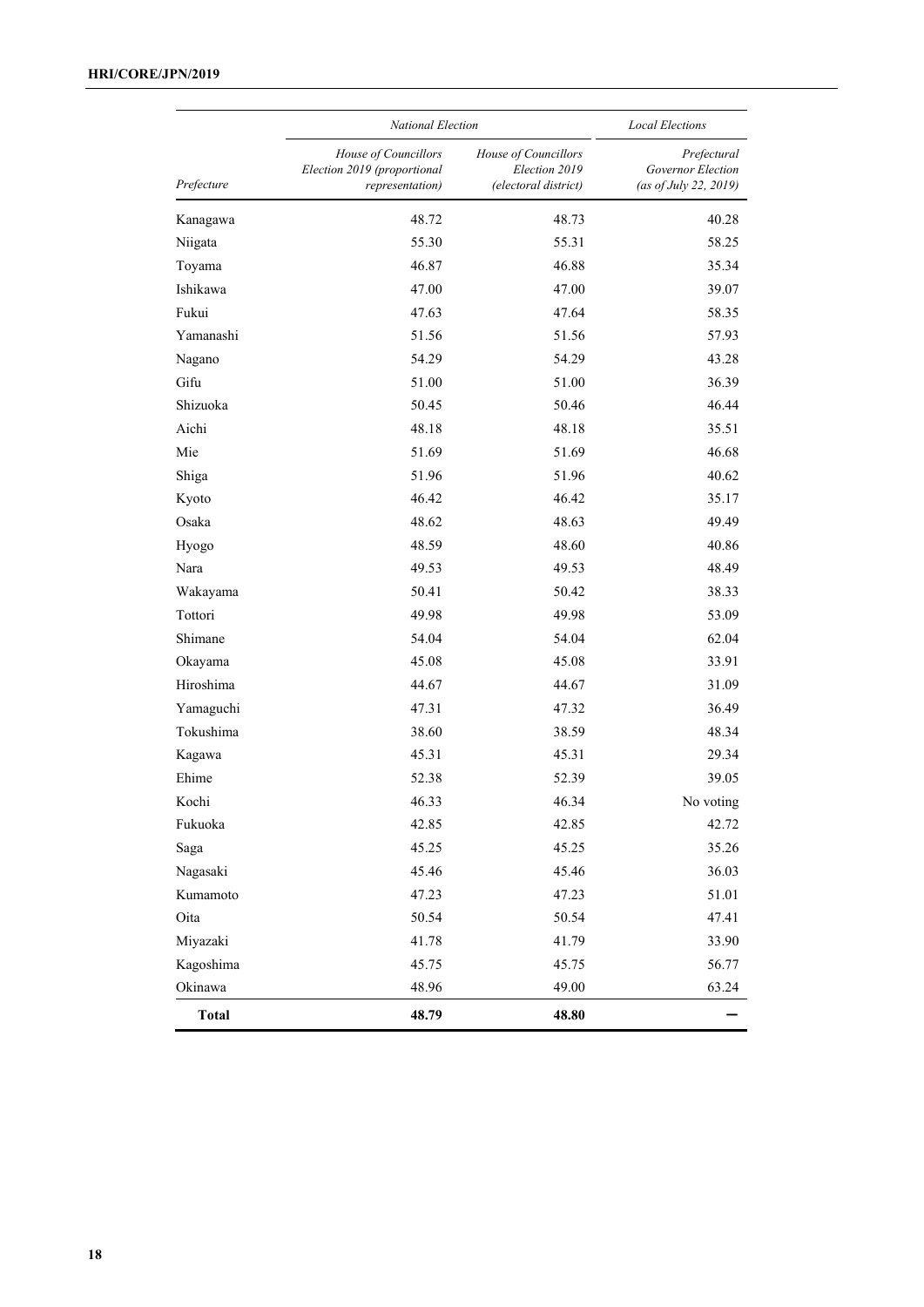| | National Election | | Local Elections |
|---|---|---|---|
| Prefecture | House of Councillors Election 2019 (proportional representation) | House of Councillors Election 2019 (electoral district) | Prefectural Governor Election (as of July 22, 2019) |
| Kanagawa | 48.72 | 48.73 | 40.28 |
| Niigata | 55.30 | 55.31 | 58.25 |
| Toyama | 46.87 | 46.88 | 35.34 |
| Ishikawa | 47.00 | 47.00 | 39.07 |
| Fukui | 47.63 | 47.64 | 58.35 |
| Yamanashi | 51.56 | 51.56 | 57.93 |
| Nagano | 54.29 | 54.29 | 43.28 |
| Gifu | 51.00 | 51.00 | 36.39 |
| Shizuoka | 50.45 | 50.46 | 46.44 |
| Aichi | 48.18 | 48.18 | 35.51 |
| Mie | 51.69 | 51.69 | 46.68 |
| Shiga | 51.96 | 51.96 | 40.62 |
| Kyoto | 46.42 | 46.42 | 35.17 |
| Osaka | 48.62 | 48.63 | 49.49 |
| Hyogo | 48.59 | 48.60 | 40.86 |
| Nara | 49.53 | 49.53 | 48.49 |
| Wakayama | 50.41 | 50.42 | 38.33 |
| Tottori | 49.98 | 49.98 | 53.09 |
| Shimane | 54.04 | 54.04 | 62.04 |
| Okayama | 45.08 | 45.08 | 33.91 |
| Hiroshima | 44.67 | 44.67 | 31.09 |
| Yamaguchi | 47.31 | 47.32 | 36.49 |
| Tokushima | 38.60 | 38.59 | 48.34 |
| Kagawa | 45.31 | 45.31 | 29.34 |
| Ehime | 52.38 | 52.39 | 39.05 |
| Kochi | 46.33 | 46.34 | No voting |
| Fukuoka | 42.85 | 42.85 | 42.72 |
| Saga | 45.25 | 45.25 | 35.26 |
| Nagasaki | 45.46 | 45.46 | 36.03 |
| Kumamoto | 47.23 | 47.23 | 51.01 |
| Oita | 50.54 | 50.54 | 47.41 |
| Miyazaki | 41.78 | 41.79 | 33.90 |
| Kagoshima | 45.75 | 45.75 | 56.77 |
| Okinawa | 48.96 | 49.00 | 63.24 |
| **Total** | **48.79** | **48.80** | − |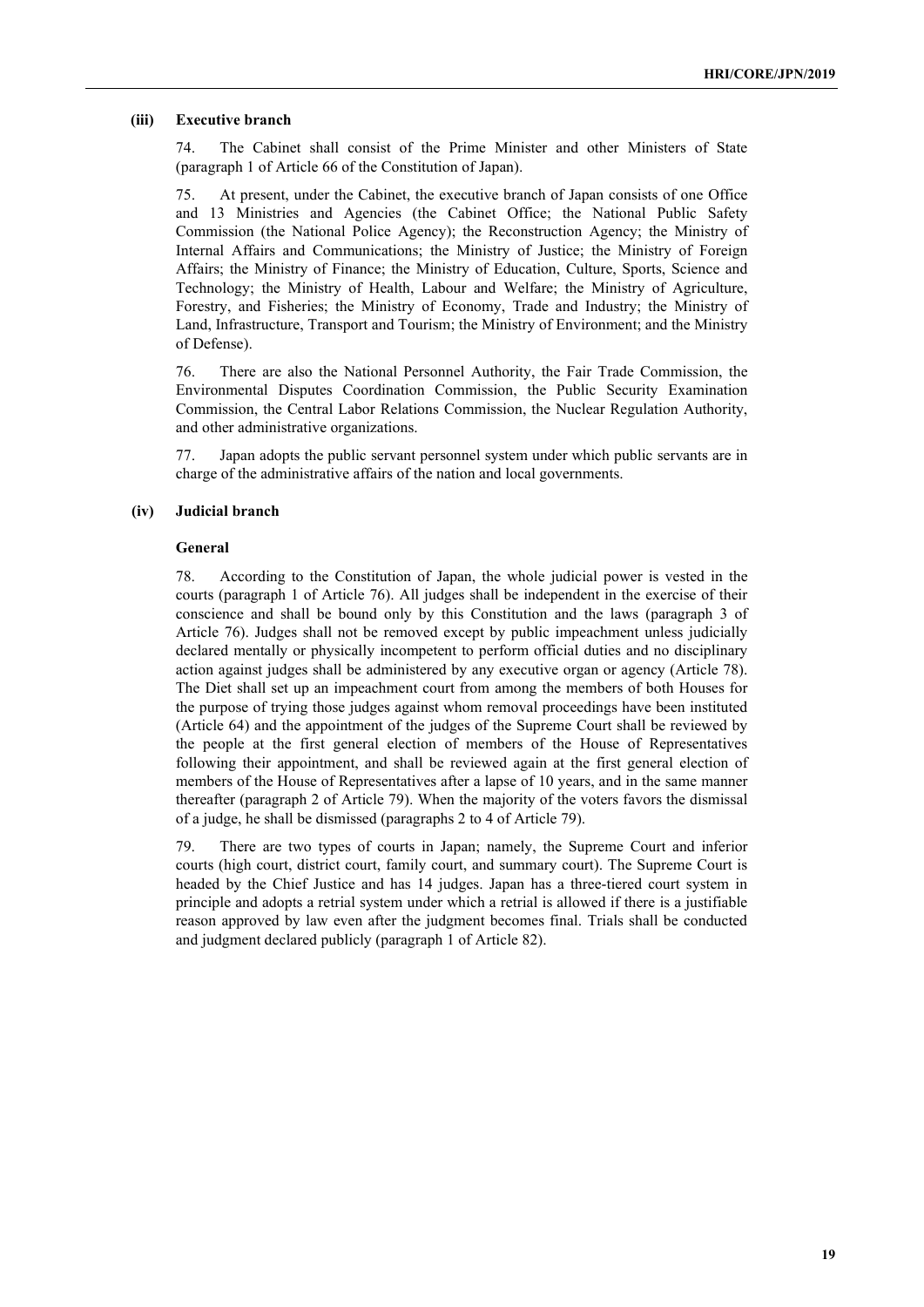#### (iii) Executive branch

74. The Cabinet shall consist of the Prime Minister and other Ministers of State (paragraph 1 of Article 66 of the Constitution of Japan).

75. At present, under the Cabinet, the executive branch of Japan consists of one Office and 13 Ministries and Agencies (the Cabinet Office; the National Public Safety Commission (the National Police Agency); the Reconstruction Agency; the Ministry of Internal Affairs and Communications; the Ministry of Justice; the Ministry of Foreign Affairs; the Ministry of Finance; the Ministry of Education, Culture, Sports, Science and Technology; the Ministry of Health, Labour and Welfare; the Ministry of Agriculture, Forestry, and Fisheries; the Ministry of Economy, Trade and Industry; the Ministry of Land, Infrastructure, Transport and Tourism; the Ministry of Environment; and the Ministry of Defense).

76. There are also the National Personnel Authority, the Fair Trade Commission, the Environmental Disputes Coordination Commission, the Public Security Examination Commission, the Central Labor Relations Commission, the Nuclear Regulation Authority, and other administrative organizations.

77. Japan adopts the public servant personnel system under which public servants are in charge of the administrative affairs of the nation and local governments.

#### (iv) Judicial branch

**General**

78. According to the Constitution of Japan, the whole judicial power is vested in the courts (paragraph 1 of Article 76). All judges shall be independent in the exercise of their conscience and shall be bound only by this Constitution and the laws (paragraph 3 of Article 76). Judges shall not be removed except by public impeachment unless judicially declared mentally or physically incompetent to perform official duties and no disciplinary action against judges shall be administered by any executive organ or agency (Article 78). The Diet shall set up an impeachment court from among the members of both Houses for the purpose of trying those judges against whom removal proceedings have been instituted (Article 64) and the appointment of the judges of the Supreme Court shall be reviewed by the people at the first general election of members of the House of Representatives following their appointment, and shall be reviewed again at the first general election of members of the House of Representatives after a lapse of 10 years, and in the same manner thereafter (paragraph 2 of Article 79). When the majority of the voters favors the dismissal of a judge, he shall be dismissed (paragraphs 2 to 4 of Article 79).

79. There are two types of courts in Japan; namely, the Supreme Court and inferior courts (high court, district court, family court, and summary court). The Supreme Court is headed by the Chief Justice and has 14 judges. Japan has a three-tiered court system in principle and adopts a retrial system under which a retrial is allowed if there is a justifiable reason approved by law even after the judgment becomes final. Trials shall be conducted and judgment declared publicly (paragraph 1 of Article 82).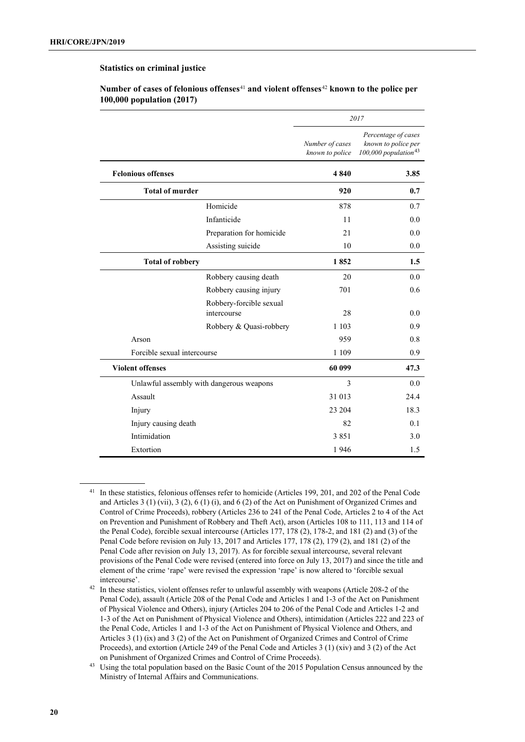**Statistics on criminal justice**

**Number of cases of felonious offenses[41] and violent offenses[42] known to the police per 100,000 population (2017)**

| | | 2017 | |
|---|---|---|---|
| | | *Number of cases known to police* | *Percentage of cases known to police per 100,000 population*[43] |
| **Felonious offenses** | | **4 840** | **3.85** |
| **Total of murder** | | **920** | **0.7** |
| | Homicide | 878 | 0.7 |
| | Infanticide | 11 | 0.0 |
| | Preparation for homicide | 21 | 0.0 |
| | Assisting suicide | 10 | 0.0 |
| **Total of robbery** | | **1 852** | **1.5** |
| | Robbery causing death | 20 | 0.0 |
| | Robbery causing injury | 701 | 0.6 |
| | Robbery-forcible sexual intercourse | 28 | 0.0 |
| | Robbery & Quasi-robbery | 1 103 | 0.9 |
| Arson | | 959 | 0.8 |
| Forcible sexual intercourse | | 1 109 | 0.9 |
| **Violent offenses** | | **60 099** | **47.3** |
| Unlawful assembly with dangerous weapons | | 3 | 0.0 |
| Assault | | 31 013 | 24.4 |
| Injury | | 23 204 | 18.3 |
| Injury causing death | | 82 | 0.1 |
| Intimidation | | 3 851 | 3.0 |
| Extortion | | 1 946 | 1.5 |

[41] In these statistics, felonious offenses refer to homicide (Articles 199, 201, and 202 of the Penal Code and Articles 3 (1) (vii), 3 (2), 6 (1) (i), and 6 (2) of the Act on Punishment of Organized Crimes and Control of Crime Proceeds), robbery (Articles 236 to 241 of the Penal Code, Articles 2 to 4 of the Act on Prevention and Punishment of Robbery and Theft Act), arson (Articles 108 to 111, 113 and 114 of the Penal Code), forcible sexual intercourse (Articles 177, 178 (2), 178-2, and 181 (2) and (3) of the Penal Code before revision on July 13, 2017 and Articles 177, 178 (2), 179 (2), and 181 (2) of the Penal Code after revision on July 13, 2017). As for forcible sexual intercourse, several relevant provisions of the Penal Code were revised (entered into force on July 13, 2017) and since the title and element of the crime 'rape' were revised the expression 'rape' is now altered to 'forcible sexual intercourse'.

[42] In these statistics, violent offenses refer to unlawful assembly with weapons (Article 208-2 of the Penal Code), assault (Article 208 of the Penal Code and Articles 1 and 1-3 of the Act on Punishment of Physical Violence and Others), injury (Articles 204 to 206 of the Penal Code and Articles 1-2 and 1-3 of the Act on Punishment of Physical Violence and Others), intimidation (Articles 222 and 223 of the Penal Code, Articles 1 and 1-3 of the Act on Punishment of Physical Violence and Others, and Articles 3 (1) (ix) and 3 (2) of the Act on Punishment of Organized Crimes and Control of Crime Proceeds), and extortion (Article 249 of the Penal Code and Articles 3 (1) (xiv) and 3 (2) of the Act on Punishment of Organized Crimes and Control of Crime Proceeds).

[43] Using the total population based on the Basic Count of the 2015 Population Census announced by the Ministry of Internal Affairs and Communications.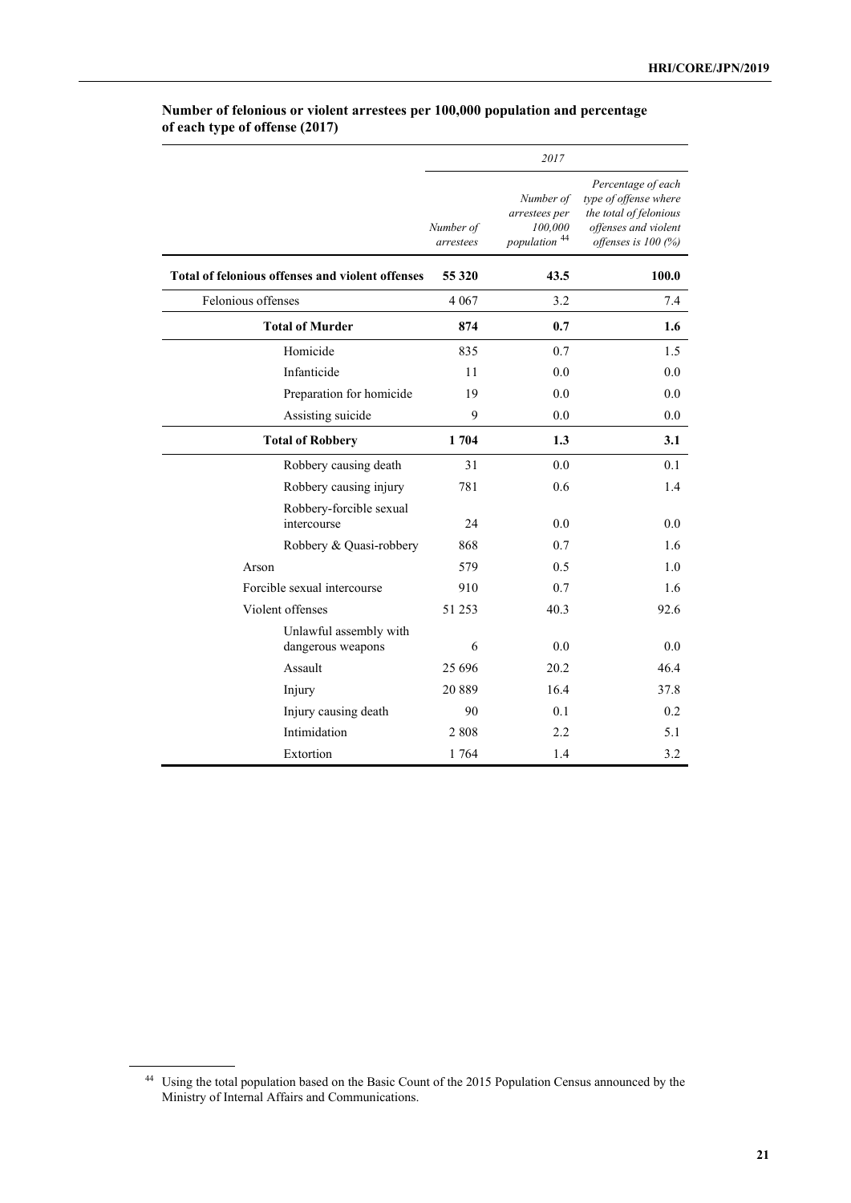**Number of felonious or violent arrestees per 100,000 population and percentage of each type of offense (2017)**

| | 2017 | | |
|---|---|---|---|
| | *Number of arrestees* | *Number of arrestees per 100,000 population* [44] | *Percentage of each type of offense where the total of felonious offenses and violent offenses is 100 (%)* |
| **Total of felonious offenses and violent offenses** | **55 320** | **43.5** | **100.0** |
| Felonious offenses | 4 067 | 3.2 | 7.4 |
| **Total of Murder** | **874** | **0.7** | **1.6** |
| Homicide | 835 | 0.7 | 1.5 |
| Infanticide | 11 | 0.0 | 0.0 |
| Preparation for homicide | 19 | 0.0 | 0.0 |
| Assisting suicide | 9 | 0.0 | 0.0 |
| **Total of Robbery** | **1 704** | **1.3** | **3.1** |
| Robbery causing death | 31 | 0.0 | 0.1 |
| Robbery causing injury | 781 | 0.6 | 1.4 |
| Robbery-forcible sexual intercourse | 24 | 0.0 | 0.0 |
| Robbery & Quasi-robbery | 868 | 0.7 | 1.6 |
| Arson | 579 | 0.5 | 1.0 |
| Forcible sexual intercourse | 910 | 0.7 | 1.6 |
| Violent offenses | 51 253 | 40.3 | 92.6 |
| Unlawful assembly with dangerous weapons | 6 | 0.0 | 0.0 |
| Assault | 25 696 | 20.2 | 46.4 |
| Injury | 20 889 | 16.4 | 37.8 |
| Injury causing death | 90 | 0.1 | 0.2 |
| Intimidation | 2 808 | 2.2 | 5.1 |
| Extortion | 1 764 | 1.4 | 3.2 |

[44] Using the total population based on the Basic Count of the 2015 Population Census announced by the Ministry of Internal Affairs and Communications.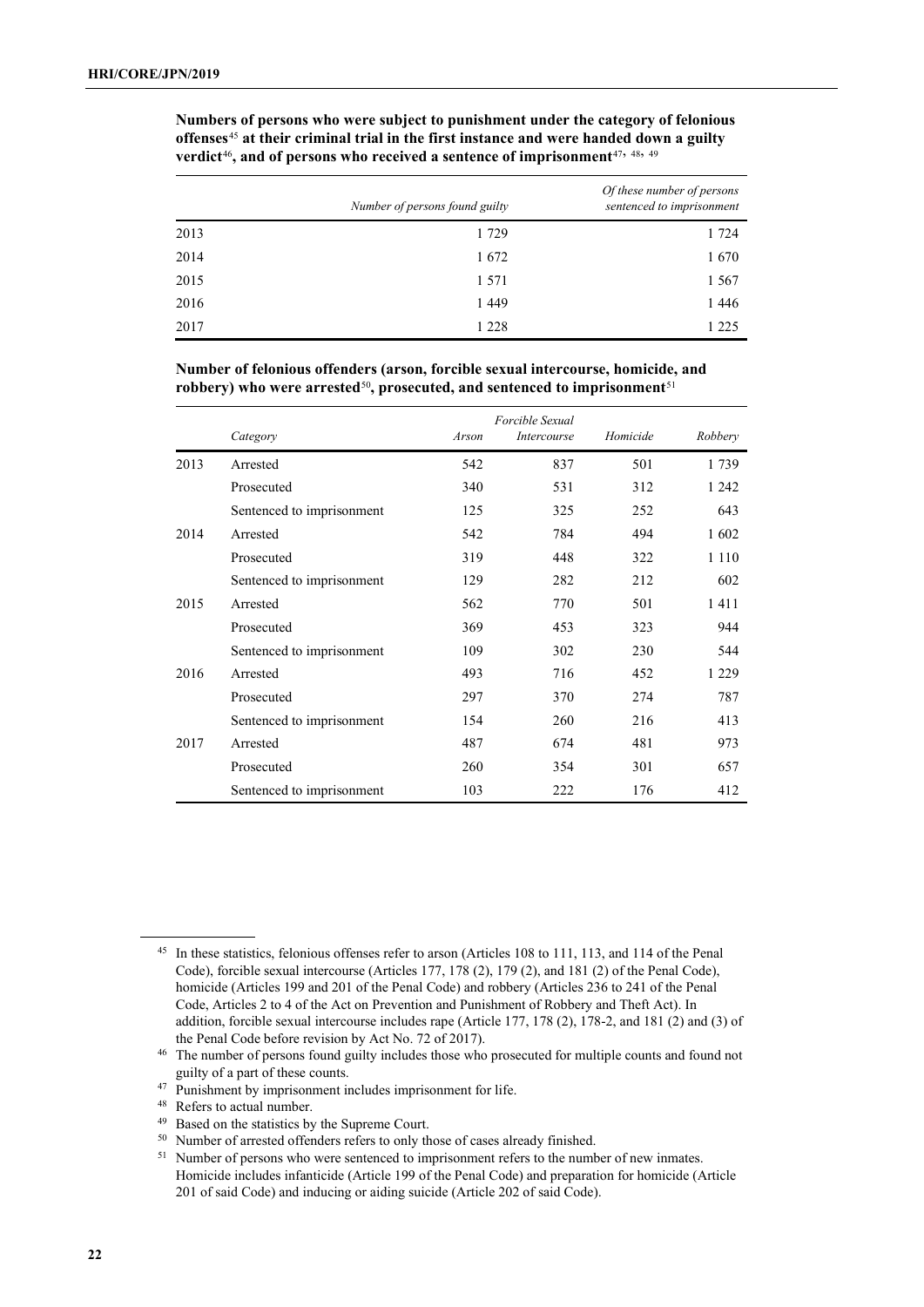**Numbers of persons who were subject to punishment under the category of felonious offenses[45] at their criminal trial in the first instance and were handed down a guilty verdict[46], and of persons who received a sentence of imprisonment[47, 48, 49]**

| | *Number of persons found guilty* | *Of these number of persons sentenced to imprisonment* |
|---|---|---|
| 2013 | 1 729 | 1 724 |
| 2014 | 1 672 | 1 670 |
| 2015 | 1 571 | 1 567 |
| 2016 | 1 449 | 1 446 |
| 2017 | 1 228 | 1 225 |

**Number of felonious offenders (arson, forcible sexual intercourse, homicide, and robbery) who were arrested[50], prosecuted, and sentenced to imprisonment[51]**

| | *Category* | *Arson* | *Forcible Sexual Intercourse* | *Homicide* | *Robbery* |
|---|---|---|---|---|---|
| 2013 | Arrested | 542 | 837 | 501 | 1 739 |
| | Prosecuted | 340 | 531 | 312 | 1 242 |
| | Sentenced to imprisonment | 125 | 325 | 252 | 643 |
| 2014 | Arrested | 542 | 784 | 494 | 1 602 |
| | Prosecuted | 319 | 448 | 322 | 1 110 |
| | Sentenced to imprisonment | 129 | 282 | 212 | 602 |
| 2015 | Arrested | 562 | 770 | 501 | 1 411 |
| | Prosecuted | 369 | 453 | 323 | 944 |
| | Sentenced to imprisonment | 109 | 302 | 230 | 544 |
| 2016 | Arrested | 493 | 716 | 452 | 1 229 |
| | Prosecuted | 297 | 370 | 274 | 787 |
| | Sentenced to imprisonment | 154 | 260 | 216 | 413 |
| 2017 | Arrested | 487 | 674 | 481 | 973 |
| | Prosecuted | 260 | 354 | 301 | 657 |
| | Sentenced to imprisonment | 103 | 222 | 176 | 412 |

---

[45] In these statistics, felonious offenses refer to arson (Articles 108 to 111, 113, and 114 of the Penal Code), forcible sexual intercourse (Articles 177, 178 (2), 179 (2), and 181 (2) of the Penal Code), homicide (Articles 199 and 201 of the Penal Code) and robbery (Articles 236 to 241 of the Penal Code, Articles 2 to 4 of the Act on Prevention and Punishment of Robbery and Theft Act). In addition, forcible sexual intercourse includes rape (Article 177, 178 (2), 178-2, and 181 (2) and (3) of the Penal Code before revision by Act No. 72 of 2017).

[46] The number of persons found guilty includes those who prosecuted for multiple counts and found not guilty of a part of these counts.

[47] Punishment by imprisonment includes imprisonment for life.

[48] Refers to actual number.

[49] Based on the statistics by the Supreme Court.

[50] Number of arrested offenders refers to only those of cases already finished.

[51] Number of persons who were sentenced to imprisonment refers to the number of new inmates. Homicide includes infanticide (Article 199 of the Penal Code) and preparation for homicide (Article 201 of said Code) and inducing or aiding suicide (Article 202 of said Code).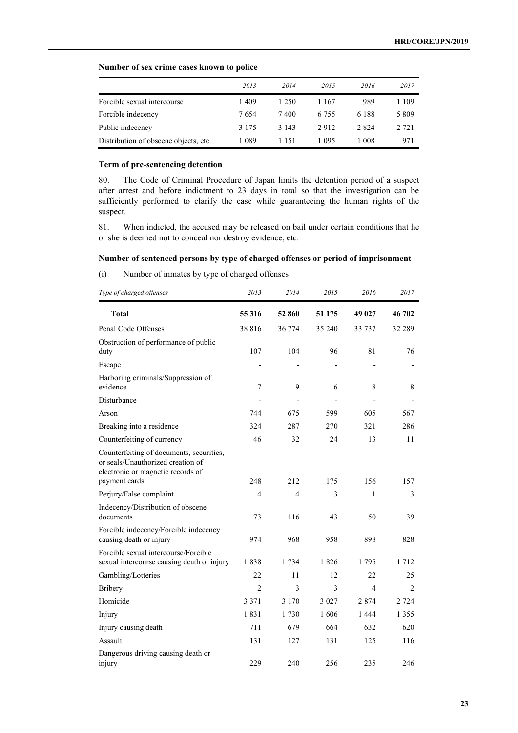**Number of sex crime cases known to police**

| | 2013 | 2014 | 2015 | 2016 | 2017 |
|---|---|---|---|---|---|
| Forcible sexual intercourse | 1 409 | 1 250 | 1 167 | 989 | 1 109 |
| Forcible indecency | 7 654 | 7 400 | 6 755 | 6 188 | 5 809 |
| Public indecency | 3 175 | 3 143 | 2 912 | 2 824 | 2 721 |
| Distribution of obscene objects, etc. | 1 089 | 1 151 | 1 095 | 1 008 | 971 |

**Term of pre-sentencing detention**

80. The Code of Criminal Procedure of Japan limits the detention period of a suspect after arrest and before indictment to 23 days in total so that the investigation can be sufficiently performed to clarify the case while guaranteeing the human rights of the suspect.

81. When indicted, the accused may be released on bail under certain conditions that he or she is deemed not to conceal nor destroy evidence, etc.

**Number of sentenced persons by type of charged offenses or period of imprisonment**

(i) Number of inmates by type of charged offenses

| *Type of charged offenses* | *2013* | *2014* | *2015* | *2016* | *2017* |
|---|---|---|---|---|---|
| **Total** | **55 316** | **52 860** | **51 175** | **49 027** | **46 702** |
| Penal Code Offenses | 38 816 | 36 774 | 35 240 | 33 737 | 32 289 |
| Obstruction of performance of public duty | 107 | 104 | 96 | 81 | 76 |
| Escape | - | - | - | - | - |
| Harboring criminals/Suppression of evidence | 7 | 9 | 6 | 8 | 8 |
| Disturbance | - | - | - | - | - |
| Arson | 744 | 675 | 599 | 605 | 567 |
| Breaking into a residence | 324 | 287 | 270 | 321 | 286 |
| Counterfeiting of currency | 46 | 32 | 24 | 13 | 11 |
| Counterfeiting of documents, securities, or seals/Unauthorized creation of electronic or magnetic records of payment cards | 248 | 212 | 175 | 156 | 157 |
| Perjury/False complaint | 4 | 4 | 3 | 1 | 3 |
| Indecency/Distribution of obscene documents | 73 | 116 | 43 | 50 | 39 |
| Forcible indecency/Forcible indecency causing death or injury | 974 | 968 | 958 | 898 | 828 |
| Forcible sexual intercourse/Forcible sexual intercourse causing death or injury | 1 838 | 1 734 | 1 826 | 1 795 | 1 712 |
| Gambling/Lotteries | 22 | 11 | 12 | 22 | 25 |
| Bribery | 2 | 3 | 3 | 4 | 2 |
| Homicide | 3 371 | 3 170 | 3 027 | 2 874 | 2 724 |
| Injury | 1 831 | 1 730 | 1 606 | 1 444 | 1 355 |
| Injury causing death | 711 | 679 | 664 | 632 | 620 |
| Assault | 131 | 127 | 131 | 125 | 116 |
| Dangerous driving causing death or injury | 229 | 240 | 256 | 235 | 246 |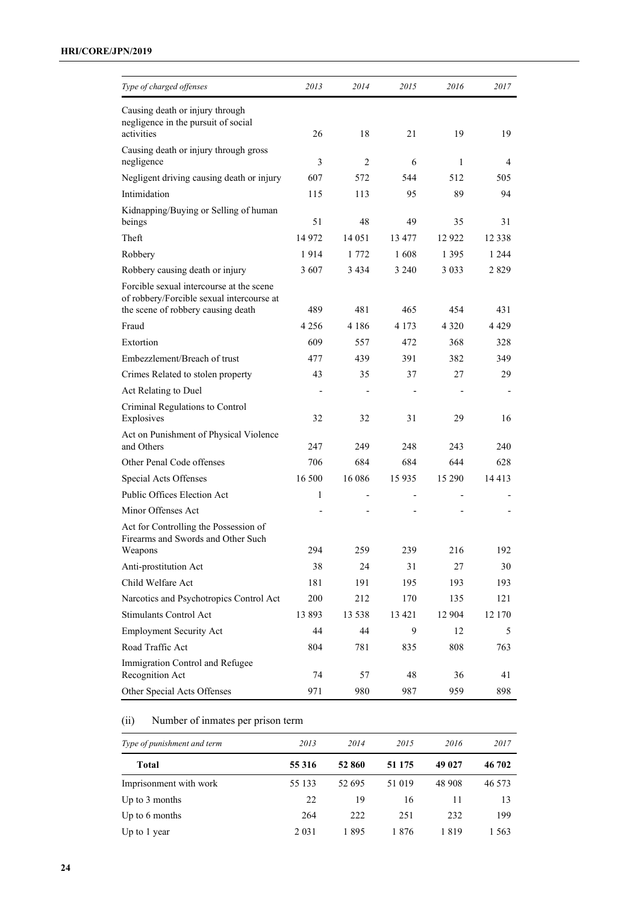| *Type of charged offenses* | *2013* | *2014* | *2015* | *2016* | *2017* |
|---|---|---|---|---|---|
| Causing death or injury through negligence in the pursuit of social activities | 26 | 18 | 21 | 19 | 19 |
| Causing death or injury through gross negligence | 3 | 2 | 6 | 1 | 4 |
| Negligent driving causing death or injury | 607 | 572 | 544 | 512 | 505 |
| Intimidation | 115 | 113 | 95 | 89 | 94 |
| Kidnapping/Buying or Selling of human beings | 51 | 48 | 49 | 35 | 31 |
| Theft | 14 972 | 14 051 | 13 477 | 12 922 | 12 338 |
| Robbery | 1 914 | 1 772 | 1 608 | 1 395 | 1 244 |
| Robbery causing death or injury | 3 607 | 3 434 | 3 240 | 3 033 | 2 829 |
| Forcible sexual intercourse at the scene of robbery/Forcible sexual intercourse at the scene of robbery causing death | 489 | 481 | 465 | 454 | 431 |
| Fraud | 4 256 | 4 186 | 4 173 | 4 320 | 4 429 |
| Extortion | 609 | 557 | 472 | 368 | 328 |
| Embezzlement/Breach of trust | 477 | 439 | 391 | 382 | 349 |
| Crimes Related to stolen property | 43 | 35 | 37 | 27 | 29 |
| Act Relating to Duel | - | - | - | - | - |
| Criminal Regulations to Control Explosives | 32 | 32 | 31 | 29 | 16 |
| Act on Punishment of Physical Violence and Others | 247 | 249 | 248 | 243 | 240 |
| Other Penal Code offenses | 706 | 684 | 684 | 644 | 628 |
| Special Acts Offenses | 16 500 | 16 086 | 15 935 | 15 290 | 14 413 |
| Public Offices Election Act | 1 | - | - | - | - |
| Minor Offenses Act | - | - | - | - | - |
| Act for Controlling the Possession of Firearms and Swords and Other Such Weapons | 294 | 259 | 239 | 216 | 192 |
| Anti-prostitution Act | 38 | 24 | 31 | 27 | 30 |
| Child Welfare Act | 181 | 191 | 195 | 193 | 193 |
| Narcotics and Psychotropics Control Act | 200 | 212 | 170 | 135 | 121 |
| Stimulants Control Act | 13 893 | 13 538 | 13 421 | 12 904 | 12 170 |
| Employment Security Act | 44 | 44 | 9 | 12 | 5 |
| Road Traffic Act | 804 | 781 | 835 | 808 | 763 |
| Immigration Control and Refugee Recognition Act | 74 | 57 | 48 | 36 | 41 |
| Other Special Acts Offenses | 971 | 980 | 987 | 959 | 898 |

(ii) Number of inmates per prison term

| *Type of punishment and term* | *2013* | *2014* | *2015* | *2016* | *2017* |
|---|---|---|---|---|---|
| **Total** | **55 316** | **52 860** | **51 175** | **49 027** | **46 702** |
| Imprisonment with work | 55 133 | 52 695 | 51 019 | 48 908 | 46 573 |
| Up to 3 months | 22 | 19 | 16 | 11 | 13 |
| Up to 6 months | 264 | 222 | 251 | 232 | 199 |
| Up to 1 year | 2 031 | 1 895 | 1 876 | 1 819 | 1 563 |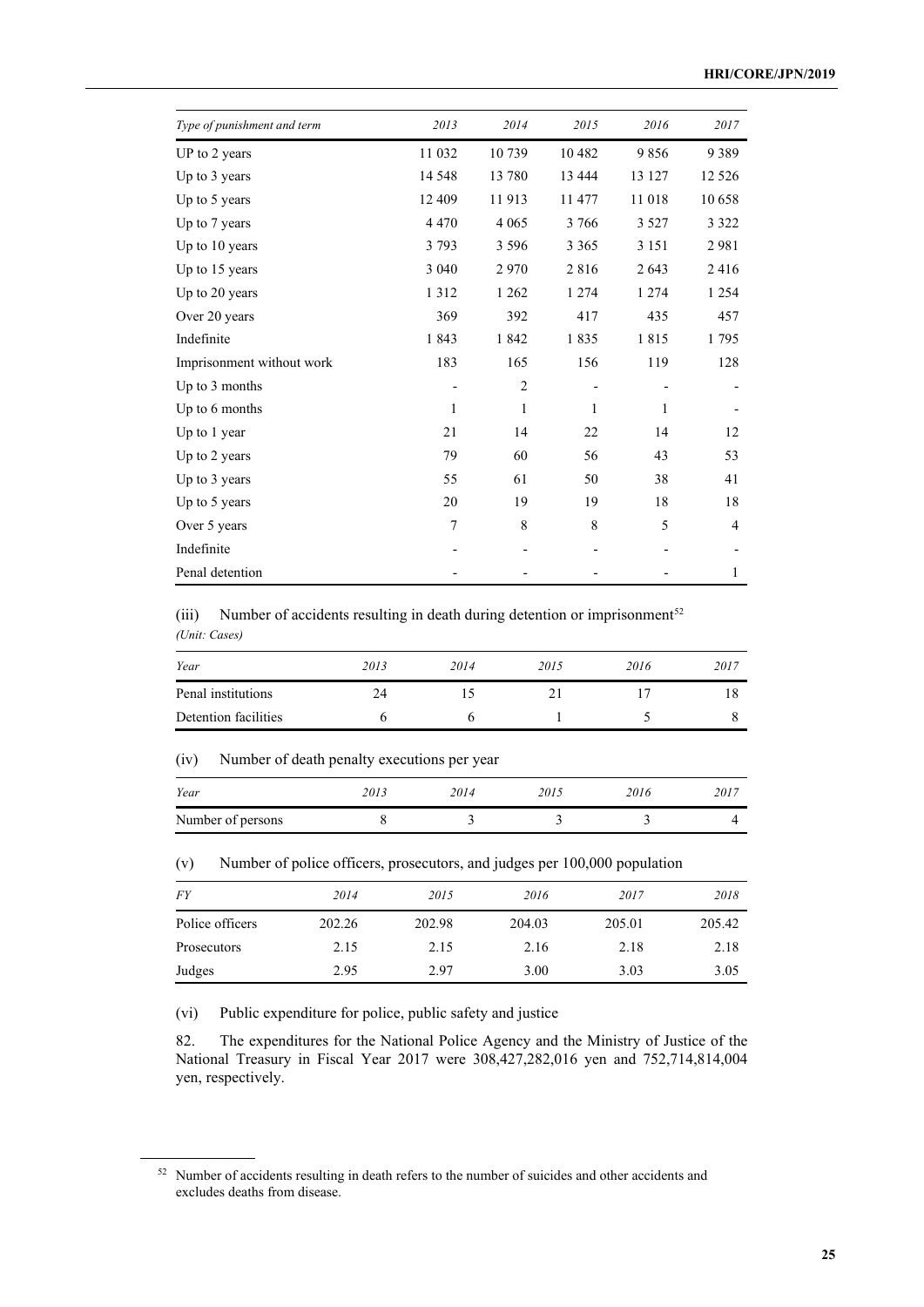| Type of punishment and term | 2013 | 2014 | 2015 | 2016 | 2017 |
|---|---|---|---|---|---|
| UP to 2 years | 11 032 | 10 739 | 10 482 | 9 856 | 9 389 |
| Up to 3 years | 14 548 | 13 780 | 13 444 | 13 127 | 12 526 |
| Up to 5 years | 12 409 | 11 913 | 11 477 | 11 018 | 10 658 |
| Up to 7 years | 4 470 | 4 065 | 3 766 | 3 527 | 3 322 |
| Up to 10 years | 3 793 | 3 596 | 3 365 | 3 151 | 2 981 |
| Up to 15 years | 3 040 | 2 970 | 2 816 | 2 643 | 2 416 |
| Up to 20 years | 1 312 | 1 262 | 1 274 | 1 274 | 1 254 |
| Over 20 years | 369 | 392 | 417 | 435 | 457 |
| Indefinite | 1 843 | 1 842 | 1 835 | 1 815 | 1 795 |
| Imprisonment without work | 183 | 165 | 156 | 119 | 128 |
| Up to 3 months | - | 2 | - | - | - |
| Up to 6 months | 1 | 1 | 1 | 1 | - |
| Up to 1 year | 21 | 14 | 22 | 14 | 12 |
| Up to 2 years | 79 | 60 | 56 | 43 | 53 |
| Up to 3 years | 55 | 61 | 50 | 38 | 41 |
| Up to 5 years | 20 | 19 | 19 | 18 | 18 |
| Over 5 years | 7 | 8 | 8 | 5 | 4 |
| Indefinite | - | - | - | - | - |
| Penal detention | - | - | - | - | 1 |

(iii) Number of accidents resulting in death during detention or imprisonment[52]

*(Unit: Cases)*

| Year | 2013 | 2014 | 2015 | 2016 | 2017 |
|---|---|---|---|---|---|
| Penal institutions | 24 | 15 | 21 | 17 | 18 |
| Detention facilities | 6 | 6 | 1 | 5 | 8 |

(iv) Number of death penalty executions per year

| Year | 2013 | 2014 | 2015 | 2016 | 2017 |
|---|---|---|---|---|---|
| Number of persons | 8 | 3 | 3 | 3 | 4 |

(v) Number of police officers, prosecutors, and judges per 100,000 population

| FY | 2014 | 2015 | 2016 | 2017 | 2018 |
|---|---|---|---|---|---|
| Police officers | 202.26 | 202.98 | 204.03 | 205.01 | 205.42 |
| Prosecutors | 2.15 | 2.15 | 2.16 | 2.18 | 2.18 |
| Judges | 2.95 | 2.97 | 3.00 | 3.03 | 3.05 |

(vi) Public expenditure for police, public safety and justice

82. The expenditures for the National Police Agency and the Ministry of Justice of the National Treasury in Fiscal Year 2017 were 308,427,282,016 yen and 752,714,814,004 yen, respectively.

[52] Number of accidents resulting in death refers to the number of suicides and other accidents and excludes deaths from disease.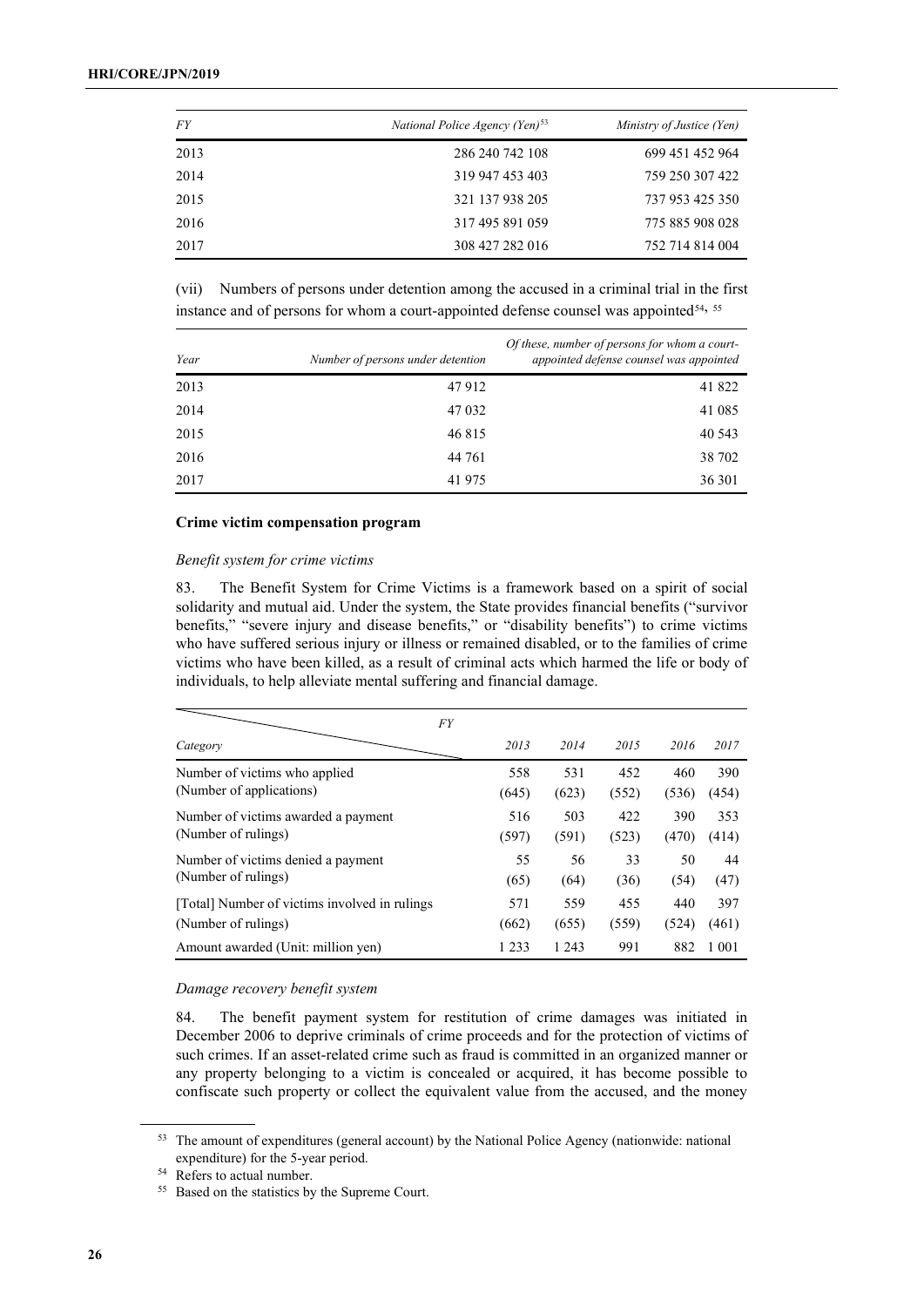| *FY* | *National Police Agency (Yen)*[53] | *Ministry of Justice (Yen)* |
|---|---|---|
| 2013 | 286 240 742 108 | 699 451 452 964 |
| 2014 | 319 947 453 403 | 759 250 307 422 |
| 2015 | 321 137 938 205 | 737 953 425 350 |
| 2016 | 317 495 891 059 | 775 885 908 028 |
| 2017 | 308 427 282 016 | 752 714 814 004 |

(vii) Numbers of persons under detention among the accused in a criminal trial in the first instance and of persons for whom a court-appointed defense counsel was appointed[54, 55]

| *Year* | *Number of persons under detention* | *Of these, number of persons for whom a court-appointed defense counsel was appointed* |
|---|---|---|
| 2013 | 47 912 | 41 822 |
| 2014 | 47 032 | 41 085 |
| 2015 | 46 815 | 40 543 |
| 2016 | 44 761 | 38 702 |
| 2017 | 41 975 | 36 301 |

**Crime victim compensation program**

*Benefit system for crime victims*

83. The Benefit System for Crime Victims is a framework based on a spirit of social solidarity and mutual aid. Under the system, the State provides financial benefits ("survivor benefits," "severe injury and disease benefits," or "disability benefits") to crime victims who have suffered serious injury or illness or remained disabled, or to the families of crime victims who have been killed, as a result of criminal acts which harmed the life or body of individuals, to help alleviate mental suffering and financial damage.

| *Category* \ *FY* | *2013* | *2014* | *2015* | *2016* | *2017* |
|---|---|---|---|---|---|
| Number of victims who applied (Number of applications) | 558 (645) | 531 (623) | 452 (552) | 460 (536) | 390 (454) |
| Number of victims awarded a payment (Number of rulings) | 516 (597) | 503 (591) | 422 (523) | 390 (470) | 353 (414) |
| Number of victims denied a payment (Number of rulings) | 55 (65) | 56 (64) | 33 (36) | 50 (54) | 44 (47) |
| [Total] Number of victims involved in rulings (Number of rulings) | 571 (662) | 559 (655) | 455 (559) | 440 (524) | 397 (461) |
| Amount awarded (Unit: million yen) | 1 233 | 1 243 | 991 | 882 | 1 001 |

*Damage recovery benefit system*

84. The benefit payment system for restitution of crime damages was initiated in December 2006 to deprive criminals of crime proceeds and for the protection of victims of such crimes. If an asset-related crime such as fraud is committed in an organized manner or any property belonging to a victim is concealed or acquired, it has become possible to confiscate such property or collect the equivalent value from the accused, and the money

[53] The amount of expenditures (general account) by the National Police Agency (nationwide: national expenditure) for the 5-year period.

[54] Refers to actual number.

[55] Based on the statistics by the Supreme Court.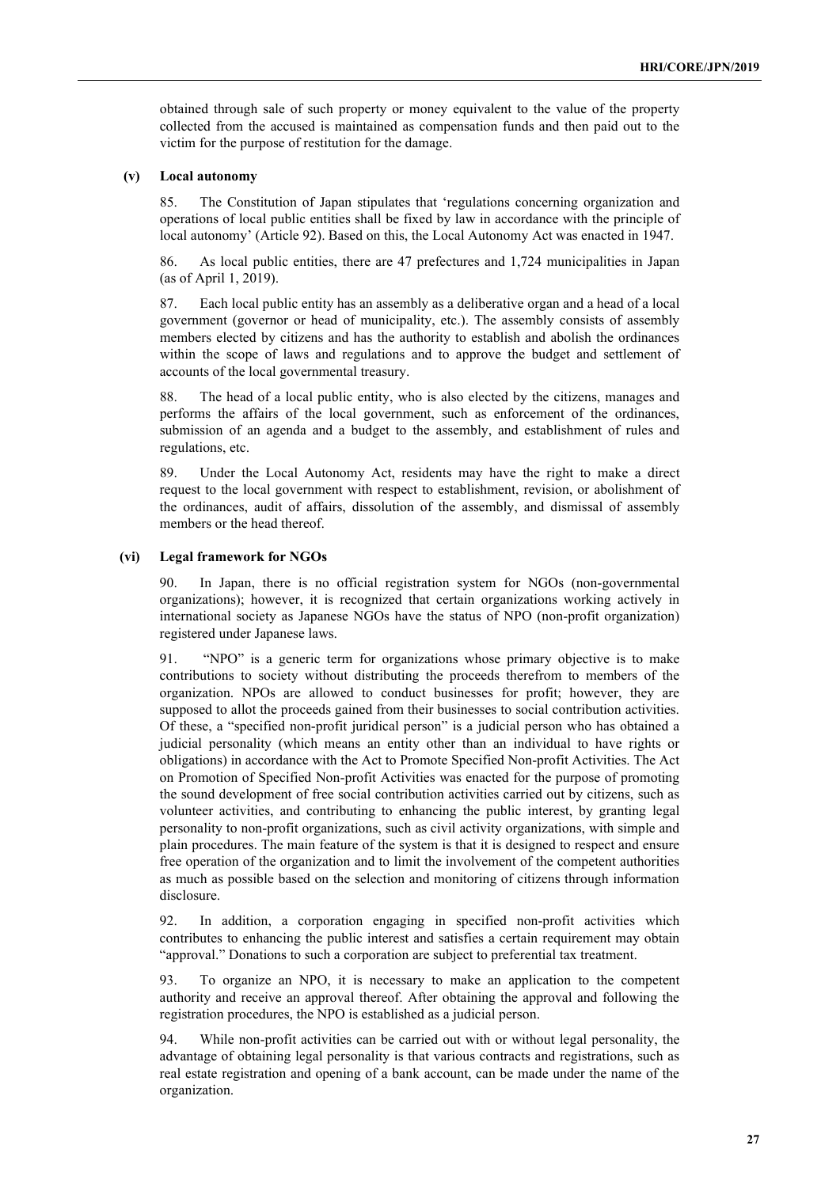obtained through sale of such property or money equivalent to the value of the property collected from the accused is maintained as compensation funds and then paid out to the victim for the purpose of restitution for the damage.

#### (v) Local autonomy

85. The Constitution of Japan stipulates that 'regulations concerning organization and operations of local public entities shall be fixed by law in accordance with the principle of local autonomy' (Article 92). Based on this, the Local Autonomy Act was enacted in 1947.

86. As local public entities, there are 47 prefectures and 1,724 municipalities in Japan (as of April 1, 2019).

87. Each local public entity has an assembly as a deliberative organ and a head of a local government (governor or head of municipality, etc.). The assembly consists of assembly members elected by citizens and has the authority to establish and abolish the ordinances within the scope of laws and regulations and to approve the budget and settlement of accounts of the local governmental treasury.

88. The head of a local public entity, who is also elected by the citizens, manages and performs the affairs of the local government, such as enforcement of the ordinances, submission of an agenda and a budget to the assembly, and establishment of rules and regulations, etc.

89. Under the Local Autonomy Act, residents may have the right to make a direct request to the local government with respect to establishment, revision, or abolishment of the ordinances, audit of affairs, dissolution of the assembly, and dismissal of assembly members or the head thereof.

#### (vi) Legal framework for NGOs

90. In Japan, there is no official registration system for NGOs (non-governmental organizations); however, it is recognized that certain organizations working actively in international society as Japanese NGOs have the status of NPO (non-profit organization) registered under Japanese laws.

91. "NPO" is a generic term for organizations whose primary objective is to make contributions to society without distributing the proceeds therefrom to members of the organization. NPOs are allowed to conduct businesses for profit; however, they are supposed to allot the proceeds gained from their businesses to social contribution activities. Of these, a "specified non-profit juridical person" is a judicial person who has obtained a judicial personality (which means an entity other than an individual to have rights or obligations) in accordance with the Act to Promote Specified Non-profit Activities. The Act on Promotion of Specified Non-profit Activities was enacted for the purpose of promoting the sound development of free social contribution activities carried out by citizens, such as volunteer activities, and contributing to enhancing the public interest, by granting legal personality to non-profit organizations, such as civil activity organizations, with simple and plain procedures. The main feature of the system is that it is designed to respect and ensure free operation of the organization and to limit the involvement of the competent authorities as much as possible based on the selection and monitoring of citizens through information disclosure.

92. In addition, a corporation engaging in specified non-profit activities which contributes to enhancing the public interest and satisfies a certain requirement may obtain "approval." Donations to such a corporation are subject to preferential tax treatment.

93. To organize an NPO, it is necessary to make an application to the competent authority and receive an approval thereof. After obtaining the approval and following the registration procedures, the NPO is established as a judicial person.

94. While non-profit activities can be carried out with or without legal personality, the advantage of obtaining legal personality is that various contracts and registrations, such as real estate registration and opening of a bank account, can be made under the name of the organization.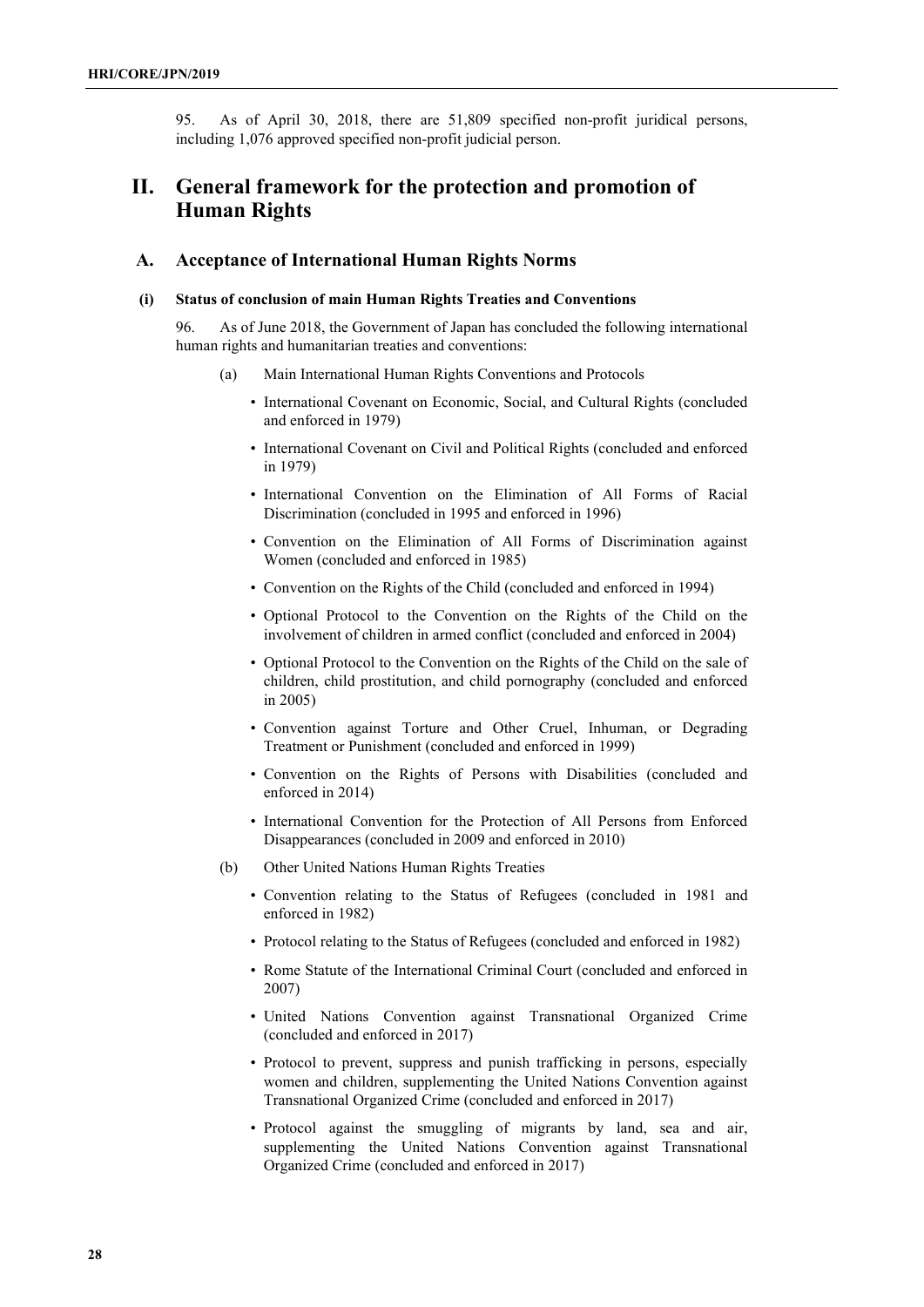95. As of April 30, 2018, there are 51,809 specified non-profit juridical persons, including 1,076 approved specified non-profit judicial person.

# II. General framework for the protection and promotion of Human Rights

## A. Acceptance of International Human Rights Norms

### (i) Status of conclusion of main Human Rights Treaties and Conventions

96. As of June 2018, the Government of Japan has concluded the following international human rights and humanitarian treaties and conventions:

(a) Main International Human Rights Conventions and Protocols

- International Covenant on Economic, Social, and Cultural Rights (concluded and enforced in 1979)
- International Covenant on Civil and Political Rights (concluded and enforced in 1979)
- International Convention on the Elimination of All Forms of Racial Discrimination (concluded in 1995 and enforced in 1996)
- Convention on the Elimination of All Forms of Discrimination against Women (concluded and enforced in 1985)
- Convention on the Rights of the Child (concluded and enforced in 1994)
- Optional Protocol to the Convention on the Rights of the Child on the involvement of children in armed conflict (concluded and enforced in 2004)
- Optional Protocol to the Convention on the Rights of the Child on the sale of children, child prostitution, and child pornography (concluded and enforced in 2005)
- Convention against Torture and Other Cruel, Inhuman, or Degrading Treatment or Punishment (concluded and enforced in 1999)
- Convention on the Rights of Persons with Disabilities (concluded and enforced in 2014)
- International Convention for the Protection of All Persons from Enforced Disappearances (concluded in 2009 and enforced in 2010)

(b) Other United Nations Human Rights Treaties

- Convention relating to the Status of Refugees (concluded in 1981 and enforced in 1982)
- Protocol relating to the Status of Refugees (concluded and enforced in 1982)
- Rome Statute of the International Criminal Court (concluded and enforced in 2007)
- United Nations Convention against Transnational Organized Crime (concluded and enforced in 2017)
- Protocol to prevent, suppress and punish trafficking in persons, especially women and children, supplementing the United Nations Convention against Transnational Organized Crime (concluded and enforced in 2017)
- Protocol against the smuggling of migrants by land, sea and air, supplementing the United Nations Convention against Transnational Organized Crime (concluded and enforced in 2017)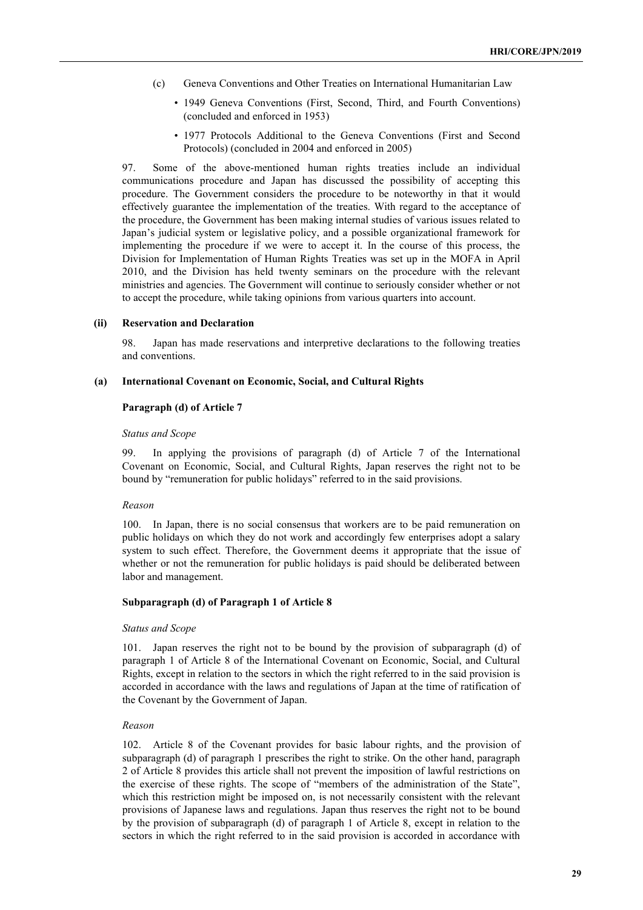(c) Geneva Conventions and Other Treaties on International Humanitarian Law

- 1949 Geneva Conventions (First, Second, Third, and Fourth Conventions) (concluded and enforced in 1953)
- 1977 Protocols Additional to the Geneva Conventions (First and Second Protocols) (concluded in 2004 and enforced in 2005)

97. Some of the above-mentioned human rights treaties include an individual communications procedure and Japan has discussed the possibility of accepting this procedure. The Government considers the procedure to be noteworthy in that it would effectively guarantee the implementation of the treaties. With regard to the acceptance of the procedure, the Government has been making internal studies of various issues related to Japan's judicial system or legislative policy, and a possible organizational framework for implementing the procedure if we were to accept it. In the course of this process, the Division for Implementation of Human Rights Treaties was set up in the MOFA in April 2010, and the Division has held twenty seminars on the procedure with the relevant ministries and agencies. The Government will continue to seriously consider whether or not to accept the procedure, while taking opinions from various quarters into account.

### (ii) Reservation and Declaration

98. Japan has made reservations and interpretive declarations to the following treaties and conventions.

### (a) International Covenant on Economic, Social, and Cultural Rights

#### Paragraph (d) of Article 7

*Status and Scope*

99. In applying the provisions of paragraph (d) of Article 7 of the International Covenant on Economic, Social, and Cultural Rights, Japan reserves the right not to be bound by "remuneration for public holidays" referred to in the said provisions.

*Reason*

100. In Japan, there is no social consensus that workers are to be paid remuneration on public holidays on which they do not work and accordingly few enterprises adopt a salary system to such effect. Therefore, the Government deems it appropriate that the issue of whether or not the remuneration for public holidays is paid should be deliberated between labor and management.

#### Subparagraph (d) of Paragraph 1 of Article 8

*Status and Scope*

101. Japan reserves the right not to be bound by the provision of subparagraph (d) of paragraph 1 of Article 8 of the International Covenant on Economic, Social, and Cultural Rights, except in relation to the sectors in which the right referred to in the said provision is accorded in accordance with the laws and regulations of Japan at the time of ratification of the Covenant by the Government of Japan.

*Reason*

102. Article 8 of the Covenant provides for basic labour rights, and the provision of subparagraph (d) of paragraph 1 prescribes the right to strike. On the other hand, paragraph 2 of Article 8 provides this article shall not prevent the imposition of lawful restrictions on the exercise of these rights. The scope of "members of the administration of the State", which this restriction might be imposed on, is not necessarily consistent with the relevant provisions of Japanese laws and regulations. Japan thus reserves the right not to be bound by the provision of subparagraph (d) of paragraph 1 of Article 8, except in relation to the sectors in which the right referred to in the said provision is accorded in accordance with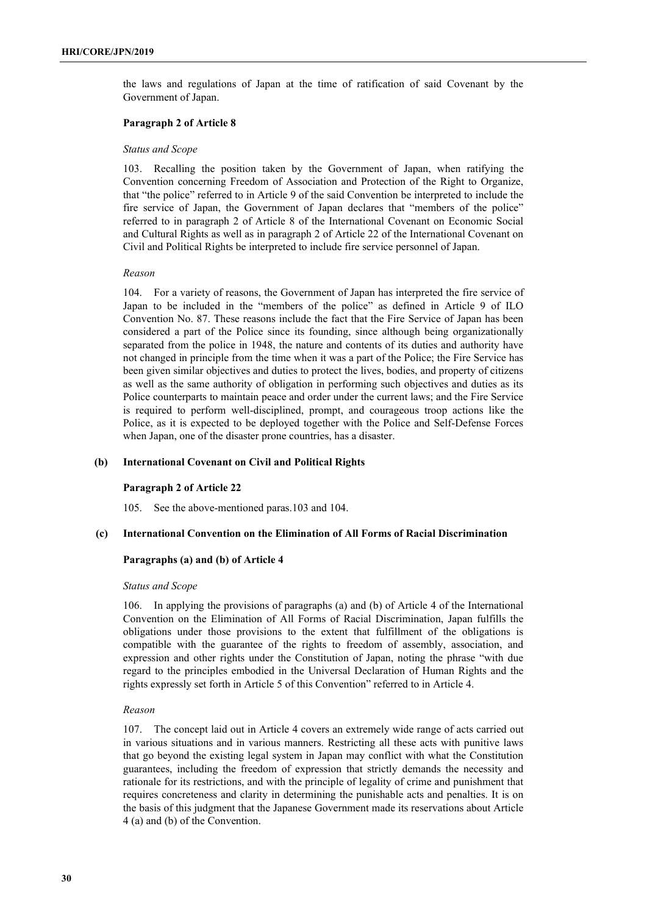the laws and regulations of Japan at the time of ratification of said Covenant by the Government of Japan.

**Paragraph 2 of Article 8**

*Status and Scope*

103. Recalling the position taken by the Government of Japan, when ratifying the Convention concerning Freedom of Association and Protection of the Right to Organize, that "the police" referred to in Article 9 of the said Convention be interpreted to include the fire service of Japan, the Government of Japan declares that "members of the police" referred to in paragraph 2 of Article 8 of the International Covenant on Economic Social and Cultural Rights as well as in paragraph 2 of Article 22 of the International Covenant on Civil and Political Rights be interpreted to include fire service personnel of Japan.

*Reason*

104. For a variety of reasons, the Government of Japan has interpreted the fire service of Japan to be included in the "members of the police" as defined in Article 9 of ILO Convention No. 87. These reasons include the fact that the Fire Service of Japan has been considered a part of the Police since its founding, since although being organizationally separated from the police in 1948, the nature and contents of its duties and authority have not changed in principle from the time when it was a part of the Police; the Fire Service has been given similar objectives and duties to protect the lives, bodies, and property of citizens as well as the same authority of obligation in performing such objectives and duties as its Police counterparts to maintain peace and order under the current laws; and the Fire Service is required to perform well-disciplined, prompt, and courageous troop actions like the Police, as it is expected to be deployed together with the Police and Self-Defense Forces when Japan, one of the disaster prone countries, has a disaster.

**(b) International Covenant on Civil and Political Rights**

**Paragraph 2 of Article 22**

105. See the above-mentioned paras.103 and 104.

**(c) International Convention on the Elimination of All Forms of Racial Discrimination**

**Paragraphs (a) and (b) of Article 4**

*Status and Scope*

106. In applying the provisions of paragraphs (a) and (b) of Article 4 of the International Convention on the Elimination of All Forms of Racial Discrimination, Japan fulfills the obligations under those provisions to the extent that fulfillment of the obligations is compatible with the guarantee of the rights to freedom of assembly, association, and expression and other rights under the Constitution of Japan, noting the phrase "with due regard to the principles embodied in the Universal Declaration of Human Rights and the rights expressly set forth in Article 5 of this Convention" referred to in Article 4.

*Reason*

107. The concept laid out in Article 4 covers an extremely wide range of acts carried out in various situations and in various manners. Restricting all these acts with punitive laws that go beyond the existing legal system in Japan may conflict with what the Constitution guarantees, including the freedom of expression that strictly demands the necessity and rationale for its restrictions, and with the principle of legality of crime and punishment that requires concreteness and clarity in determining the punishable acts and penalties. It is on the basis of this judgment that the Japanese Government made its reservations about Article 4 (a) and (b) of the Convention.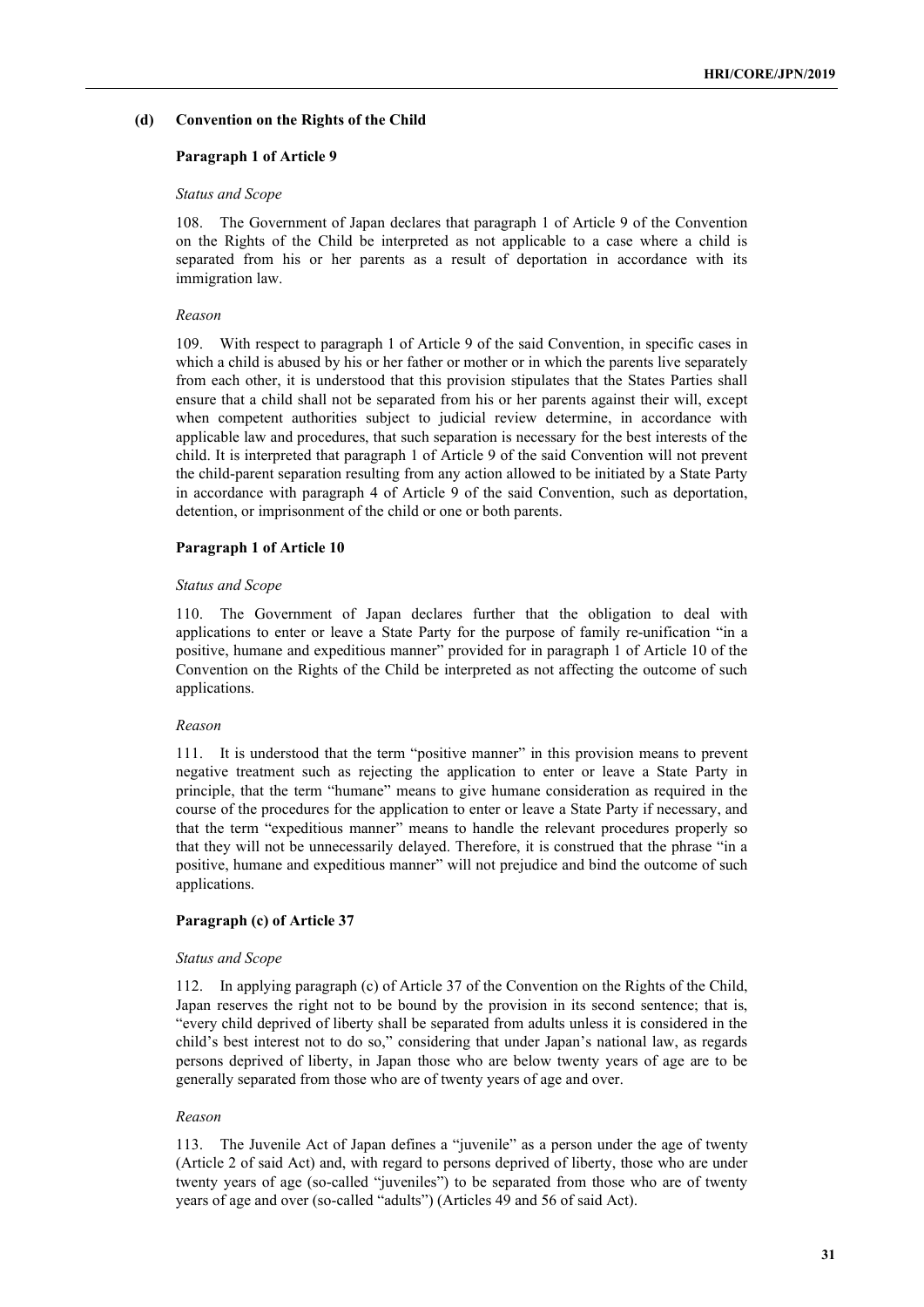### (d) Convention on the Rights of the Child

#### Paragraph 1 of Article 9

*Status and Scope*

108. The Government of Japan declares that paragraph 1 of Article 9 of the Convention on the Rights of the Child be interpreted as not applicable to a case where a child is separated from his or her parents as a result of deportation in accordance with its immigration law.

*Reason*

109. With respect to paragraph 1 of Article 9 of the said Convention, in specific cases in which a child is abused by his or her father or mother or in which the parents live separately from each other, it is understood that this provision stipulates that the States Parties shall ensure that a child shall not be separated from his or her parents against their will, except when competent authorities subject to judicial review determine, in accordance with applicable law and procedures, that such separation is necessary for the best interests of the child. It is interpreted that paragraph 1 of Article 9 of the said Convention will not prevent the child-parent separation resulting from any action allowed to be initiated by a State Party in accordance with paragraph 4 of Article 9 of the said Convention, such as deportation, detention, or imprisonment of the child or one or both parents.

#### Paragraph 1 of Article 10

*Status and Scope*

110. The Government of Japan declares further that the obligation to deal with applications to enter or leave a State Party for the purpose of family re-unification "in a positive, humane and expeditious manner" provided for in paragraph 1 of Article 10 of the Convention on the Rights of the Child be interpreted as not affecting the outcome of such applications.

*Reason*

111. It is understood that the term "positive manner" in this provision means to prevent negative treatment such as rejecting the application to enter or leave a State Party in principle, that the term "humane" means to give humane consideration as required in the course of the procedures for the application to enter or leave a State Party if necessary, and that the term "expeditious manner" means to handle the relevant procedures properly so that they will not be unnecessarily delayed. Therefore, it is construed that the phrase "in a positive, humane and expeditious manner" will not prejudice and bind the outcome of such applications.

#### Paragraph (c) of Article 37

*Status and Scope*

112. In applying paragraph (c) of Article 37 of the Convention on the Rights of the Child, Japan reserves the right not to be bound by the provision in its second sentence; that is, "every child deprived of liberty shall be separated from adults unless it is considered in the child's best interest not to do so," considering that under Japan's national law, as regards persons deprived of liberty, in Japan those who are below twenty years of age are to be generally separated from those who are of twenty years of age and over.

*Reason*

113. The Juvenile Act of Japan defines a "juvenile" as a person under the age of twenty (Article 2 of said Act) and, with regard to persons deprived of liberty, those who are under twenty years of age (so-called "juveniles") to be separated from those who are of twenty years of age and over (so-called "adults") (Articles 49 and 56 of said Act).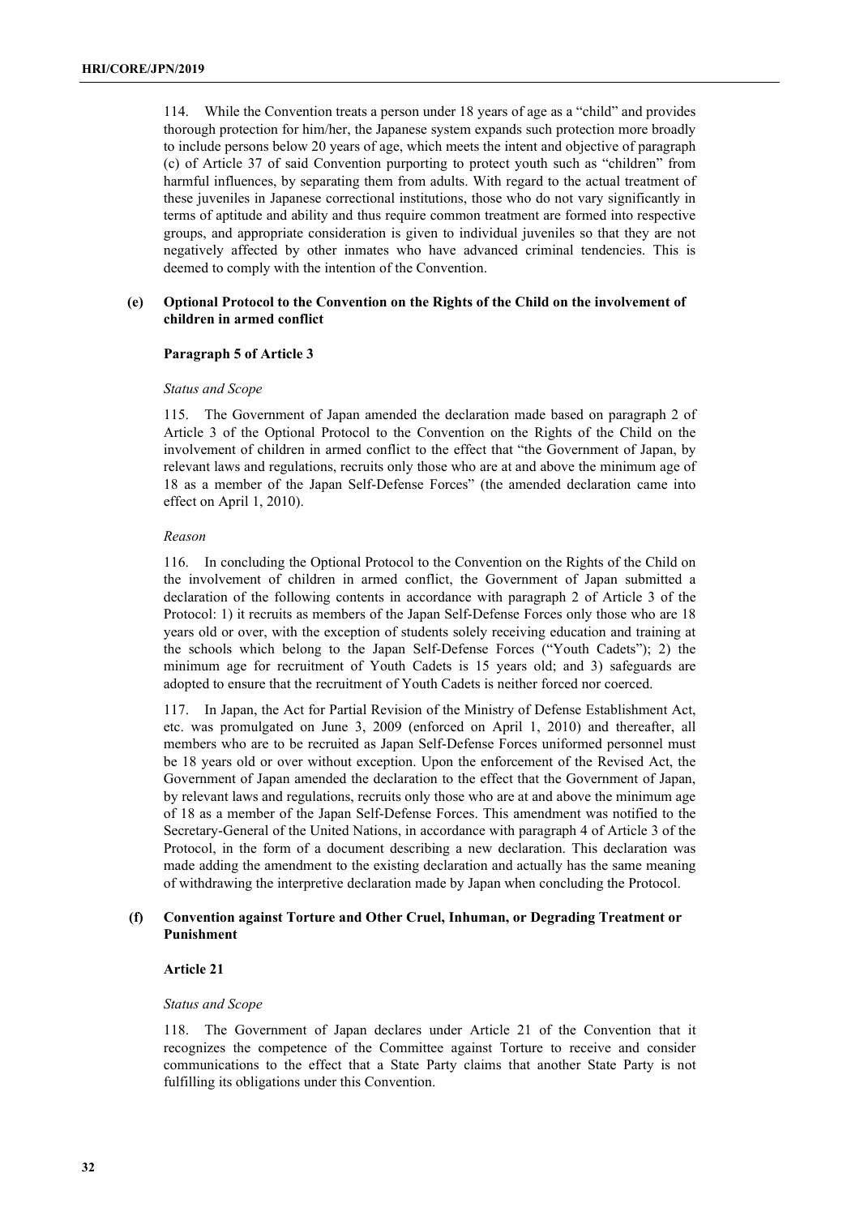114. While the Convention treats a person under 18 years of age as a "child" and provides thorough protection for him/her, the Japanese system expands such protection more broadly to include persons below 20 years of age, which meets the intent and objective of paragraph (c) of Article 37 of said Convention purporting to protect youth such as "children" from harmful influences, by separating them from adults. With regard to the actual treatment of these juveniles in Japanese correctional institutions, those who do not vary significantly in terms of aptitude and ability and thus require common treatment are formed into respective groups, and appropriate consideration is given to individual juveniles so that they are not negatively affected by other inmates who have advanced criminal tendencies. This is deemed to comply with the intention of the Convention.

### (e) Optional Protocol to the Convention on the Rights of the Child on the involvement of children in armed conflict

#### Paragraph 5 of Article 3

*Status and Scope*

115. The Government of Japan amended the declaration made based on paragraph 2 of Article 3 of the Optional Protocol to the Convention on the Rights of the Child on the involvement of children in armed conflict to the effect that "the Government of Japan, by relevant laws and regulations, recruits only those who are at and above the minimum age of 18 as a member of the Japan Self-Defense Forces" (the amended declaration came into effect on April 1, 2010).

*Reason*

116. In concluding the Optional Protocol to the Convention on the Rights of the Child on the involvement of children in armed conflict, the Government of Japan submitted a declaration of the following contents in accordance with paragraph 2 of Article 3 of the Protocol: 1) it recruits as members of the Japan Self-Defense Forces only those who are 18 years old or over, with the exception of students solely receiving education and training at the schools which belong to the Japan Self-Defense Forces ("Youth Cadets"); 2) the minimum age for recruitment of Youth Cadets is 15 years old; and 3) safeguards are adopted to ensure that the recruitment of Youth Cadets is neither forced nor coerced.

117. In Japan, the Act for Partial Revision of the Ministry of Defense Establishment Act, etc. was promulgated on June 3, 2009 (enforced on April 1, 2010) and thereafter, all members who are to be recruited as Japan Self-Defense Forces uniformed personnel must be 18 years old or over without exception. Upon the enforcement of the Revised Act, the Government of Japan amended the declaration to the effect that the Government of Japan, by relevant laws and regulations, recruits only those who are at and above the minimum age of 18 as a member of the Japan Self-Defense Forces. This amendment was notified to the Secretary-General of the United Nations, in accordance with paragraph 4 of Article 3 of the Protocol, in the form of a document describing a new declaration. This declaration was made adding the amendment to the existing declaration and actually has the same meaning of withdrawing the interpretive declaration made by Japan when concluding the Protocol.

### (f) Convention against Torture and Other Cruel, Inhuman, or Degrading Treatment or Punishment

#### Article 21

*Status and Scope*

118. The Government of Japan declares under Article 21 of the Convention that it recognizes the competence of the Committee against Torture to receive and consider communications to the effect that a State Party claims that another State Party is not fulfilling its obligations under this Convention.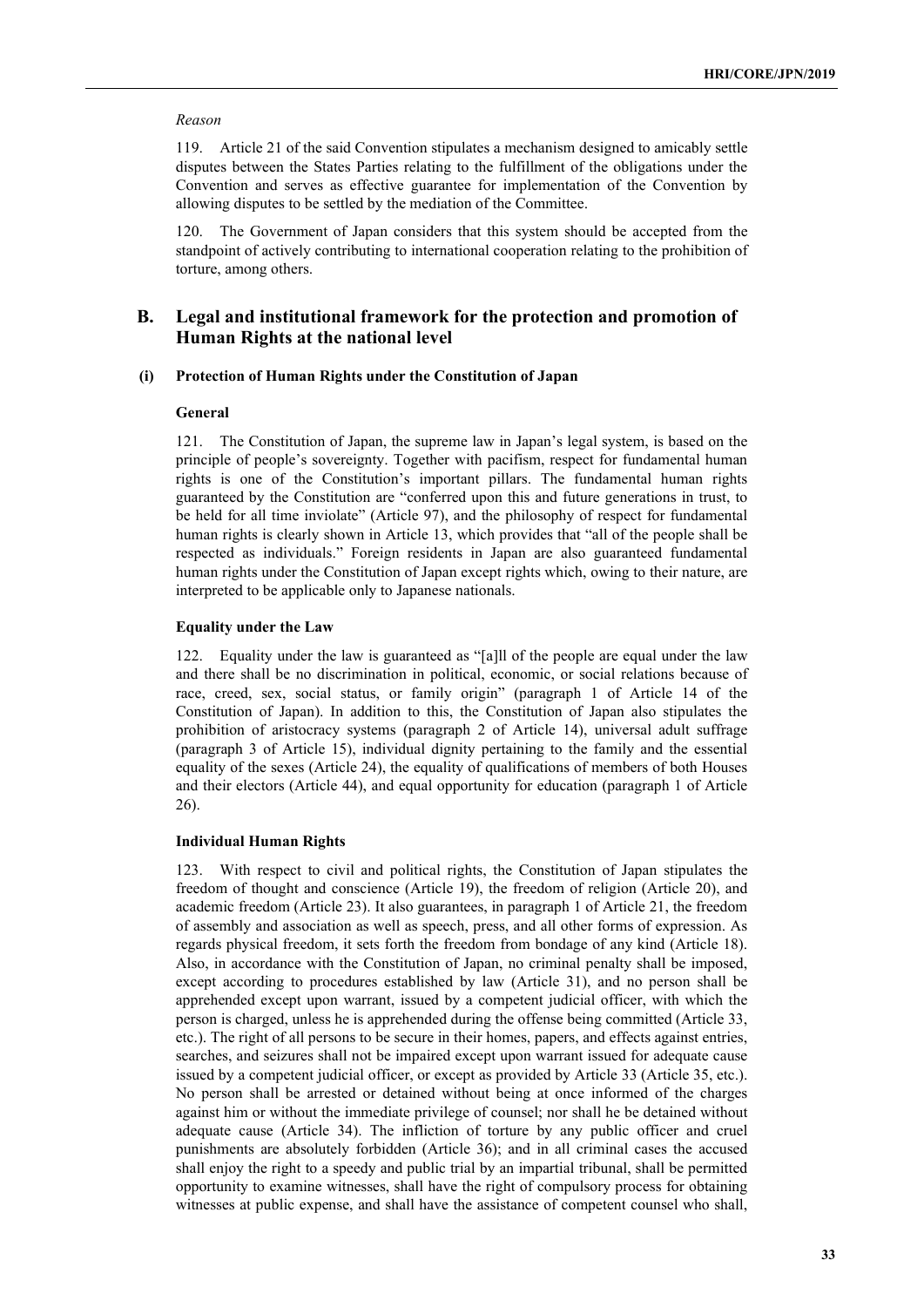*Reason*

119. Article 21 of the said Convention stipulates a mechanism designed to amicably settle disputes between the States Parties relating to the fulfillment of the obligations under the Convention and serves as effective guarantee for implementation of the Convention by allowing disputes to be settled by the mediation of the Committee.

120. The Government of Japan considers that this system should be accepted from the standpoint of actively contributing to international cooperation relating to the prohibition of torture, among others.

## B. Legal and institutional framework for the protection and promotion of Human Rights at the national level

### (i) Protection of Human Rights under the Constitution of Japan

#### General

121. The Constitution of Japan, the supreme law in Japan's legal system, is based on the principle of people's sovereignty. Together with pacifism, respect for fundamental human rights is one of the Constitution's important pillars. The fundamental human rights guaranteed by the Constitution are "conferred upon this and future generations in trust, to be held for all time inviolate" (Article 97), and the philosophy of respect for fundamental human rights is clearly shown in Article 13, which provides that "all of the people shall be respected as individuals." Foreign residents in Japan are also guaranteed fundamental human rights under the Constitution of Japan except rights which, owing to their nature, are interpreted to be applicable only to Japanese nationals.

#### Equality under the Law

122. Equality under the law is guaranteed as "[a]ll of the people are equal under the law and there shall be no discrimination in political, economic, or social relations because of race, creed, sex, social status, or family origin" (paragraph 1 of Article 14 of the Constitution of Japan). In addition to this, the Constitution of Japan also stipulates the prohibition of aristocracy systems (paragraph 2 of Article 14), universal adult suffrage (paragraph 3 of Article 15), individual dignity pertaining to the family and the essential equality of the sexes (Article 24), the equality of qualifications of members of both Houses and their electors (Article 44), and equal opportunity for education (paragraph 1 of Article 26).

#### Individual Human Rights

123. With respect to civil and political rights, the Constitution of Japan stipulates the freedom of thought and conscience (Article 19), the freedom of religion (Article 20), and academic freedom (Article 23). It also guarantees, in paragraph 1 of Article 21, the freedom of assembly and association as well as speech, press, and all other forms of expression. As regards physical freedom, it sets forth the freedom from bondage of any kind (Article 18). Also, in accordance with the Constitution of Japan, no criminal penalty shall be imposed, except according to procedures established by law (Article 31), and no person shall be apprehended except upon warrant, issued by a competent judicial officer, with which the person is charged, unless he is apprehended during the offense being committed (Article 33, etc.). The right of all persons to be secure in their homes, papers, and effects against entries, searches, and seizures shall not be impaired except upon warrant issued for adequate cause issued by a competent judicial officer, or except as provided by Article 33 (Article 35, etc.). No person shall be arrested or detained without being at once informed of the charges against him or without the immediate privilege of counsel; nor shall he be detained without adequate cause (Article 34). The infliction of torture by any public officer and cruel punishments are absolutely forbidden (Article 36); and in all criminal cases the accused shall enjoy the right to a speedy and public trial by an impartial tribunal, shall be permitted opportunity to examine witnesses, shall have the right of compulsory process for obtaining witnesses at public expense, and shall have the assistance of competent counsel who shall,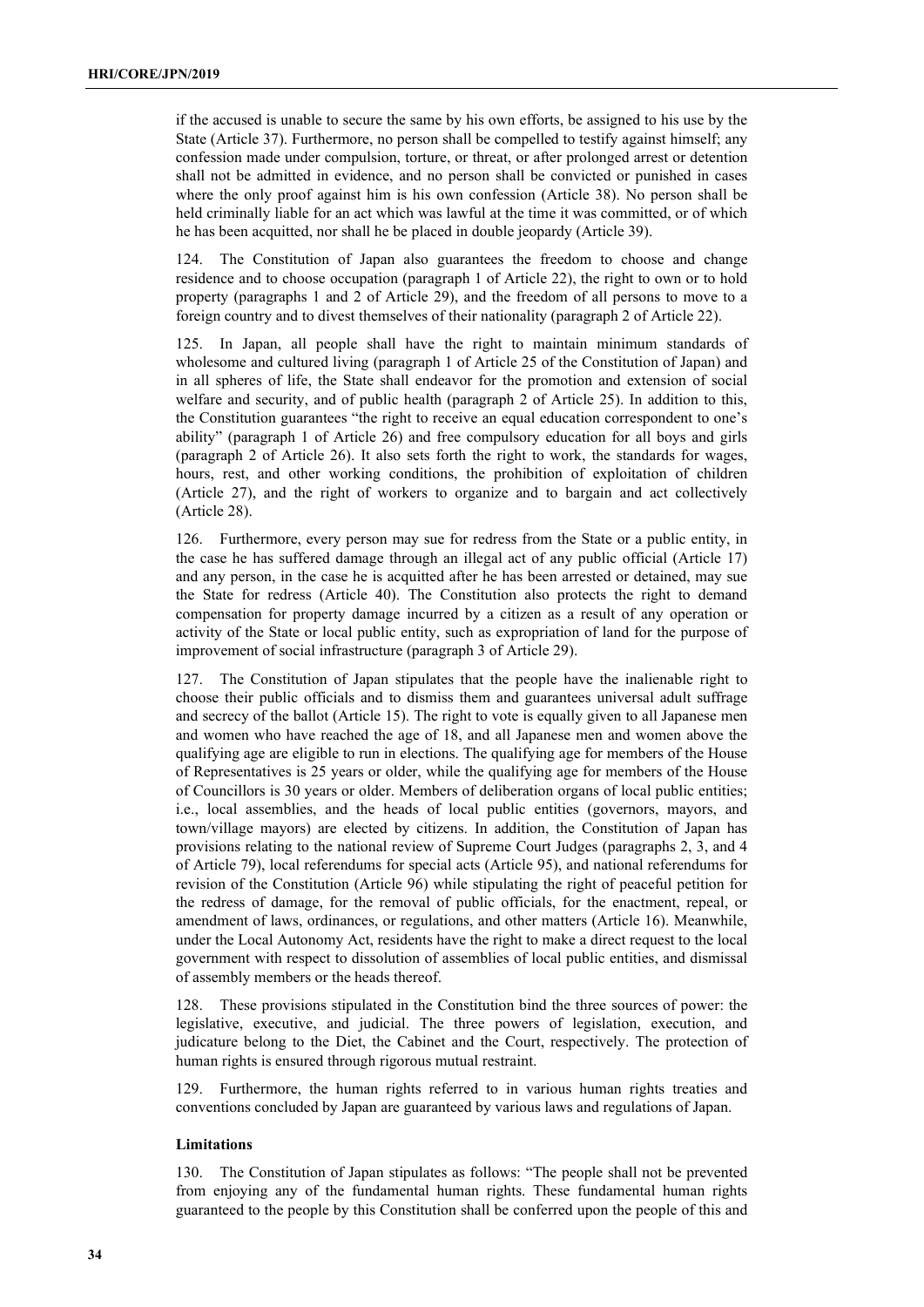if the accused is unable to secure the same by his own efforts, be assigned to his use by the State (Article 37). Furthermore, no person shall be compelled to testify against himself; any confession made under compulsion, torture, or threat, or after prolonged arrest or detention shall not be admitted in evidence, and no person shall be convicted or punished in cases where the only proof against him is his own confession (Article 38). No person shall be held criminally liable for an act which was lawful at the time it was committed, or of which he has been acquitted, nor shall he be placed in double jeopardy (Article 39).

124. The Constitution of Japan also guarantees the freedom to choose and change residence and to choose occupation (paragraph 1 of Article 22), the right to own or to hold property (paragraphs 1 and 2 of Article 29), and the freedom of all persons to move to a foreign country and to divest themselves of their nationality (paragraph 2 of Article 22).

125. In Japan, all people shall have the right to maintain minimum standards of wholesome and cultured living (paragraph 1 of Article 25 of the Constitution of Japan) and in all spheres of life, the State shall endeavor for the promotion and extension of social welfare and security, and of public health (paragraph 2 of Article 25). In addition to this, the Constitution guarantees "the right to receive an equal education correspondent to one's ability" (paragraph 1 of Article 26) and free compulsory education for all boys and girls (paragraph 2 of Article 26). It also sets forth the right to work, the standards for wages, hours, rest, and other working conditions, the prohibition of exploitation of children (Article 27), and the right of workers to organize and to bargain and act collectively (Article 28).

126. Furthermore, every person may sue for redress from the State or a public entity, in the case he has suffered damage through an illegal act of any public official (Article 17) and any person, in the case he is acquitted after he has been arrested or detained, may sue the State for redress (Article 40). The Constitution also protects the right to demand compensation for property damage incurred by a citizen as a result of any operation or activity of the State or local public entity, such as expropriation of land for the purpose of improvement of social infrastructure (paragraph 3 of Article 29).

127. The Constitution of Japan stipulates that the people have the inalienable right to choose their public officials and to dismiss them and guarantees universal adult suffrage and secrecy of the ballot (Article 15). The right to vote is equally given to all Japanese men and women who have reached the age of 18, and all Japanese men and women above the qualifying age are eligible to run in elections. The qualifying age for members of the House of Representatives is 25 years or older, while the qualifying age for members of the House of Councillors is 30 years or older. Members of deliberation organs of local public entities; i.e., local assemblies, and the heads of local public entities (governors, mayors, and town/village mayors) are elected by citizens. In addition, the Constitution of Japan has provisions relating to the national review of Supreme Court Judges (paragraphs 2, 3, and 4 of Article 79), local referendums for special acts (Article 95), and national referendums for revision of the Constitution (Article 96) while stipulating the right of peaceful petition for the redress of damage, for the removal of public officials, for the enactment, repeal, or amendment of laws, ordinances, or regulations, and other matters (Article 16). Meanwhile, under the Local Autonomy Act, residents have the right to make a direct request to the local government with respect to dissolution of assemblies of local public entities, and dismissal of assembly members or the heads thereof.

128. These provisions stipulated in the Constitution bind the three sources of power: the legislative, executive, and judicial. The three powers of legislation, execution, and judicature belong to the Diet, the Cabinet and the Court, respectively. The protection of human rights is ensured through rigorous mutual restraint.

129. Furthermore, the human rights referred to in various human rights treaties and conventions concluded by Japan are guaranteed by various laws and regulations of Japan.

**Limitations**

130. The Constitution of Japan stipulates as follows: "The people shall not be prevented from enjoying any of the fundamental human rights. These fundamental human rights guaranteed to the people by this Constitution shall be conferred upon the people of this and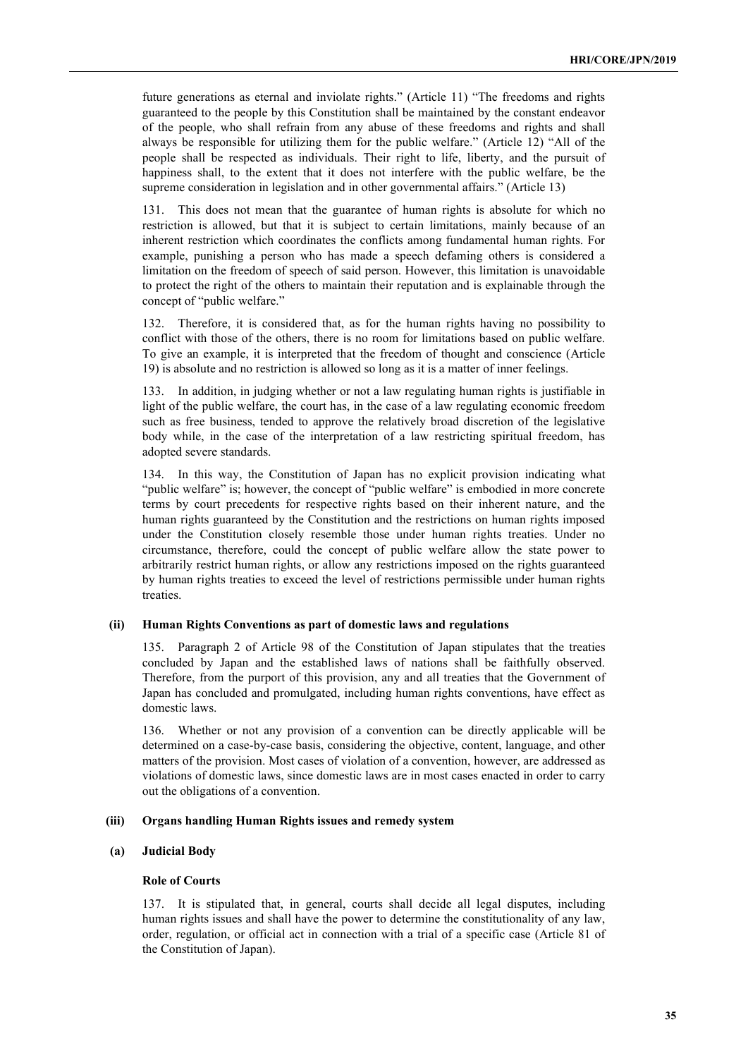future generations as eternal and inviolate rights." (Article 11) "The freedoms and rights guaranteed to the people by this Constitution shall be maintained by the constant endeavor of the people, who shall refrain from any abuse of these freedoms and rights and shall always be responsible for utilizing them for the public welfare." (Article 12) "All of the people shall be respected as individuals. Their right to life, liberty, and the pursuit of happiness shall, to the extent that it does not interfere with the public welfare, be the supreme consideration in legislation and in other governmental affairs." (Article 13)

131. This does not mean that the guarantee of human rights is absolute for which no restriction is allowed, but that it is subject to certain limitations, mainly because of an inherent restriction which coordinates the conflicts among fundamental human rights. For example, punishing a person who has made a speech defaming others is considered a limitation on the freedom of speech of said person. However, this limitation is unavoidable to protect the right of the others to maintain their reputation and is explainable through the concept of "public welfare."

132. Therefore, it is considered that, as for the human rights having no possibility to conflict with those of the others, there is no room for limitations based on public welfare. To give an example, it is interpreted that the freedom of thought and conscience (Article 19) is absolute and no restriction is allowed so long as it is a matter of inner feelings.

133. In addition, in judging whether or not a law regulating human rights is justifiable in light of the public welfare, the court has, in the case of a law regulating economic freedom such as free business, tended to approve the relatively broad discretion of the legislative body while, in the case of the interpretation of a law restricting spiritual freedom, has adopted severe standards.

134. In this way, the Constitution of Japan has no explicit provision indicating what "public welfare" is; however, the concept of "public welfare" is embodied in more concrete terms by court precedents for respective rights based on their inherent nature, and the human rights guaranteed by the Constitution and the restrictions on human rights imposed under the Constitution closely resemble those under human rights treaties. Under no circumstance, therefore, could the concept of public welfare allow the state power to arbitrarily restrict human rights, or allow any restrictions imposed on the rights guaranteed by human rights treaties to exceed the level of restrictions permissible under human rights treaties.

### (ii) Human Rights Conventions as part of domestic laws and regulations

135. Paragraph 2 of Article 98 of the Constitution of Japan stipulates that the treaties concluded by Japan and the established laws of nations shall be faithfully observed. Therefore, from the purport of this provision, any and all treaties that the Government of Japan has concluded and promulgated, including human rights conventions, have effect as domestic laws.

136. Whether or not any provision of a convention can be directly applicable will be determined on a case-by-case basis, considering the objective, content, language, and other matters of the provision. Most cases of violation of a convention, however, are addressed as violations of domestic laws, since domestic laws are in most cases enacted in order to carry out the obligations of a convention.

### (iii) Organs handling Human Rights issues and remedy system

#### (a) Judicial Body

**Role of Courts**

137. It is stipulated that, in general, courts shall decide all legal disputes, including human rights issues and shall have the power to determine the constitutionality of any law, order, regulation, or official act in connection with a trial of a specific case (Article 81 of the Constitution of Japan).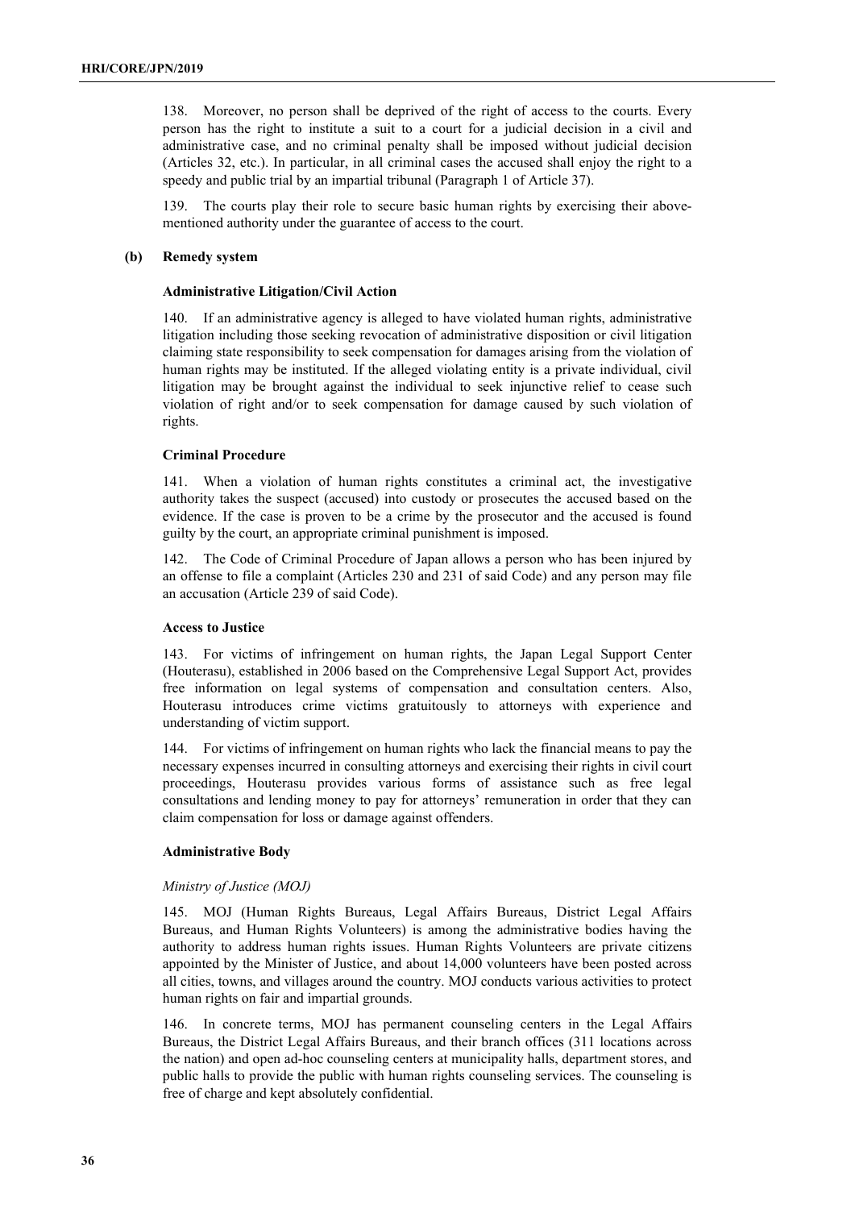138. Moreover, no person shall be deprived of the right of access to the courts. Every person has the right to institute a suit to a court for a judicial decision in a civil and administrative case, and no criminal penalty shall be imposed without judicial decision (Articles 32, etc.). In particular, in all criminal cases the accused shall enjoy the right to a speedy and public trial by an impartial tribunal (Paragraph 1 of Article 37).

139. The courts play their role to secure basic human rights by exercising their above-mentioned authority under the guarantee of access to the court.

### (b) Remedy system

#### Administrative Litigation/Civil Action

140. If an administrative agency is alleged to have violated human rights, administrative litigation including those seeking revocation of administrative disposition or civil litigation claiming state responsibility to seek compensation for damages arising from the violation of human rights may be instituted. If the alleged violating entity is a private individual, civil litigation may be brought against the individual to seek injunctive relief to cease such violation of right and/or to seek compensation for damage caused by such violation of rights.

#### Criminal Procedure

141. When a violation of human rights constitutes a criminal act, the investigative authority takes the suspect (accused) into custody or prosecutes the accused based on the evidence. If the case is proven to be a crime by the prosecutor and the accused is found guilty by the court, an appropriate criminal punishment is imposed.

142. The Code of Criminal Procedure of Japan allows a person who has been injured by an offense to file a complaint (Articles 230 and 231 of said Code) and any person may file an accusation (Article 239 of said Code).

#### Access to Justice

143. For victims of infringement on human rights, the Japan Legal Support Center (Houterasu), established in 2006 based on the Comprehensive Legal Support Act, provides free information on legal systems of compensation and consultation centers. Also, Houterasu introduces crime victims gratuitously to attorneys with experience and understanding of victim support.

144. For victims of infringement on human rights who lack the financial means to pay the necessary expenses incurred in consulting attorneys and exercising their rights in civil court proceedings, Houterasu provides various forms of assistance such as free legal consultations and lending money to pay for attorneys' remuneration in order that they can claim compensation for loss or damage against offenders.

#### Administrative Body

*Ministry of Justice (MOJ)*

145. MOJ (Human Rights Bureaus, Legal Affairs Bureaus, District Legal Affairs Bureaus, and Human Rights Volunteers) is among the administrative bodies having the authority to address human rights issues. Human Rights Volunteers are private citizens appointed by the Minister of Justice, and about 14,000 volunteers have been posted across all cities, towns, and villages around the country. MOJ conducts various activities to protect human rights on fair and impartial grounds.

146. In concrete terms, MOJ has permanent counseling centers in the Legal Affairs Bureaus, the District Legal Affairs Bureaus, and their branch offices (311 locations across the nation) and open ad-hoc counseling centers at municipality halls, department stores, and public halls to provide the public with human rights counseling services. The counseling is free of charge and kept absolutely confidential.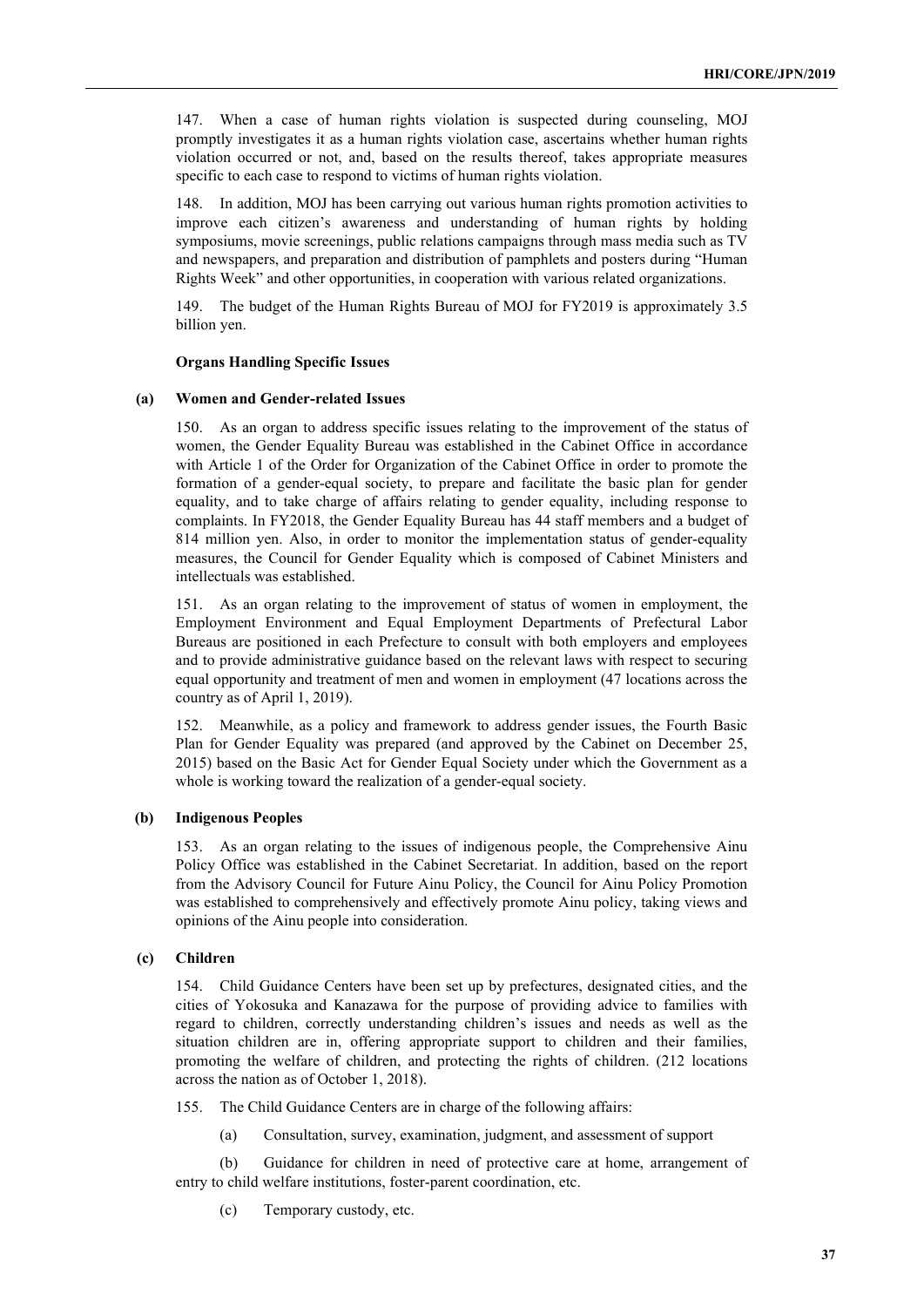147. When a case of human rights violation is suspected during counseling, MOJ promptly investigates it as a human rights violation case, ascertains whether human rights violation occurred or not, and, based on the results thereof, takes appropriate measures specific to each case to respond to victims of human rights violation.

148. In addition, MOJ has been carrying out various human rights promotion activities to improve each citizen's awareness and understanding of human rights by holding symposiums, movie screenings, public relations campaigns through mass media such as TV and newspapers, and preparation and distribution of pamphlets and posters during "Human Rights Week" and other opportunities, in cooperation with various related organizations.

149. The budget of the Human Rights Bureau of MOJ for FY2019 is approximately 3.5 billion yen.

**Organs Handling Specific Issues**

**(a) Women and Gender-related Issues**

150. As an organ to address specific issues relating to the improvement of the status of women, the Gender Equality Bureau was established in the Cabinet Office in accordance with Article 1 of the Order for Organization of the Cabinet Office in order to promote the formation of a gender-equal society, to prepare and facilitate the basic plan for gender equality, and to take charge of affairs relating to gender equality, including response to complaints. In FY2018, the Gender Equality Bureau has 44 staff members and a budget of 814 million yen. Also, in order to monitor the implementation status of gender-equality measures, the Council for Gender Equality which is composed of Cabinet Ministers and intellectuals was established.

151. As an organ relating to the improvement of status of women in employment, the Employment Environment and Equal Employment Departments of Prefectural Labor Bureaus are positioned in each Prefecture to consult with both employers and employees and to provide administrative guidance based on the relevant laws with respect to securing equal opportunity and treatment of men and women in employment (47 locations across the country as of April 1, 2019).

152. Meanwhile, as a policy and framework to address gender issues, the Fourth Basic Plan for Gender Equality was prepared (and approved by the Cabinet on December 25, 2015) based on the Basic Act for Gender Equal Society under which the Government as a whole is working toward the realization of a gender-equal society.

**(b) Indigenous Peoples**

153. As an organ relating to the issues of indigenous people, the Comprehensive Ainu Policy Office was established in the Cabinet Secretariat. In addition, based on the report from the Advisory Council for Future Ainu Policy, the Council for Ainu Policy Promotion was established to comprehensively and effectively promote Ainu policy, taking views and opinions of the Ainu people into consideration.

**(c) Children**

154. Child Guidance Centers have been set up by prefectures, designated cities, and the cities of Yokosuka and Kanazawa for the purpose of providing advice to families with regard to children, correctly understanding children's issues and needs as well as the situation children are in, offering appropriate support to children and their families, promoting the welfare of children, and protecting the rights of children. (212 locations across the nation as of October 1, 2018).

155. The Child Guidance Centers are in charge of the following affairs:

(a) Consultation, survey, examination, judgment, and assessment of support

(b) Guidance for children in need of protective care at home, arrangement of entry to child welfare institutions, foster-parent coordination, etc.

(c) Temporary custody, etc.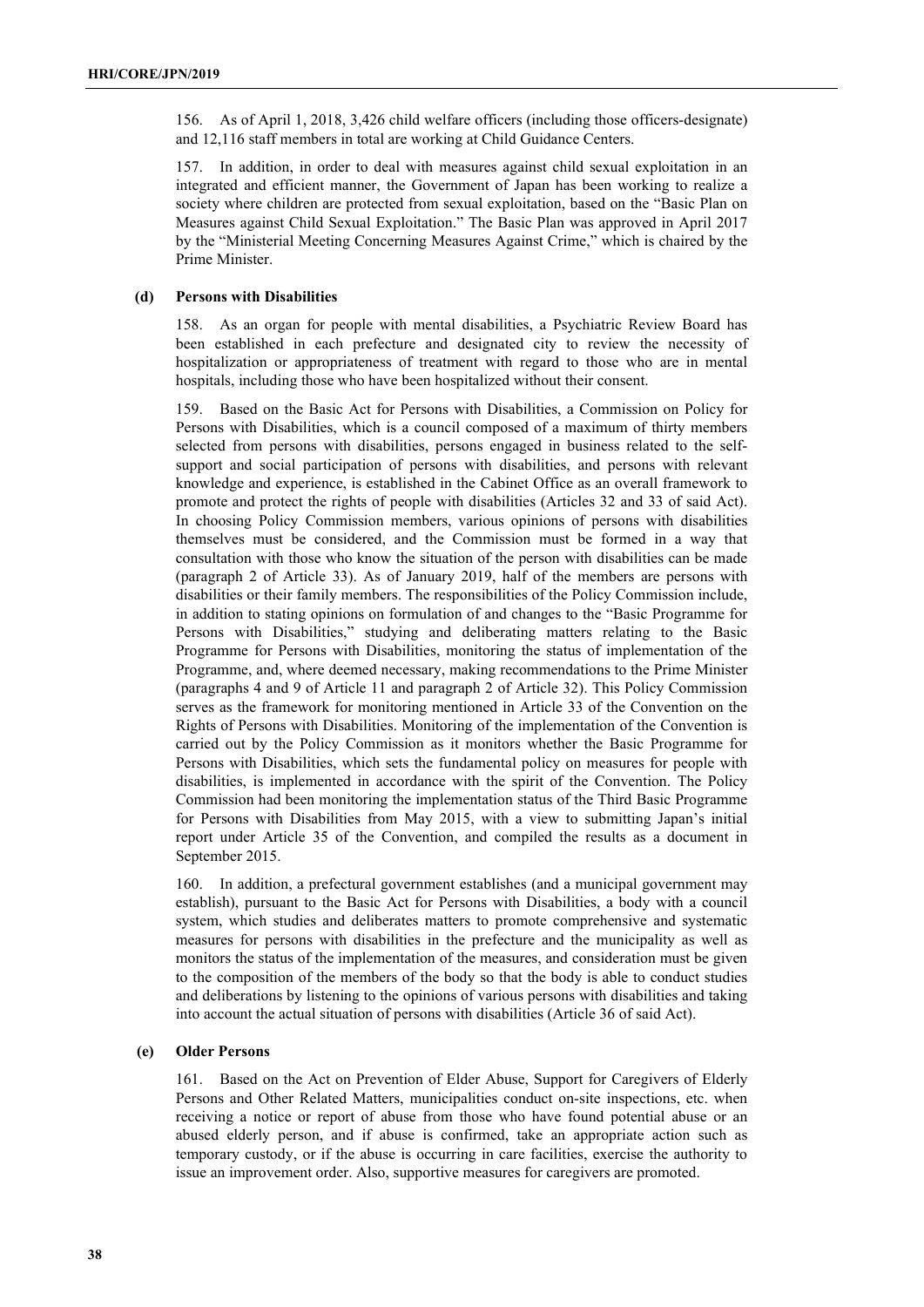156. As of April 1, 2018, 3,426 child welfare officers (including those officers-designate) and 12,116 staff members in total are working at Child Guidance Centers.

157. In addition, in order to deal with measures against child sexual exploitation in an integrated and efficient manner, the Government of Japan has been working to realize a society where children are protected from sexual exploitation, based on the "Basic Plan on Measures against Child Sexual Exploitation." The Basic Plan was approved in April 2017 by the "Ministerial Meeting Concerning Measures Against Crime," which is chaired by the Prime Minister.

### (d) Persons with Disabilities

158. As an organ for people with mental disabilities, a Psychiatric Review Board has been established in each prefecture and designated city to review the necessity of hospitalization or appropriateness of treatment with regard to those who are in mental hospitals, including those who have been hospitalized without their consent.

159. Based on the Basic Act for Persons with Disabilities, a Commission on Policy for Persons with Disabilities, which is a council composed of a maximum of thirty members selected from persons with disabilities, persons engaged in business related to the self-support and social participation of persons with disabilities, and persons with relevant knowledge and experience, is established in the Cabinet Office as an overall framework to promote and protect the rights of people with disabilities (Articles 32 and 33 of said Act). In choosing Policy Commission members, various opinions of persons with disabilities themselves must be considered, and the Commission must be formed in a way that consultation with those who know the situation of the person with disabilities can be made (paragraph 2 of Article 33). As of January 2019, half of the members are persons with disabilities or their family members. The responsibilities of the Policy Commission include, in addition to stating opinions on formulation of and changes to the "Basic Programme for Persons with Disabilities," studying and deliberating matters relating to the Basic Programme for Persons with Disabilities, monitoring the status of implementation of the Programme, and, where deemed necessary, making recommendations to the Prime Minister (paragraphs 4 and 9 of Article 11 and paragraph 2 of Article 32). This Policy Commission serves as the framework for monitoring mentioned in Article 33 of the Convention on the Rights of Persons with Disabilities. Monitoring of the implementation of the Convention is carried out by the Policy Commission as it monitors whether the Basic Programme for Persons with Disabilities, which sets the fundamental policy on measures for people with disabilities, is implemented in accordance with the spirit of the Convention. The Policy Commission had been monitoring the implementation status of the Third Basic Programme for Persons with Disabilities from May 2015, with a view to submitting Japan's initial report under Article 35 of the Convention, and compiled the results as a document in September 2015.

160. In addition, a prefectural government establishes (and a municipal government may establish), pursuant to the Basic Act for Persons with Disabilities, a body with a council system, which studies and deliberates matters to promote comprehensive and systematic measures for persons with disabilities in the prefecture and the municipality as well as monitors the status of the implementation of the measures, and consideration must be given to the composition of the members of the body so that the body is able to conduct studies and deliberations by listening to the opinions of various persons with disabilities and taking into account the actual situation of persons with disabilities (Article 36 of said Act).

### (e) Older Persons

161. Based on the Act on Prevention of Elder Abuse, Support for Caregivers of Elderly Persons and Other Related Matters, municipalities conduct on-site inspections, etc. when receiving a notice or report of abuse from those who have found potential abuse or an abused elderly person, and if abuse is confirmed, take an appropriate action such as temporary custody, or if the abuse is occurring in care facilities, exercise the authority to issue an improvement order. Also, supportive measures for caregivers are promoted.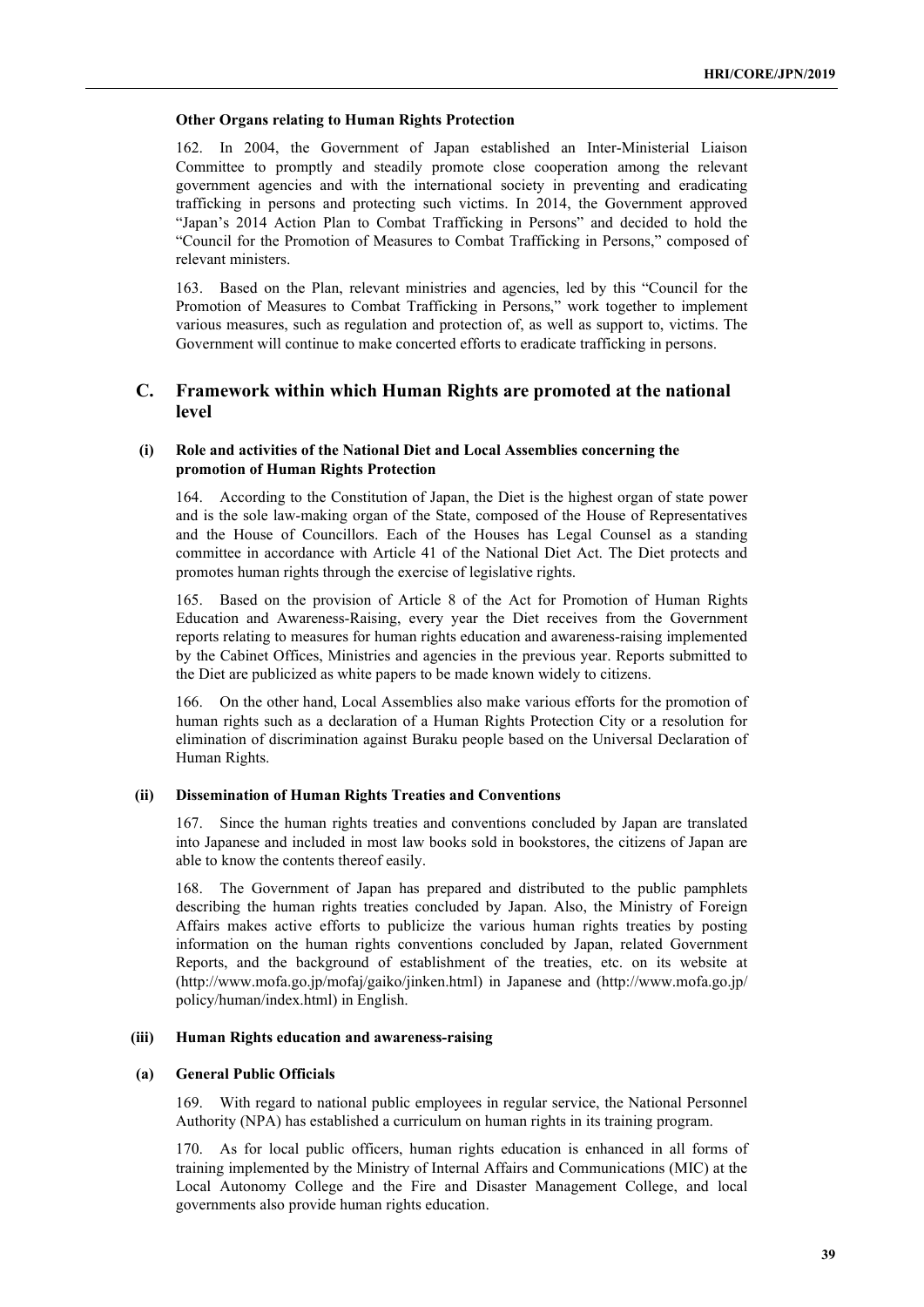#### Other Organs relating to Human Rights Protection

162. In 2004, the Government of Japan established an Inter-Ministerial Liaison Committee to promptly and steadily promote close cooperation among the relevant government agencies and with the international society in preventing and eradicating trafficking in persons and protecting such victims. In 2014, the Government approved "Japan's 2014 Action Plan to Combat Trafficking in Persons" and decided to hold the "Council for the Promotion of Measures to Combat Trafficking in Persons," composed of relevant ministers.

163. Based on the Plan, relevant ministries and agencies, led by this "Council for the Promotion of Measures to Combat Trafficking in Persons," work together to implement various measures, such as regulation and protection of, as well as support to, victims. The Government will continue to make concerted efforts to eradicate trafficking in persons.

## C. Framework within which Human Rights are promoted at the national level

### (i) Role and activities of the National Diet and Local Assemblies concerning the promotion of Human Rights Protection

164. According to the Constitution of Japan, the Diet is the highest organ of state power and is the sole law-making organ of the State, composed of the House of Representatives and the House of Councillors. Each of the Houses has Legal Counsel as a standing committee in accordance with Article 41 of the National Diet Act. The Diet protects and promotes human rights through the exercise of legislative rights.

165. Based on the provision of Article 8 of the Act for Promotion of Human Rights Education and Awareness-Raising, every year the Diet receives from the Government reports relating to measures for human rights education and awareness-raising implemented by the Cabinet Offices, Ministries and agencies in the previous year. Reports submitted to the Diet are publicized as white papers to be made known widely to citizens.

166. On the other hand, Local Assemblies also make various efforts for the promotion of human rights such as a declaration of a Human Rights Protection City or a resolution for elimination of discrimination against Buraku people based on the Universal Declaration of Human Rights.

### (ii) Dissemination of Human Rights Treaties and Conventions

167. Since the human rights treaties and conventions concluded by Japan are translated into Japanese and included in most law books sold in bookstores, the citizens of Japan are able to know the contents thereof easily.

168. The Government of Japan has prepared and distributed to the public pamphlets describing the human rights treaties concluded by Japan. Also, the Ministry of Foreign Affairs makes active efforts to publicize the various human rights treaties by posting information on the human rights conventions concluded by Japan, related Government Reports, and the background of establishment of the treaties, etc. on its website at (http://www.mofa.go.jp/mofaj/gaiko/jinken.html) in Japanese and (http://www.mofa.go.jp/policy/human/index.html) in English.

### (iii) Human Rights education and awareness-raising

#### (a) General Public Officials

169. With regard to national public employees in regular service, the National Personnel Authority (NPA) has established a curriculum on human rights in its training program.

170. As for local public officers, human rights education is enhanced in all forms of training implemented by the Ministry of Internal Affairs and Communications (MIC) at the Local Autonomy College and the Fire and Disaster Management College, and local governments also provide human rights education.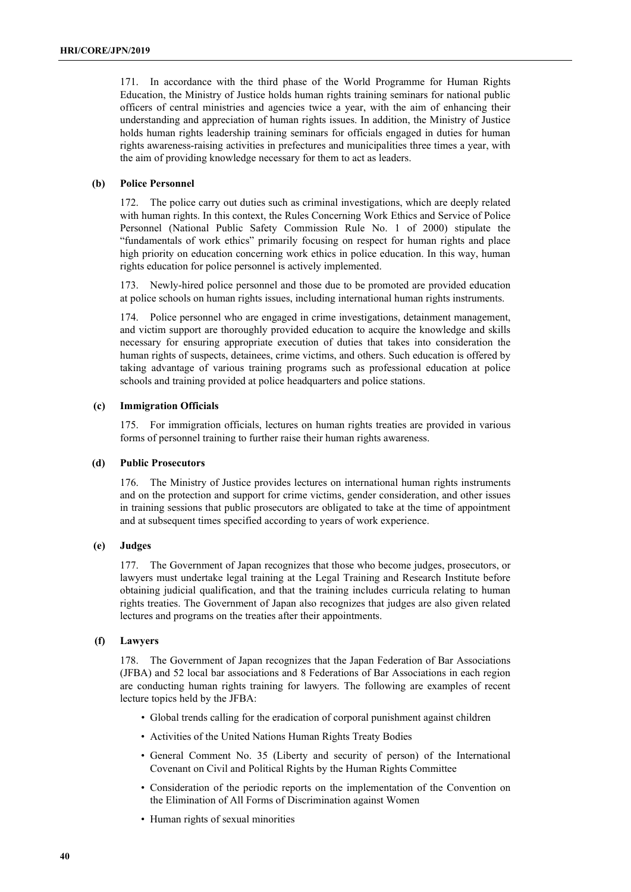171. In accordance with the third phase of the World Programme for Human Rights Education, the Ministry of Justice holds human rights training seminars for national public officers of central ministries and agencies twice a year, with the aim of enhancing their understanding and appreciation of human rights issues. In addition, the Ministry of Justice holds human rights leadership training seminars for officials engaged in duties for human rights awareness-raising activities in prefectures and municipalities three times a year, with the aim of providing knowledge necessary for them to act as leaders.

#### (b) Police Personnel

172. The police carry out duties such as criminal investigations, which are deeply related with human rights. In this context, the Rules Concerning Work Ethics and Service of Police Personnel (National Public Safety Commission Rule No. 1 of 2000) stipulate the "fundamentals of work ethics" primarily focusing on respect for human rights and place high priority on education concerning work ethics in police education. In this way, human rights education for police personnel is actively implemented.

173. Newly-hired police personnel and those due to be promoted are provided education at police schools on human rights issues, including international human rights instruments.

174. Police personnel who are engaged in crime investigations, detainment management, and victim support are thoroughly provided education to acquire the knowledge and skills necessary for ensuring appropriate execution of duties that takes into consideration the human rights of suspects, detainees, crime victims, and others. Such education is offered by taking advantage of various training programs such as professional education at police schools and training provided at police headquarters and police stations.

#### (c) Immigration Officials

175. For immigration officials, lectures on human rights treaties are provided in various forms of personnel training to further raise their human rights awareness.

#### (d) Public Prosecutors

176. The Ministry of Justice provides lectures on international human rights instruments and on the protection and support for crime victims, gender consideration, and other issues in training sessions that public prosecutors are obligated to take at the time of appointment and at subsequent times specified according to years of work experience.

#### (e) Judges

177. The Government of Japan recognizes that those who become judges, prosecutors, or lawyers must undertake legal training at the Legal Training and Research Institute before obtaining judicial qualification, and that the training includes curricula relating to human rights treaties. The Government of Japan also recognizes that judges are also given related lectures and programs on the treaties after their appointments.

#### (f) Lawyers

178. The Government of Japan recognizes that the Japan Federation of Bar Associations (JFBA) and 52 local bar associations and 8 Federations of Bar Associations in each region are conducting human rights training for lawyers. The following are examples of recent lecture topics held by the JFBA:

- Global trends calling for the eradication of corporal punishment against children
- Activities of the United Nations Human Rights Treaty Bodies
- General Comment No. 35 (Liberty and security of person) of the International Covenant on Civil and Political Rights by the Human Rights Committee
- Consideration of the periodic reports on the implementation of the Convention on the Elimination of All Forms of Discrimination against Women
- Human rights of sexual minorities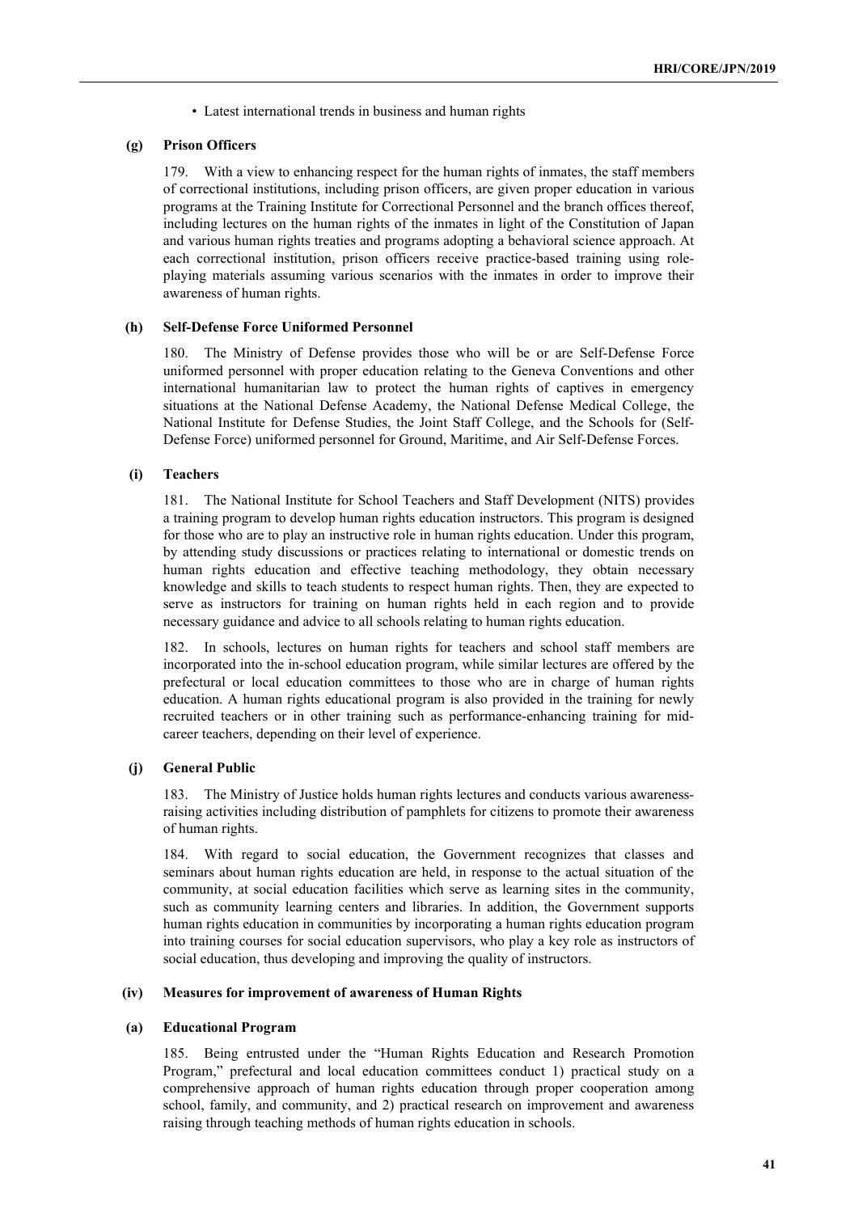- Latest international trends in business and human rights

#### (g) Prison Officers

179. With a view to enhancing respect for the human rights of inmates, the staff members of correctional institutions, including prison officers, are given proper education in various programs at the Training Institute for Correctional Personnel and the branch offices thereof, including lectures on the human rights of the inmates in light of the Constitution of Japan and various human rights treaties and programs adopting a behavioral science approach. At each correctional institution, prison officers receive practice-based training using role-playing materials assuming various scenarios with the inmates in order to improve their awareness of human rights.

#### (h) Self-Defense Force Uniformed Personnel

180. The Ministry of Defense provides those who will be or are Self-Defense Force uniformed personnel with proper education relating to the Geneva Conventions and other international humanitarian law to protect the human rights of captives in emergency situations at the National Defense Academy, the National Defense Medical College, the National Institute for Defense Studies, the Joint Staff College, and the Schools for (Self-Defense Force) uniformed personnel for Ground, Maritime, and Air Self-Defense Forces.

#### (i) Teachers

181. The National Institute for School Teachers and Staff Development (NITS) provides a training program to develop human rights education instructors. This program is designed for those who are to play an instructive role in human rights education. Under this program, by attending study discussions or practices relating to international or domestic trends on human rights education and effective teaching methodology, they obtain necessary knowledge and skills to teach students to respect human rights. Then, they are expected to serve as instructors for training on human rights held in each region and to provide necessary guidance and advice to all schools relating to human rights education.

182. In schools, lectures on human rights for teachers and school staff members are incorporated into the in-school education program, while similar lectures are offered by the prefectural or local education committees to those who are in charge of human rights education. A human rights educational program is also provided in the training for newly recruited teachers or in other training such as performance-enhancing training for mid-career teachers, depending on their level of experience.

#### (j) General Public

183. The Ministry of Justice holds human rights lectures and conducts various awareness-raising activities including distribution of pamphlets for citizens to promote their awareness of human rights.

184. With regard to social education, the Government recognizes that classes and seminars about human rights education are held, in response to the actual situation of the community, at social education facilities which serve as learning sites in the community, such as community learning centers and libraries. In addition, the Government supports human rights education in communities by incorporating a human rights education program into training courses for social education supervisors, who play a key role as instructors of social education, thus developing and improving the quality of instructors.

### (iv) Measures for improvement of awareness of Human Rights

#### (a) Educational Program

185. Being entrusted under the "Human Rights Education and Research Promotion Program," prefectural and local education committees conduct 1) practical study on a comprehensive approach of human rights education through proper cooperation among school, family, and community, and 2) practical research on improvement and awareness raising through teaching methods of human rights education in schools.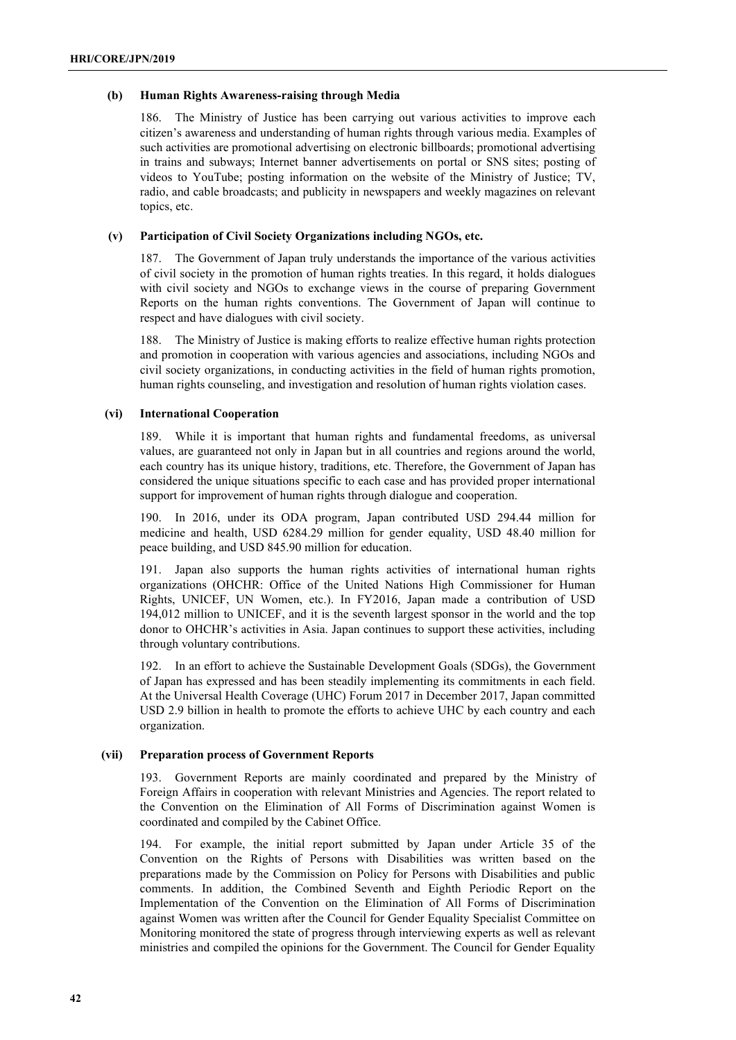#### (b) Human Rights Awareness-raising through Media

186. The Ministry of Justice has been carrying out various activities to improve each citizen's awareness and understanding of human rights through various media. Examples of such activities are promotional advertising on electronic billboards; promotional advertising in trains and subways; Internet banner advertisements on portal or SNS sites; posting of videos to YouTube; posting information on the website of the Ministry of Justice; TV, radio, and cable broadcasts; and publicity in newspapers and weekly magazines on relevant topics, etc.

#### (v) Participation of Civil Society Organizations including NGOs, etc.

187. The Government of Japan truly understands the importance of the various activities of civil society in the promotion of human rights treaties. In this regard, it holds dialogues with civil society and NGOs to exchange views in the course of preparing Government Reports on the human rights conventions. The Government of Japan will continue to respect and have dialogues with civil society.

188. The Ministry of Justice is making efforts to realize effective human rights protection and promotion in cooperation with various agencies and associations, including NGOs and civil society organizations, in conducting activities in the field of human rights promotion, human rights counseling, and investigation and resolution of human rights violation cases.

#### (vi) International Cooperation

189. While it is important that human rights and fundamental freedoms, as universal values, are guaranteed not only in Japan but in all countries and regions around the world, each country has its unique history, traditions, etc. Therefore, the Government of Japan has considered the unique situations specific to each case and has provided proper international support for improvement of human rights through dialogue and cooperation.

190. In 2016, under its ODA program, Japan contributed USD 294.44 million for medicine and health, USD 6284.29 million for gender equality, USD 48.40 million for peace building, and USD 845.90 million for education.

191. Japan also supports the human rights activities of international human rights organizations (OHCHR: Office of the United Nations High Commissioner for Human Rights, UNICEF, UN Women, etc.). In FY2016, Japan made a contribution of USD 194,012 million to UNICEF, and it is the seventh largest sponsor in the world and the top donor to OHCHR's activities in Asia. Japan continues to support these activities, including through voluntary contributions.

192. In an effort to achieve the Sustainable Development Goals (SDGs), the Government of Japan has expressed and has been steadily implementing its commitments in each field. At the Universal Health Coverage (UHC) Forum 2017 in December 2017, Japan committed USD 2.9 billion in health to promote the efforts to achieve UHC by each country and each organization.

#### (vii) Preparation process of Government Reports

193. Government Reports are mainly coordinated and prepared by the Ministry of Foreign Affairs in cooperation with relevant Ministries and Agencies. The report related to the Convention on the Elimination of All Forms of Discrimination against Women is coordinated and compiled by the Cabinet Office.

194. For example, the initial report submitted by Japan under Article 35 of the Convention on the Rights of Persons with Disabilities was written based on the preparations made by the Commission on Policy for Persons with Disabilities and public comments. In addition, the Combined Seventh and Eighth Periodic Report on the Implementation of the Convention on the Elimination of All Forms of Discrimination against Women was written after the Council for Gender Equality Specialist Committee on Monitoring monitored the state of progress through interviewing experts as well as relevant ministries and compiled the opinions for the Government. The Council for Gender Equality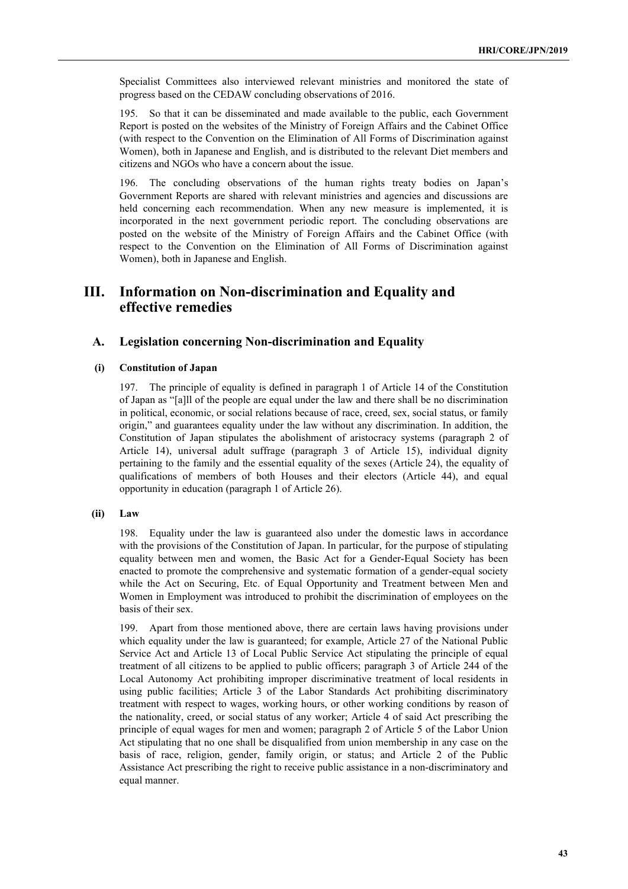Specialist Committees also interviewed relevant ministries and monitored the state of progress based on the CEDAW concluding observations of 2016.

195. So that it can be disseminated and made available to the public, each Government Report is posted on the websites of the Ministry of Foreign Affairs and the Cabinet Office (with respect to the Convention on the Elimination of All Forms of Discrimination against Women), both in Japanese and English, and is distributed to the relevant Diet members and citizens and NGOs who have a concern about the issue.

196. The concluding observations of the human rights treaty bodies on Japan's Government Reports are shared with relevant ministries and agencies and discussions are held concerning each recommendation. When any new measure is implemented, it is incorporated in the next government periodic report. The concluding observations are posted on the website of the Ministry of Foreign Affairs and the Cabinet Office (with respect to the Convention on the Elimination of All Forms of Discrimination against Women), both in Japanese and English.

# III. Information on Non-discrimination and Equality and effective remedies

## A. Legislation concerning Non-discrimination and Equality

### (i) Constitution of Japan

197. The principle of equality is defined in paragraph 1 of Article 14 of the Constitution of Japan as "[a]ll of the people are equal under the law and there shall be no discrimination in political, economic, or social relations because of race, creed, sex, social status, or family origin," and guarantees equality under the law without any discrimination. In addition, the Constitution of Japan stipulates the abolishment of aristocracy systems (paragraph 2 of Article 14), universal adult suffrage (paragraph 3 of Article 15), individual dignity pertaining to the family and the essential equality of the sexes (Article 24), the equality of qualifications of members of both Houses and their electors (Article 44), and equal opportunity in education (paragraph 1 of Article 26).

### (ii) Law

198. Equality under the law is guaranteed also under the domestic laws in accordance with the provisions of the Constitution of Japan. In particular, for the purpose of stipulating equality between men and women, the Basic Act for a Gender-Equal Society has been enacted to promote the comprehensive and systematic formation of a gender-equal society while the Act on Securing, Etc. of Equal Opportunity and Treatment between Men and Women in Employment was introduced to prohibit the discrimination of employees on the basis of their sex.

199. Apart from those mentioned above, there are certain laws having provisions under which equality under the law is guaranteed; for example, Article 27 of the National Public Service Act and Article 13 of Local Public Service Act stipulating the principle of equal treatment of all citizens to be applied to public officers; paragraph 3 of Article 244 of the Local Autonomy Act prohibiting improper discriminative treatment of local residents in using public facilities; Article 3 of the Labor Standards Act prohibiting discriminatory treatment with respect to wages, working hours, or other working conditions by reason of the nationality, creed, or social status of any worker; Article 4 of said Act prescribing the principle of equal wages for men and women; paragraph 2 of Article 5 of the Labor Union Act stipulating that no one shall be disqualified from union membership in any case on the basis of race, religion, gender, family origin, or status; and Article 2 of the Public Assistance Act prescribing the right to receive public assistance in a non-discriminatory and equal manner.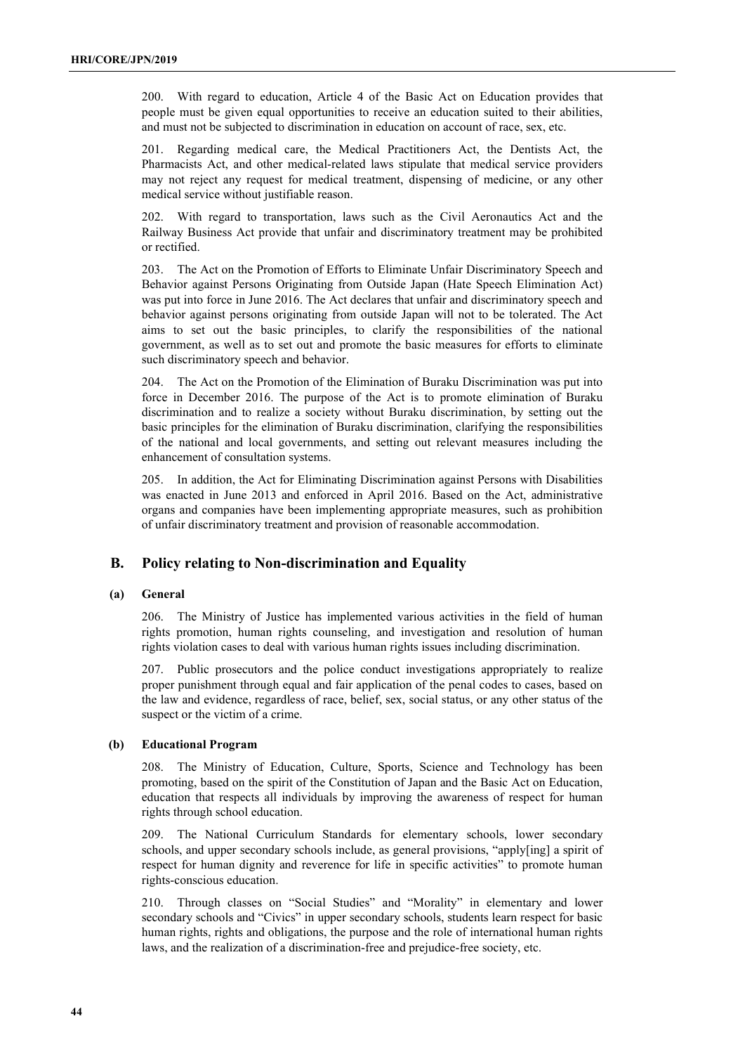200. With regard to education, Article 4 of the Basic Act on Education provides that people must be given equal opportunities to receive an education suited to their abilities, and must not be subjected to discrimination in education on account of race, sex, etc.

201. Regarding medical care, the Medical Practitioners Act, the Dentists Act, the Pharmacists Act, and other medical-related laws stipulate that medical service providers may not reject any request for medical treatment, dispensing of medicine, or any other medical service without justifiable reason.

202. With regard to transportation, laws such as the Civil Aeronautics Act and the Railway Business Act provide that unfair and discriminatory treatment may be prohibited or rectified.

203. The Act on the Promotion of Efforts to Eliminate Unfair Discriminatory Speech and Behavior against Persons Originating from Outside Japan (Hate Speech Elimination Act) was put into force in June 2016. The Act declares that unfair and discriminatory speech and behavior against persons originating from outside Japan will not to be tolerated. The Act aims to set out the basic principles, to clarify the responsibilities of the national government, as well as to set out and promote the basic measures for efforts to eliminate such discriminatory speech and behavior.

204. The Act on the Promotion of the Elimination of Buraku Discrimination was put into force in December 2016. The purpose of the Act is to promote elimination of Buraku discrimination and to realize a society without Buraku discrimination, by setting out the basic principles for the elimination of Buraku discrimination, clarifying the responsibilities of the national and local governments, and setting out relevant measures including the enhancement of consultation systems.

205. In addition, the Act for Eliminating Discrimination against Persons with Disabilities was enacted in June 2013 and enforced in April 2016. Based on the Act, administrative organs and companies have been implementing appropriate measures, such as prohibition of unfair discriminatory treatment and provision of reasonable accommodation.

## B. Policy relating to Non-discrimination and Equality

### (a) General

206. The Ministry of Justice has implemented various activities in the field of human rights promotion, human rights counseling, and investigation and resolution of human rights violation cases to deal with various human rights issues including discrimination.

207. Public prosecutors and the police conduct investigations appropriately to realize proper punishment through equal and fair application of the penal codes to cases, based on the law and evidence, regardless of race, belief, sex, social status, or any other status of the suspect or the victim of a crime.

### (b) Educational Program

208. The Ministry of Education, Culture, Sports, Science and Technology has been promoting, based on the spirit of the Constitution of Japan and the Basic Act on Education, education that respects all individuals by improving the awareness of respect for human rights through school education.

209. The National Curriculum Standards for elementary schools, lower secondary schools, and upper secondary schools include, as general provisions, "apply[ing] a spirit of respect for human dignity and reverence for life in specific activities" to promote human rights-conscious education.

210. Through classes on "Social Studies" and "Morality" in elementary and lower secondary schools and "Civics" in upper secondary schools, students learn respect for basic human rights, rights and obligations, the purpose and the role of international human rights laws, and the realization of a discrimination-free and prejudice-free society, etc.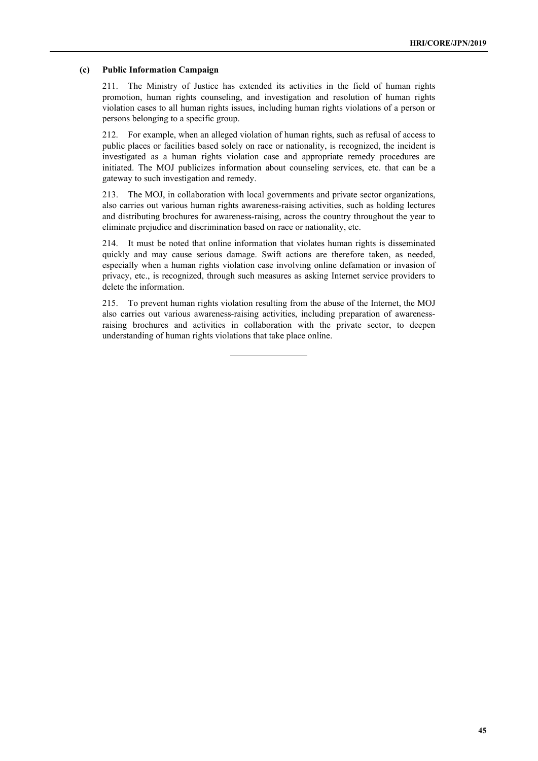### (c) Public Information Campaign

211. The Ministry of Justice has extended its activities in the field of human rights promotion, human rights counseling, and investigation and resolution of human rights violation cases to all human rights issues, including human rights violations of a person or persons belonging to a specific group.

212. For example, when an alleged violation of human rights, such as refusal of access to public places or facilities based solely on race or nationality, is recognized, the incident is investigated as a human rights violation case and appropriate remedy procedures are initiated. The MOJ publicizes information about counseling services, etc. that can be a gateway to such investigation and remedy.

213. The MOJ, in collaboration with local governments and private sector organizations, also carries out various human rights awareness-raising activities, such as holding lectures and distributing brochures for awareness-raising, across the country throughout the year to eliminate prejudice and discrimination based on race or nationality, etc.

214. It must be noted that online information that violates human rights is disseminated quickly and may cause serious damage. Swift actions are therefore taken, as needed, especially when a human rights violation case involving online defamation or invasion of privacy, etc., is recognized, through such measures as asking Internet service providers to delete the information.

215. To prevent human rights violation resulting from the abuse of the Internet, the MOJ also carries out various awareness-raising activities, including preparation of awareness-raising brochures and activities in collaboration with the private sector, to deepen understanding of human rights violations that take place online.